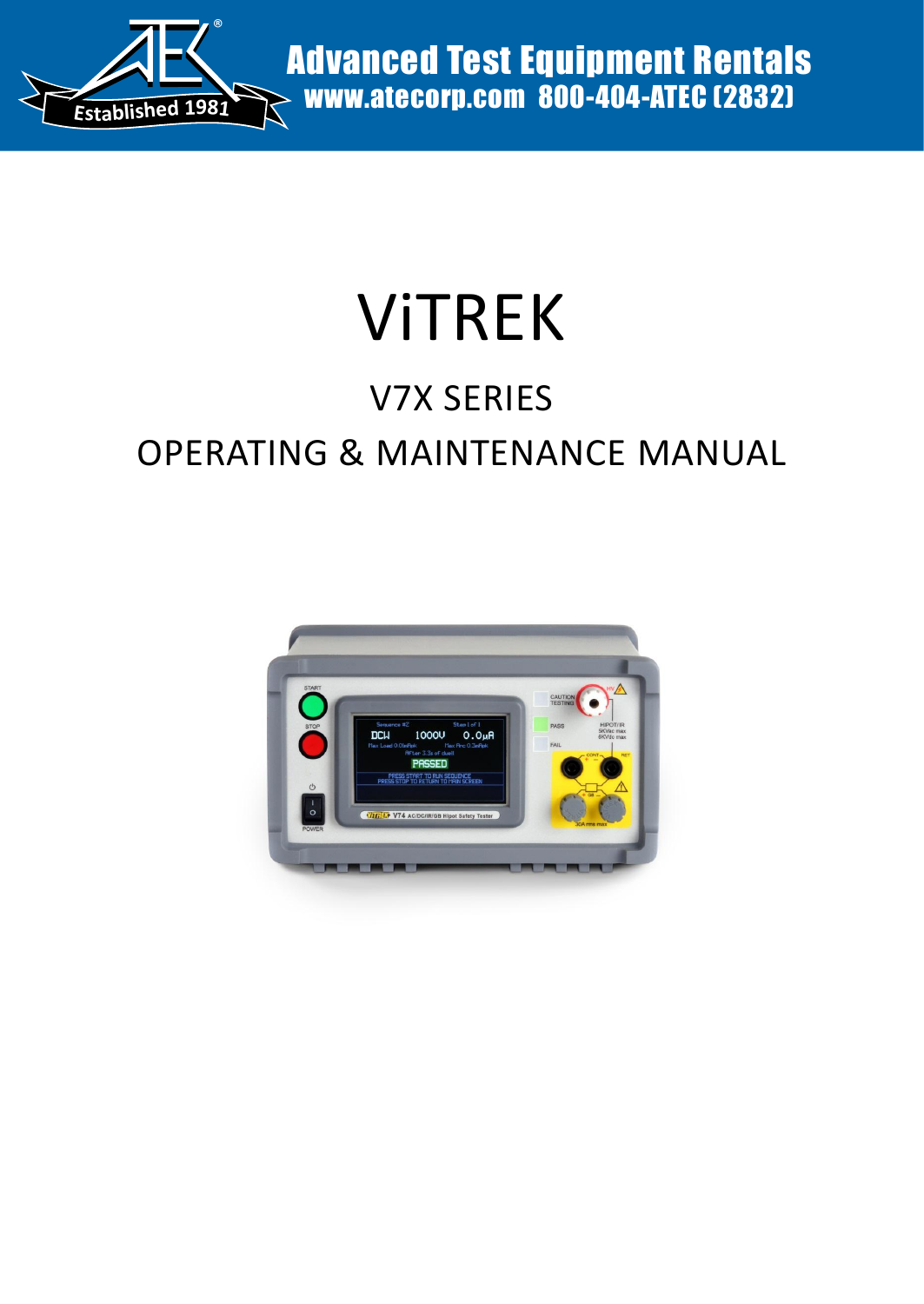Advanced Test Equipment Rentals
www.atecorp.com 800-404-ATEC (2832)

Established 1981

# ViTREK

## V7X SERIES

## OPERATING & MAINTENANCE MANUAL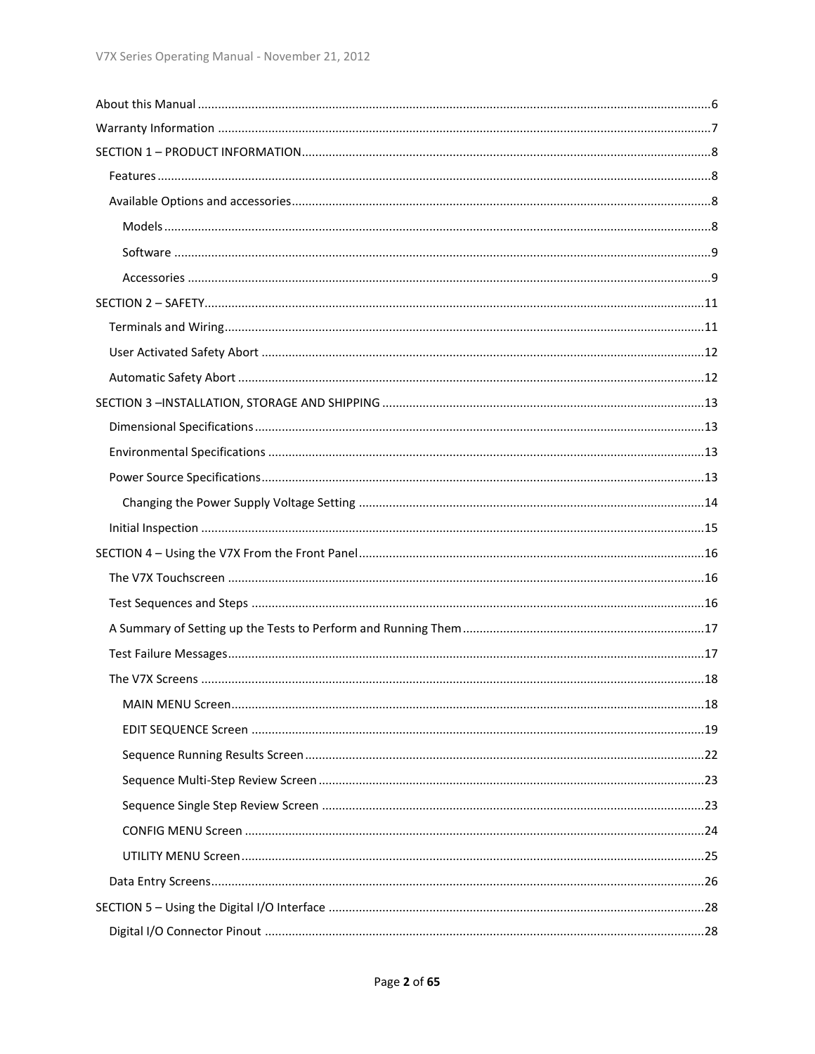About this Manual ........................................................................................................................................6

Warranty Information ..................................................................................................................................7

SECTION 1 – PRODUCT INFORMATION......................................................................................................8

Features ...................................................................................................................................................8

Available Options and accessories...........................................................................................................8

Models ................................................................................................................................................8

Software ..............................................................................................................................................9

Accessories ..........................................................................................................................................9

SECTION 2 – SAFETY...................................................................................................................................11

Terminals and Wiring.............................................................................................................................11

User Activated Safety Abort ..................................................................................................................12

Automatic Safety Abort .........................................................................................................................12

SECTION 3 –INSTALLATION, STORAGE AND SHIPPING ...............................................................................13

Dimensional Specifications....................................................................................................................13

Environmental Specifications ................................................................................................................13

Power Source Specifications..................................................................................................................13

Changing the Power Supply Voltage Setting ......................................................................................14

Initial Inspection ....................................................................................................................................15

SECTION 4 – Using the V7X From the Front Panel......................................................................................16

The V7X Touchscreen ............................................................................................................................16

Test Sequences and Steps .....................................................................................................................16

A Summary of Setting up the Tests to Perform and Running Them.......................................................17

Test Failure Messages............................................................................................................................17

The V7X Screens ....................................................................................................................................18

MAIN MENU Screen...........................................................................................................................18

EDIT SEQUENCE Screen .....................................................................................................................19

Sequence Running Results Screen......................................................................................................22

Sequence Multi-Step Review Screen ..................................................................................................23

Sequence Single Step Review Screen .................................................................................................23

CONFIG MENU Screen .......................................................................................................................24

UTILITY MENU Screen........................................................................................................................25

Data Entry Screens.................................................................................................................................26

SECTION 5 – Using the Digital I/O Interface ...............................................................................................28

Digital I/O Connector Pinout .................................................................................................................28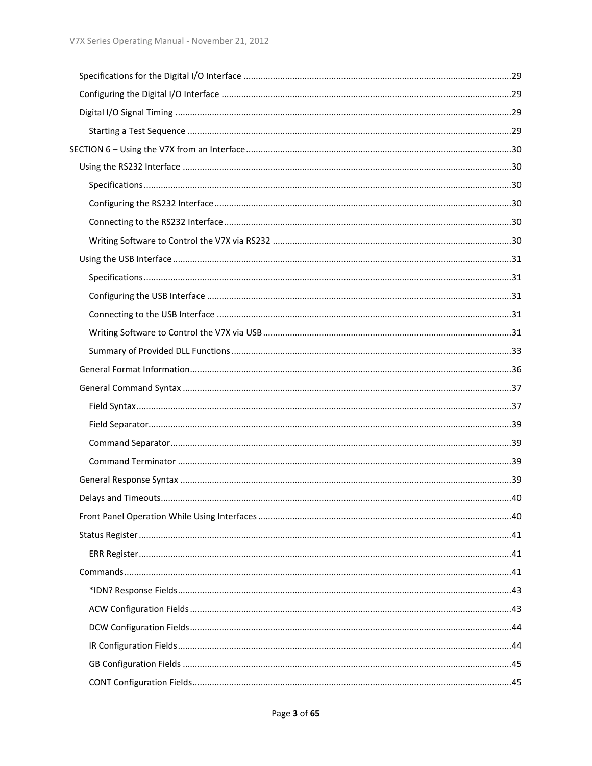- Specifications for the Digital I/O Interface ....... 29
- Configuring the Digital I/O Interface ....... 29
- Digital I/O Signal Timing ....... 29
  - Starting a Test Sequence ....... 29

SECTION 6 – Using the V7X from an Interface ....... 30

- Using the RS232 Interface ....... 30
  - Specifications ....... 30
  - Configuring the RS232 Interface ....... 30
  - Connecting to the RS232 Interface ....... 30
  - Writing Software to Control the V7X via RS232 ....... 30
- Using the USB Interface ....... 31
  - Specifications ....... 31
  - Configuring the USB Interface ....... 31
  - Connecting to the USB Interface ....... 31
  - Writing Software to Control the V7X via USB ....... 31
  - Summary of Provided DLL Functions ....... 33
- General Format Information ....... 36
- General Command Syntax ....... 37
  - Field Syntax ....... 37
  - Field Separator ....... 39
  - Command Separator ....... 39
  - Command Terminator ....... 39
- General Response Syntax ....... 39
- Delays and Timeouts ....... 40
- Front Panel Operation While Using Interfaces ....... 40
- Status Register ....... 41
  - ERR Register ....... 41
- Commands ....... 41
  - *IDN? Response Fields ....... 43
  - ACW Configuration Fields ....... 43
  - DCW Configuration Fields ....... 44
  - IR Configuration Fields ....... 44
  - GB Configuration Fields ....... 45
  - CONT Configuration Fields ....... 45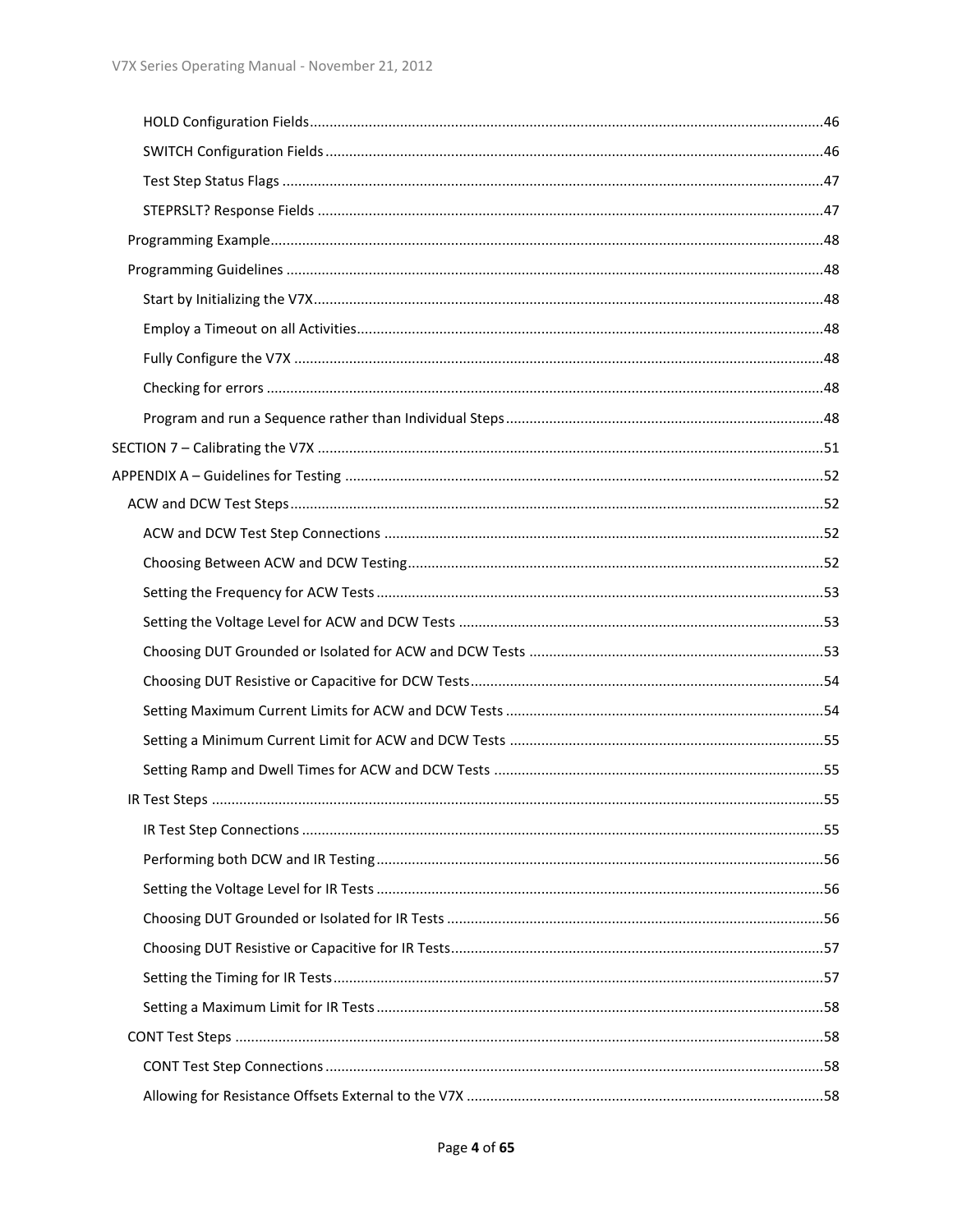HOLD Configuration Fields ... 46

SWITCH Configuration Fields ... 46

Test Step Status Flags ... 47

STEPRSLT? Response Fields ... 47

Programming Example ... 48

Programming Guidelines ... 48

Start by Initializing the V7X ... 48

Employ a Timeout on all Activities ... 48

Fully Configure the V7X ... 48

Checking for errors ... 48

Program and run a Sequence rather than Individual Steps ... 48

SECTION 7 – Calibrating the V7X ... 51

APPENDIX A – Guidelines for Testing ... 52

ACW and DCW Test Steps ... 52

ACW and DCW Test Step Connections ... 52

Choosing Between ACW and DCW Testing ... 52

Setting the Frequency for ACW Tests ... 53

Setting the Voltage Level for ACW and DCW Tests ... 53

Choosing DUT Grounded or Isolated for ACW and DCW Tests ... 53

Choosing DUT Resistive or Capacitive for DCW Tests ... 54

Setting Maximum Current Limits for ACW and DCW Tests ... 54

Setting a Minimum Current Limit for ACW and DCW Tests ... 55

Setting Ramp and Dwell Times for ACW and DCW Tests ... 55

IR Test Steps ... 55

IR Test Step Connections ... 55

Performing both DCW and IR Testing ... 56

Setting the Voltage Level for IR Tests ... 56

Choosing DUT Grounded or Isolated for IR Tests ... 56

Choosing DUT Resistive or Capacitive for IR Tests ... 57

Setting the Timing for IR Tests ... 57

Setting a Maximum Limit for IR Tests ... 58

CONT Test Steps ... 58

CONT Test Step Connections ... 58

Allowing for Resistance Offsets External to the V7X ... 58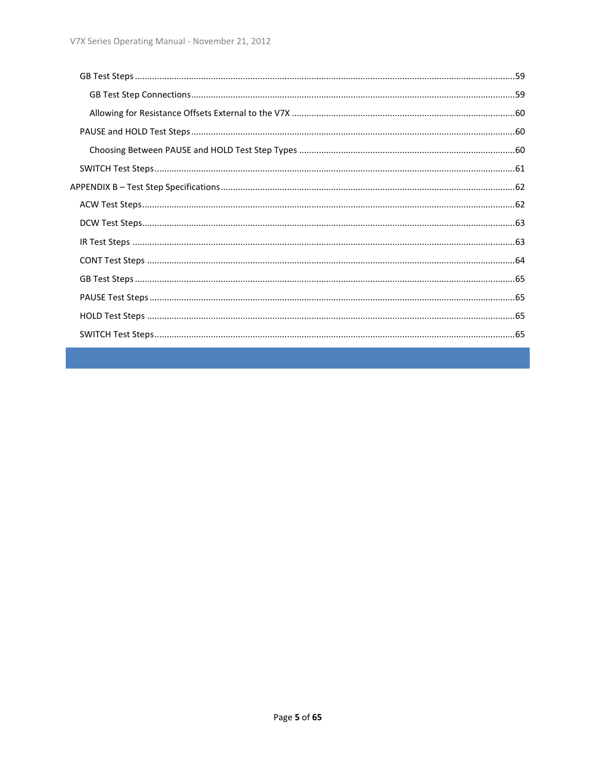GB Test Steps ........................................................................................................................................................59

GB Test Step Connections ..................................................................................................................................59

Allowing for Resistance Offsets External to the V7X ..........................................................................................60

PAUSE and HOLD Test Steps ..................................................................................................................................60

Choosing Between PAUSE and HOLD Test Step Types .......................................................................................60

SWITCH Test Steps .................................................................................................................................................61

APPENDIX B – Test Step Specifications ........................................................................................................................62

ACW Test Steps .......................................................................................................................................................62

DCW Test Steps .......................................................................................................................................................63

IR Test Steps ...........................................................................................................................................................63

CONT Test Steps .....................................................................................................................................................64

GB Test Steps ..........................................................................................................................................................65

PAUSE Test Steps ....................................................................................................................................................65

HOLD Test Steps .....................................................................................................................................................65

SWITCH Test Steps .................................................................................................................................................65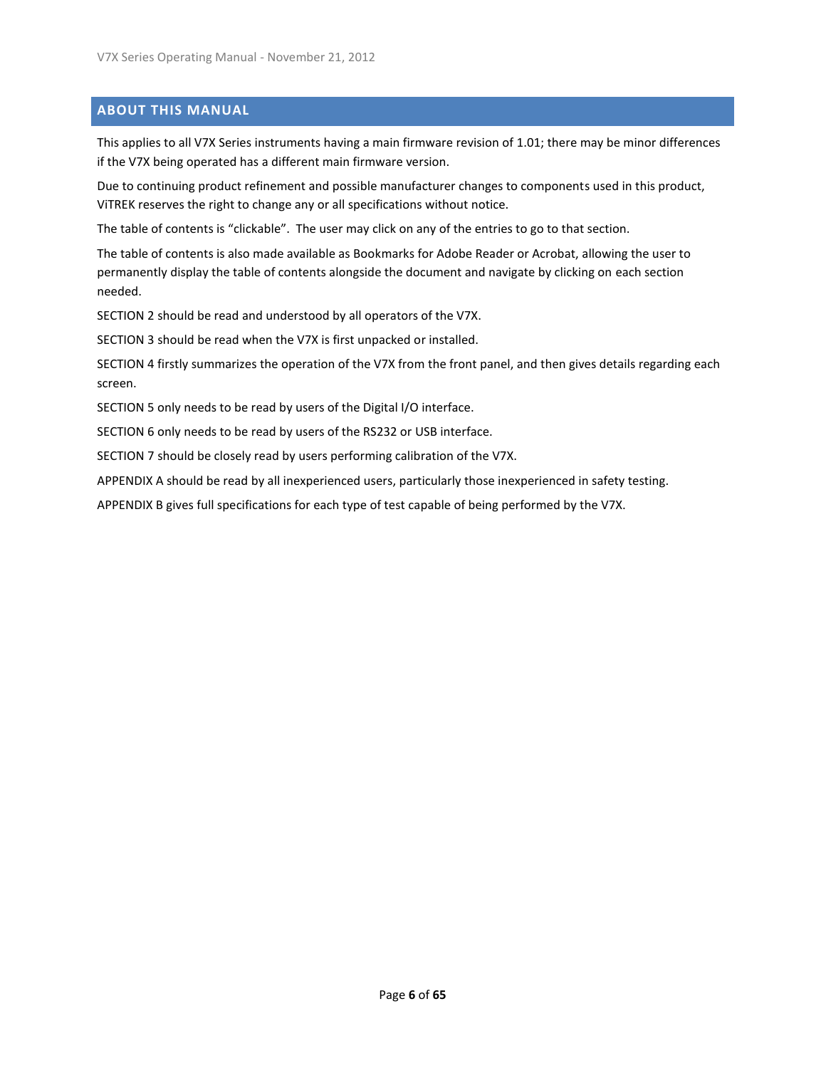## ABOUT THIS MANUAL

This applies to all V7X Series instruments having a main firmware revision of 1.01; there may be minor differences if the V7X being operated has a different main firmware version.

Due to continuing product refinement and possible manufacturer changes to components used in this product, ViTREK reserves the right to change any or all specifications without notice.

The table of contents is "clickable". The user may click on any of the entries to go to that section.

The table of contents is also made available as Bookmarks for Adobe Reader or Acrobat, allowing the user to permanently display the table of contents alongside the document and navigate by clicking on each section needed.

SECTION 2 should be read and understood by all operators of the V7X.

SECTION 3 should be read when the V7X is first unpacked or installed.

SECTION 4 firstly summarizes the operation of the V7X from the front panel, and then gives details regarding each screen.

SECTION 5 only needs to be read by users of the Digital I/O interface.

SECTION 6 only needs to be read by users of the RS232 or USB interface.

SECTION 7 should be closely read by users performing calibration of the V7X.

APPENDIX A should be read by all inexperienced users, particularly those inexperienced in safety testing.

APPENDIX B gives full specifications for each type of test capable of being performed by the V7X.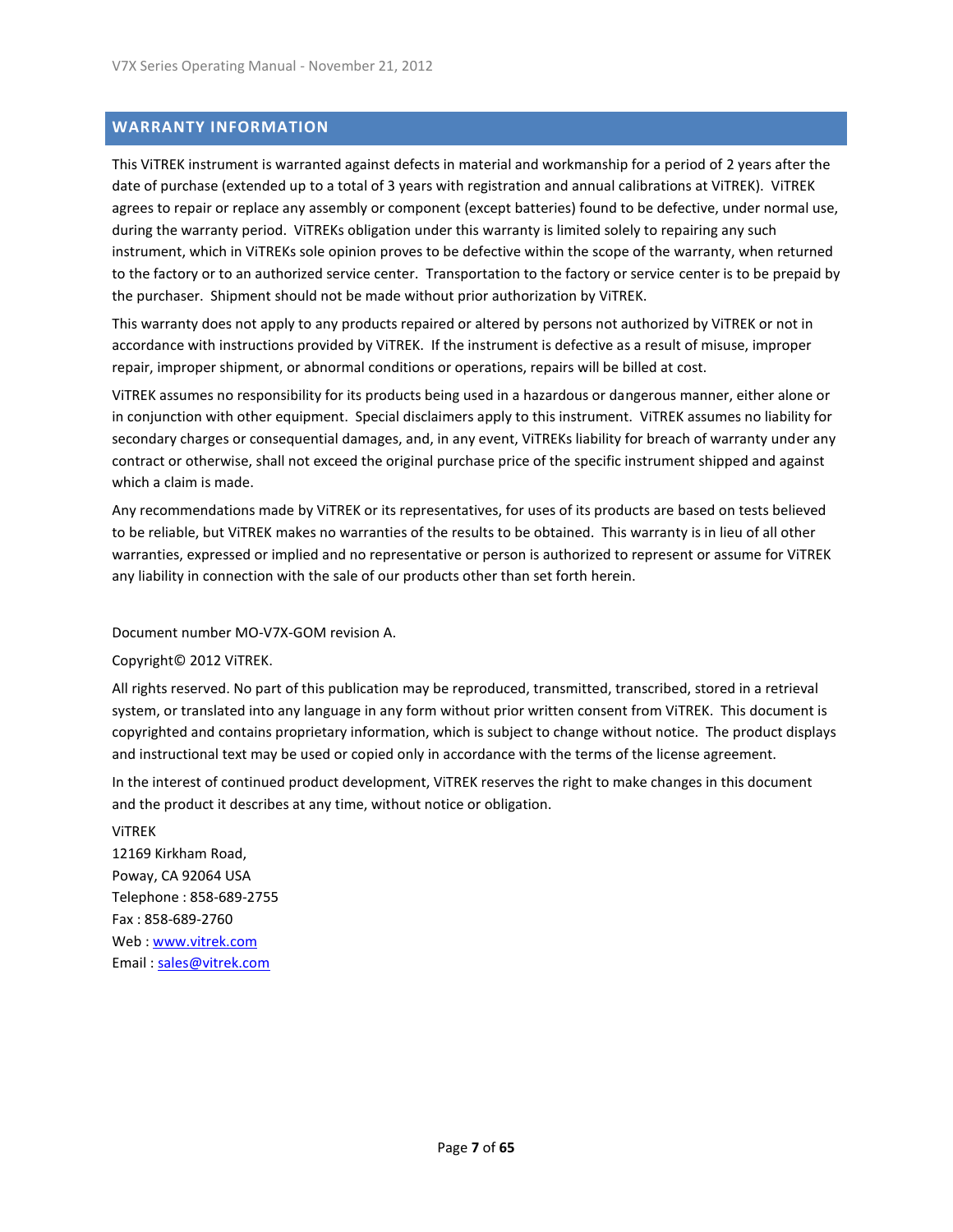## WARRANTY INFORMATION

This ViTREK instrument is warranted against defects in material and workmanship for a period of 2 years after the date of purchase (extended up to a total of 3 years with registration and annual calibrations at ViTREK). ViTREK agrees to repair or replace any assembly or component (except batteries) found to be defective, under normal use, during the warranty period. ViTREKs obligation under this warranty is limited solely to repairing any such instrument, which in ViTREKs sole opinion proves to be defective within the scope of the warranty, when returned to the factory or to an authorized service center. Transportation to the factory or service center is to be prepaid by the purchaser. Shipment should not be made without prior authorization by ViTREK.

This warranty does not apply to any products repaired or altered by persons not authorized by ViTREK or not in accordance with instructions provided by ViTREK. If the instrument is defective as a result of misuse, improper repair, improper shipment, or abnormal conditions or operations, repairs will be billed at cost.

ViTREK assumes no responsibility for its products being used in a hazardous or dangerous manner, either alone or in conjunction with other equipment. Special disclaimers apply to this instrument. ViTREK assumes no liability for secondary charges or consequential damages, and, in any event, ViTREKs liability for breach of warranty under any contract or otherwise, shall not exceed the original purchase price of the specific instrument shipped and against which a claim is made.

Any recommendations made by ViTREK or its representatives, for uses of its products are based on tests believed to be reliable, but ViTREK makes no warranties of the results to be obtained. This warranty is in lieu of all other warranties, expressed or implied and no representative or person is authorized to represent or assume for ViTREK any liability in connection with the sale of our products other than set forth herein.

Document number MO-V7X-GOM revision A.

Copyright© 2012 ViTREK.

All rights reserved. No part of this publication may be reproduced, transmitted, transcribed, stored in a retrieval system, or translated into any language in any form without prior written consent from ViTREK. This document is copyrighted and contains proprietary information, which is subject to change without notice. The product displays and instructional text may be used or copied only in accordance with the terms of the license agreement.

In the interest of continued product development, ViTREK reserves the right to make changes in this document and the product it describes at any time, without notice or obligation.

ViTREK  
12169 Kirkham Road,  
Poway, CA 92064 USA  
Telephone : 858-689-2755  
Fax : 858-689-2760  
Web : www.vitrek.com  
Email : sales@vitrek.com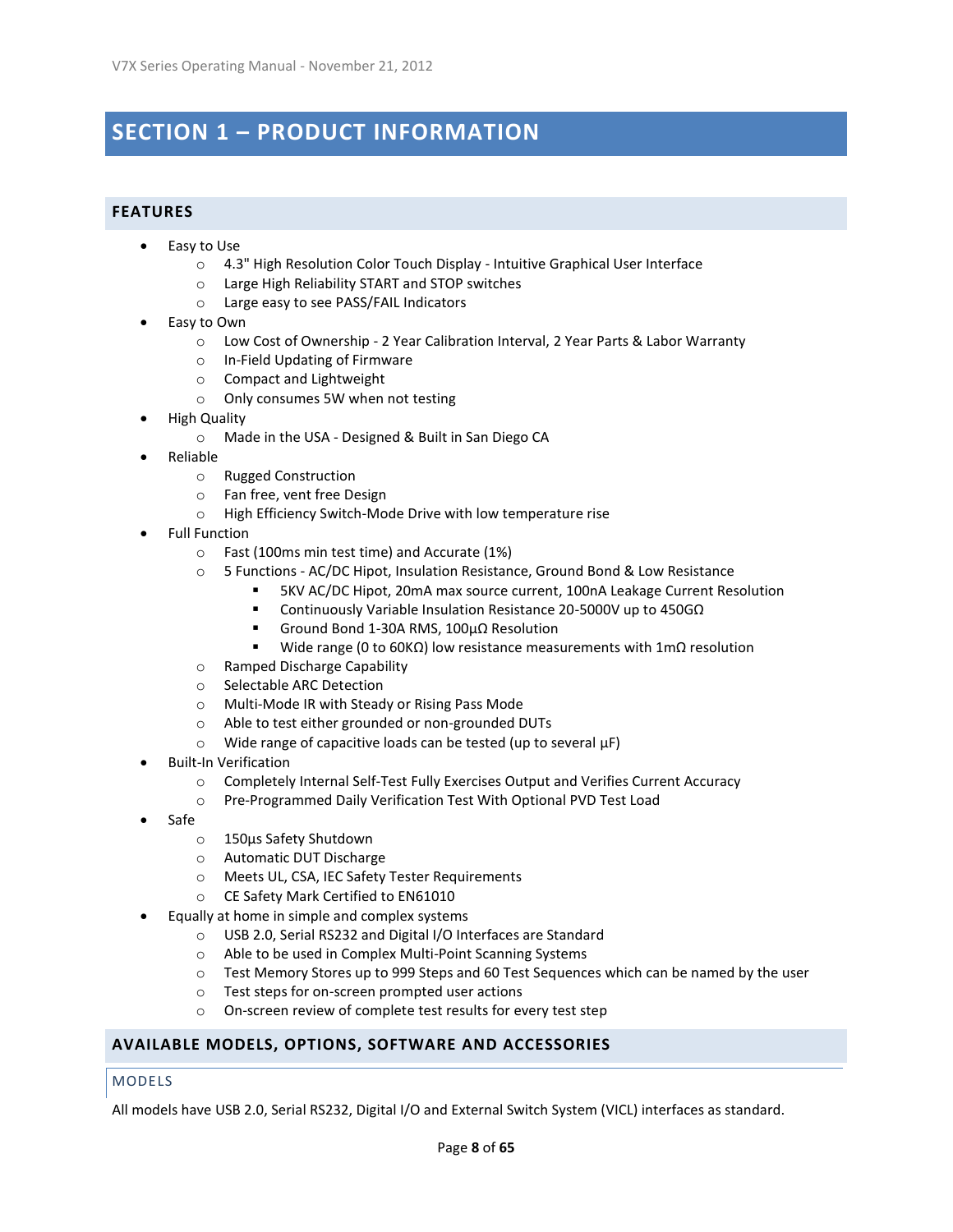# SECTION 1 – PRODUCT INFORMATION

## FEATURES

- Easy to Use
  - 4.3" High Resolution Color Touch Display - Intuitive Graphical User Interface
  - Large High Reliability START and STOP switches
  - Large easy to see PASS/FAIL Indicators
- Easy to Own
  - Low Cost of Ownership - 2 Year Calibration Interval, 2 Year Parts & Labor Warranty
  - In-Field Updating of Firmware
  - Compact and Lightweight
  - Only consumes 5W when not testing
- High Quality
  - Made in the USA - Designed & Built in San Diego CA
- Reliable
  - Rugged Construction
  - Fan free, vent free Design
  - High Efficiency Switch-Mode Drive with low temperature rise
- Full Function
  - Fast (100ms min test time) and Accurate (1%)
  - 5 Functions - AC/DC Hipot, Insulation Resistance, Ground Bond & Low Resistance
    - 5KV AC/DC Hipot, 20mA max source current, 100nA Leakage Current Resolution
    - Continuously Variable Insulation Resistance 20-5000V up to 450GΩ
    - Ground Bond 1-30A RMS, 100µΩ Resolution
    - Wide range (0 to 60KΩ) low resistance measurements with 1mΩ resolution
  - Ramped Discharge Capability
  - Selectable ARC Detection
  - Multi-Mode IR with Steady or Rising Pass Mode
  - Able to test either grounded or non-grounded DUTs
  - Wide range of capacitive loads can be tested (up to several µF)
- Built-In Verification
  - Completely Internal Self-Test Fully Exercises Output and Verifies Current Accuracy
  - Pre-Programmed Daily Verification Test With Optional PVD Test Load
- Safe
  - 150µs Safety Shutdown
  - Automatic DUT Discharge
  - Meets UL, CSA, IEC Safety Tester Requirements
  - CE Safety Mark Certified to EN61010
- Equally at home in simple and complex systems
  - USB 2.0, Serial RS232 and Digital I/O Interfaces are Standard
  - Able to be used in Complex Multi-Point Scanning Systems
  - Test Memory Stores up to 999 Steps and 60 Test Sequences which can be named by the user
  - Test steps for on-screen prompted user actions
  - On-screen review of complete test results for every test step

## AVAILABLE MODELS, OPTIONS, SOFTWARE AND ACCESSORIES

### MODELS

All models have USB 2.0, Serial RS232, Digital I/O and External Switch System (VICL) interfaces as standard.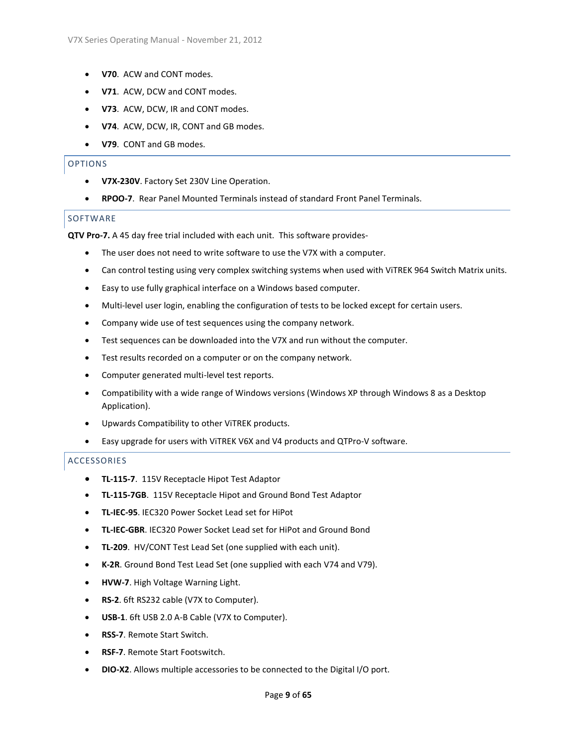- **V70**. ACW and CONT modes.
- **V71**. ACW, DCW and CONT modes.
- **V73**. ACW, DCW, IR and CONT modes.
- **V74**. ACW, DCW, IR, CONT and GB modes.
- **V79**. CONT and GB modes.

## OPTIONS

- **V7X-230V**. Factory Set 230V Line Operation.
- **RPOO-7**. Rear Panel Mounted Terminals instead of standard Front Panel Terminals.

## SOFTWARE

**QTV Pro-7.** A 45 day free trial included with each unit. This software provides-

- The user does not need to write software to use the V7X with a computer.
- Can control testing using very complex switching systems when used with ViTREK 964 Switch Matrix units.
- Easy to use fully graphical interface on a Windows based computer.
- Multi-level user login, enabling the configuration of tests to be locked except for certain users.
- Company wide use of test sequences using the company network.
- Test sequences can be downloaded into the V7X and run without the computer.
- Test results recorded on a computer or on the company network.
- Computer generated multi-level test reports.
- Compatibility with a wide range of Windows versions (Windows XP through Windows 8 as a Desktop Application).
- Upwards Compatibility to other ViTREK products.
- Easy upgrade for users with ViTREK V6X and V4 products and QTPro-V software.

## ACCESSORIES

- **TL-115-7**. 115V Receptacle Hipot Test Adaptor
- **TL-115-7GB**. 115V Receptacle Hipot and Ground Bond Test Adaptor
- **TL-IEC-95**. IEC320 Power Socket Lead set for HiPot
- **TL-IEC-GBR**. IEC320 Power Socket Lead set for HiPot and Ground Bond
- **TL-209**. HV/CONT Test Lead Set (one supplied with each unit).
- **K-2R**. Ground Bond Test Lead Set (one supplied with each V74 and V79).
- **HVW-7**. High Voltage Warning Light.
- **RS-2**. 6ft RS232 cable (V7X to Computer).
- **USB-1**. 6ft USB 2.0 A-B Cable (V7X to Computer).
- **RSS-7**. Remote Start Switch.
- **RSF-7**. Remote Start Footswitch.
- **DIO-X2**. Allows multiple accessories to be connected to the Digital I/O port.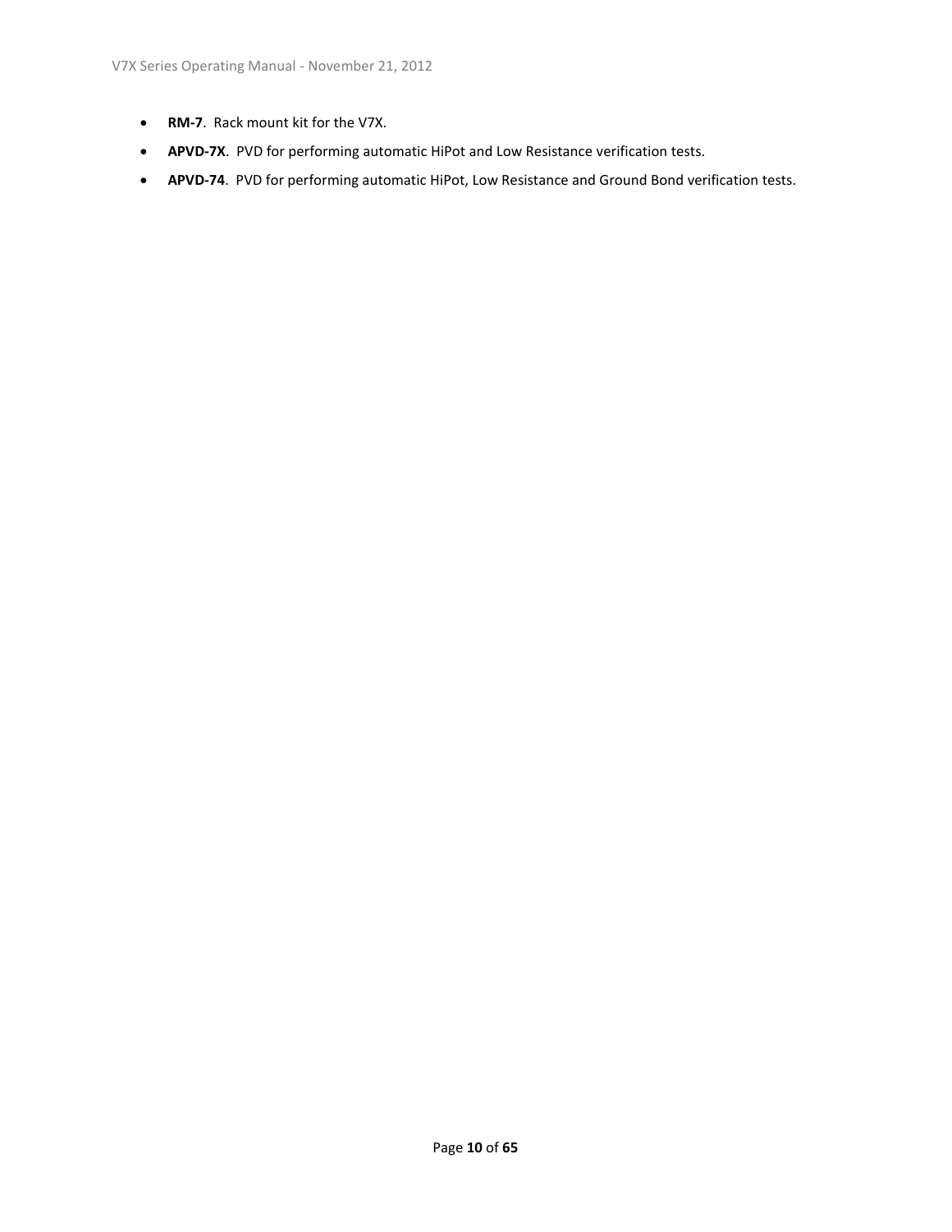- **RM-7**. Rack mount kit for the V7X.
- **APVD-7X**. PVD for performing automatic HiPot and Low Resistance verification tests.
- **APVD-74**. PVD for performing automatic HiPot, Low Resistance and Ground Bond verification tests.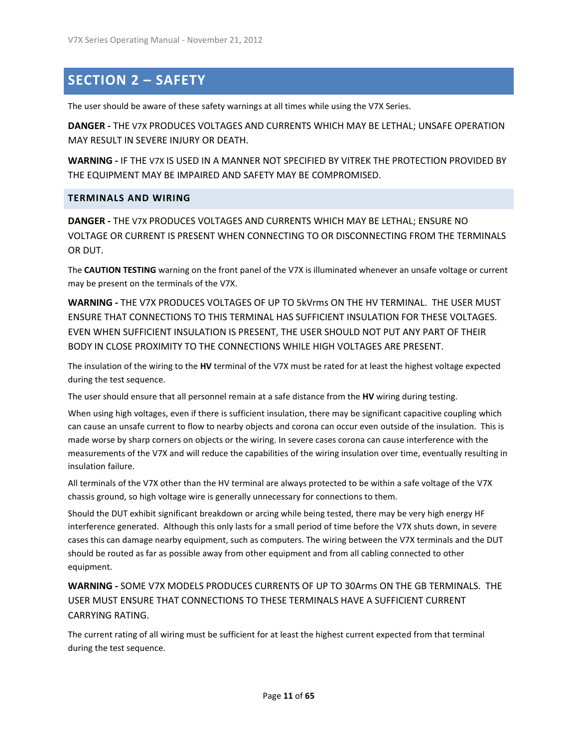# SECTION 2 – SAFETY

The user should be aware of these safety warnings at all times while using the V7X Series.

**DANGER -** THE V7X PRODUCES VOLTAGES AND CURRENTS WHICH MAY BE LETHAL; UNSAFE OPERATION MAY RESULT IN SEVERE INJURY OR DEATH.

**WARNING -** IF THE V7X IS USED IN A MANNER NOT SPECIFIED BY VITREK THE PROTECTION PROVIDED BY THE EQUIPMENT MAY BE IMPAIRED AND SAFETY MAY BE COMPROMISED.

## TERMINALS AND WIRING

**DANGER -** THE V7X PRODUCES VOLTAGES AND CURRENTS WHICH MAY BE LETHAL; ENSURE NO VOLTAGE OR CURRENT IS PRESENT WHEN CONNECTING TO OR DISCONNECTING FROM THE TERMINALS OR DUT.

The **CAUTION TESTING** warning on the front panel of the V7X is illuminated whenever an unsafe voltage or current may be present on the terminals of the V7X.

**WARNING -** THE V7X PRODUCES VOLTAGES OF UP TO 5kVrms ON THE HV TERMINAL. THE USER MUST ENSURE THAT CONNECTIONS TO THIS TERMINAL HAS SUFFICIENT INSULATION FOR THESE VOLTAGES. EVEN WHEN SUFFICIENT INSULATION IS PRESENT, THE USER SHOULD NOT PUT ANY PART OF THEIR BODY IN CLOSE PROXIMITY TO THE CONNECTIONS WHILE HIGH VOLTAGES ARE PRESENT.

The insulation of the wiring to the **HV** terminal of the V7X must be rated for at least the highest voltage expected during the test sequence.

The user should ensure that all personnel remain at a safe distance from the **HV** wiring during testing.

When using high voltages, even if there is sufficient insulation, there may be significant capacitive coupling which can cause an unsafe current to flow to nearby objects and corona can occur even outside of the insulation. This is made worse by sharp corners on objects or the wiring. In severe cases corona can cause interference with the measurements of the V7X and will reduce the capabilities of the wiring insulation over time, eventually resulting in insulation failure.

All terminals of the V7X other than the HV terminal are always protected to be within a safe voltage of the V7X chassis ground, so high voltage wire is generally unnecessary for connections to them.

Should the DUT exhibit significant breakdown or arcing while being tested, there may be very high energy HF interference generated. Although this only lasts for a small period of time before the V7X shuts down, in severe cases this can damage nearby equipment, such as computers. The wiring between the V7X terminals and the DUT should be routed as far as possible away from other equipment and from all cabling connected to other equipment.

**WARNING -** SOME V7X MODELS PRODUCES CURRENTS OF UP TO 30Arms ON THE GB TERMINALS. THE USER MUST ENSURE THAT CONNECTIONS TO THESE TERMINALS HAVE A SUFFICIENT CURRENT CARRYING RATING.

The current rating of all wiring must be sufficient for at least the highest current expected from that terminal during the test sequence.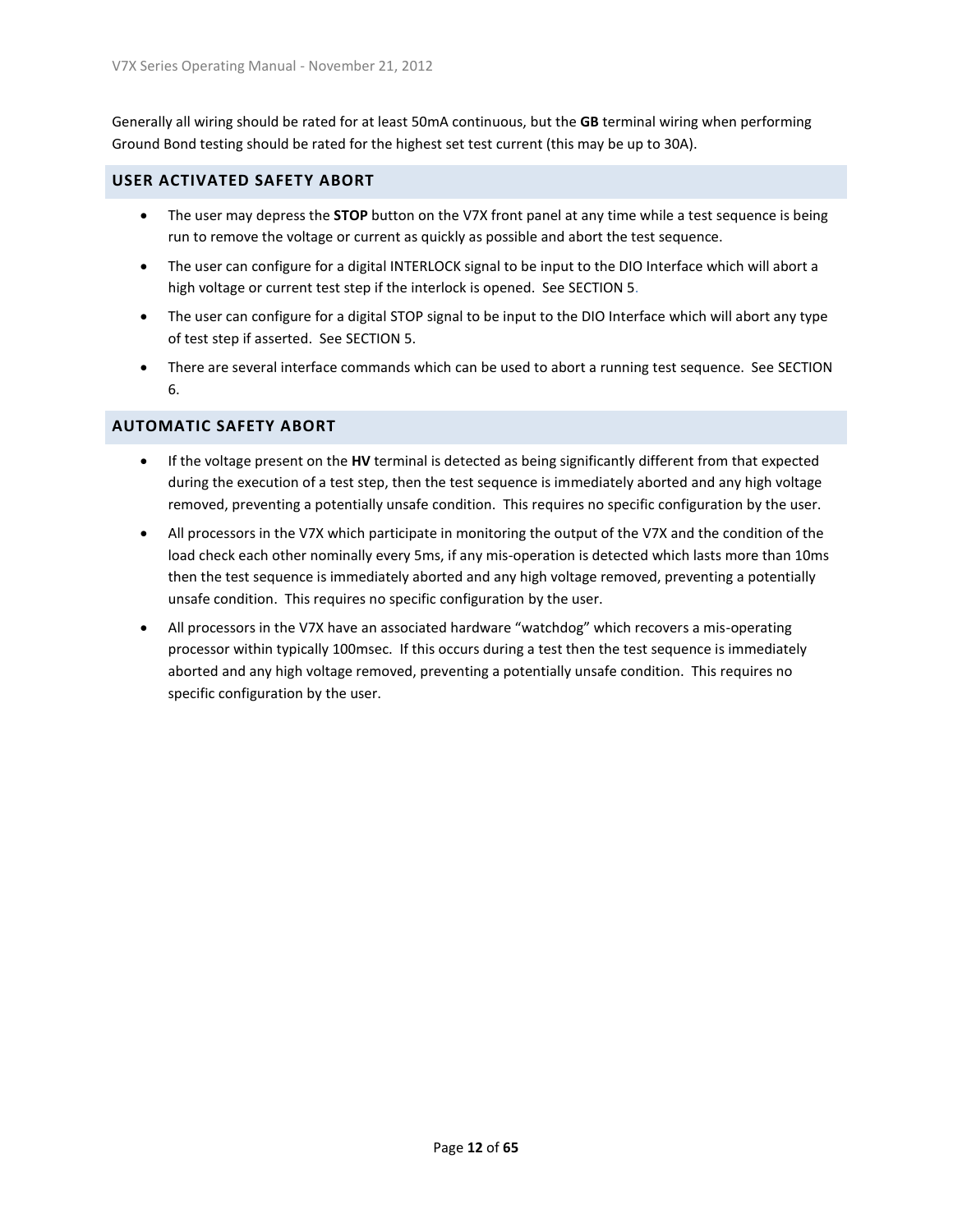Generally all wiring should be rated for at least 50mA continuous, but the **GB** terminal wiring when performing Ground Bond testing should be rated for the highest set test current (this may be up to 30A).

## USER ACTIVATED SAFETY ABORT

- The user may depress the **STOP** button on the V7X front panel at any time while a test sequence is being run to remove the voltage or current as quickly as possible and abort the test sequence.
- The user can configure for a digital INTERLOCK signal to be input to the DIO Interface which will abort a high voltage or current test step if the interlock is opened. See SECTION 5.
- The user can configure for a digital STOP signal to be input to the DIO Interface which will abort any type of test step if asserted. See SECTION 5.
- There are several interface commands which can be used to abort a running test sequence. See SECTION 6.

## AUTOMATIC SAFETY ABORT

- If the voltage present on the **HV** terminal is detected as being significantly different from that expected during the execution of a test step, then the test sequence is immediately aborted and any high voltage removed, preventing a potentially unsafe condition. This requires no specific configuration by the user.
- All processors in the V7X which participate in monitoring the output of the V7X and the condition of the load check each other nominally every 5ms, if any mis-operation is detected which lasts more than 10ms then the test sequence is immediately aborted and any high voltage removed, preventing a potentially unsafe condition. This requires no specific configuration by the user.
- All processors in the V7X have an associated hardware “watchdog” which recovers a mis-operating processor within typically 100msec. If this occurs during a test then the test sequence is immediately aborted and any high voltage removed, preventing a potentially unsafe condition. This requires no specific configuration by the user.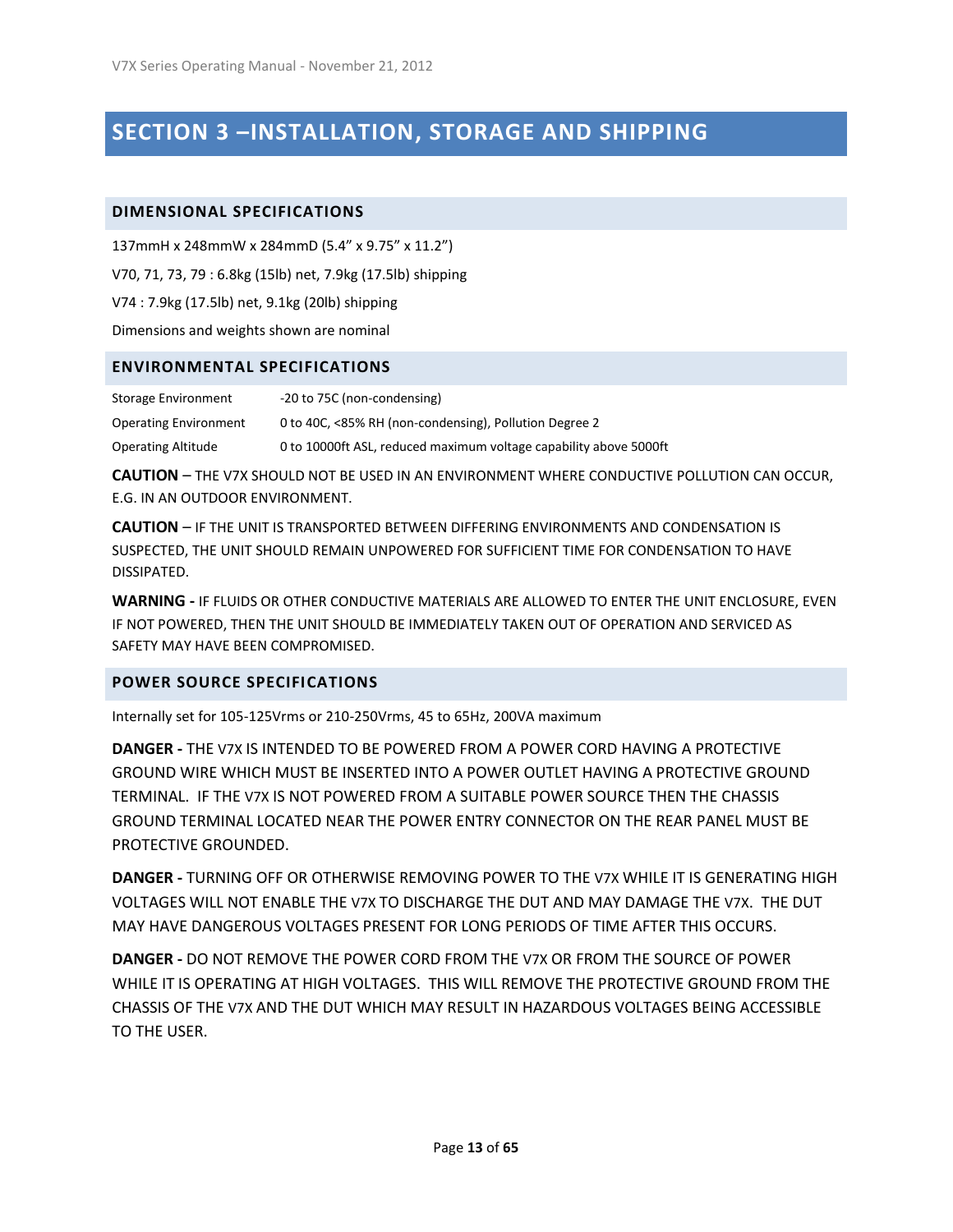# SECTION 3 –INSTALLATION, STORAGE AND SHIPPING

## DIMENSIONAL SPECIFICATIONS

137mmH x 248mmW x 284mmD (5.4" x 9.75" x 11.2")

V70, 71, 73, 79 : 6.8kg (15lb) net, 7.9kg (17.5lb) shipping

V74 : 7.9kg (17.5lb) net, 9.1kg (20lb) shipping

Dimensions and weights shown are nominal

## ENVIRONMENTAL SPECIFICATIONS

| | |
|---|---|
| Storage Environment | -20 to 75C (non-condensing) |
| Operating Environment | 0 to 40C, <85% RH (non-condensing), Pollution Degree 2 |
| Operating Altitude | 0 to 10000ft ASL, reduced maximum voltage capability above 5000ft |

**CAUTION** – THE V7X SHOULD NOT BE USED IN AN ENVIRONMENT WHERE CONDUCTIVE POLLUTION CAN OCCUR, E.G. IN AN OUTDOOR ENVIRONMENT.

**CAUTION** – IF THE UNIT IS TRANSPORTED BETWEEN DIFFERING ENVIRONMENTS AND CONDENSATION IS SUSPECTED, THE UNIT SHOULD REMAIN UNPOWERED FOR SUFFICIENT TIME FOR CONDENSATION TO HAVE DISSIPATED.

**WARNING -** IF FLUIDS OR OTHER CONDUCTIVE MATERIALS ARE ALLOWED TO ENTER THE UNIT ENCLOSURE, EVEN IF NOT POWERED, THEN THE UNIT SHOULD BE IMMEDIATELY TAKEN OUT OF OPERATION AND SERVICED AS SAFETY MAY HAVE BEEN COMPROMISED.

## POWER SOURCE SPECIFICATIONS

Internally set for 105-125Vrms or 210-250Vrms, 45 to 65Hz, 200VA maximum

**DANGER -** THE V7X IS INTENDED TO BE POWERED FROM A POWER CORD HAVING A PROTECTIVE GROUND WIRE WHICH MUST BE INSERTED INTO A POWER OUTLET HAVING A PROTECTIVE GROUND TERMINAL. IF THE V7X IS NOT POWERED FROM A SUITABLE POWER SOURCE THEN THE CHASSIS GROUND TERMINAL LOCATED NEAR THE POWER ENTRY CONNECTOR ON THE REAR PANEL MUST BE PROTECTIVE GROUNDED.

**DANGER -** TURNING OFF OR OTHERWISE REMOVING POWER TO THE V7X WHILE IT IS GENERATING HIGH VOLTAGES WILL NOT ENABLE THE V7X TO DISCHARGE THE DUT AND MAY DAMAGE THE V7X. THE DUT MAY HAVE DANGEROUS VOLTAGES PRESENT FOR LONG PERIODS OF TIME AFTER THIS OCCURS.

**DANGER -** DO NOT REMOVE THE POWER CORD FROM THE V7X OR FROM THE SOURCE OF POWER WHILE IT IS OPERATING AT HIGH VOLTAGES. THIS WILL REMOVE THE PROTECTIVE GROUND FROM THE CHASSIS OF THE V7X AND THE DUT WHICH MAY RESULT IN HAZARDOUS VOLTAGES BEING ACCESSIBLE TO THE USER.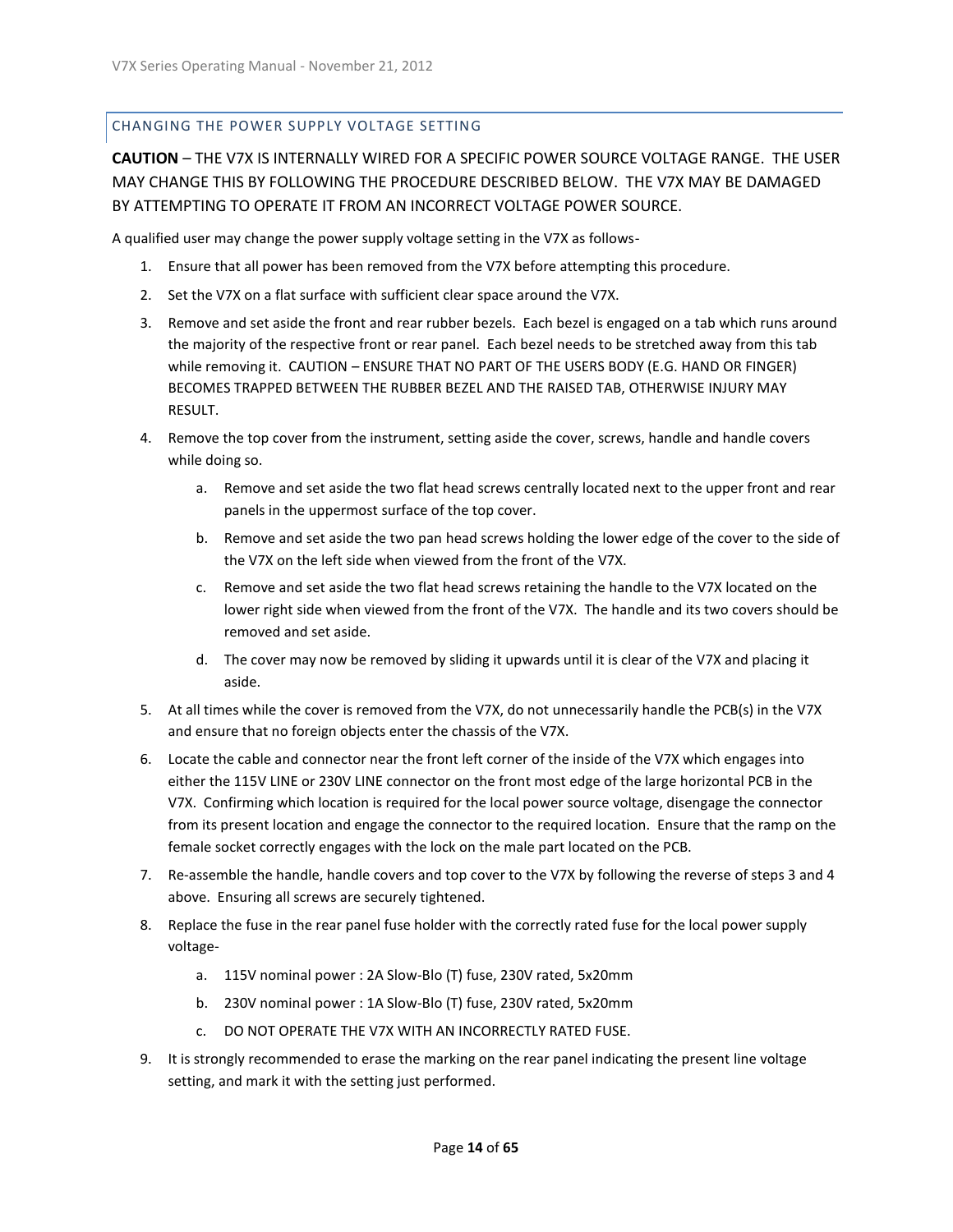## CHANGING THE POWER SUPPLY VOLTAGE SETTING

**CAUTION** – THE V7X IS INTERNALLY WIRED FOR A SPECIFIC POWER SOURCE VOLTAGE RANGE. THE USER MAY CHANGE THIS BY FOLLOWING THE PROCEDURE DESCRIBED BELOW. THE V7X MAY BE DAMAGED BY ATTEMPTING TO OPERATE IT FROM AN INCORRECT VOLTAGE POWER SOURCE.

A qualified user may change the power supply voltage setting in the V7X as follows-

1. Ensure that all power has been removed from the V7X before attempting this procedure.
2. Set the V7X on a flat surface with sufficient clear space around the V7X.
3. Remove and set aside the front and rear rubber bezels. Each bezel is engaged on a tab which runs around the majority of the respective front or rear panel. Each bezel needs to be stretched away from this tab while removing it. CAUTION – ENSURE THAT NO PART OF THE USERS BODY (E.G. HAND OR FINGER) BECOMES TRAPPED BETWEEN THE RUBBER BEZEL AND THE RAISED TAB, OTHERWISE INJURY MAY RESULT.
4. Remove the top cover from the instrument, setting aside the cover, screws, handle and handle covers while doing so.
   a. Remove and set aside the two flat head screws centrally located next to the upper front and rear panels in the uppermost surface of the top cover.
   b. Remove and set aside the two pan head screws holding the lower edge of the cover to the side of the V7X on the left side when viewed from the front of the V7X.
   c. Remove and set aside the two flat head screws retaining the handle to the V7X located on the lower right side when viewed from the front of the V7X. The handle and its two covers should be removed and set aside.
   d. The cover may now be removed by sliding it upwards until it is clear of the V7X and placing it aside.
5. At all times while the cover is removed from the V7X, do not unnecessarily handle the PCB(s) in the V7X and ensure that no foreign objects enter the chassis of the V7X.
6. Locate the cable and connector near the front left corner of the inside of the V7X which engages into either the 115V LINE or 230V LINE connector on the front most edge of the large horizontal PCB in the V7X. Confirming which location is required for the local power source voltage, disengage the connector from its present location and engage the connector to the required location. Ensure that the ramp on the female socket correctly engages with the lock on the male part located on the PCB.
7. Re-assemble the handle, handle covers and top cover to the V7X by following the reverse of steps 3 and 4 above. Ensuring all screws are securely tightened.
8. Replace the fuse in the rear panel fuse holder with the correctly rated fuse for the local power supply voltage-
   a. 115V nominal power : 2A Slow-Blo (T) fuse, 230V rated, 5x20mm
   b. 230V nominal power : 1A Slow-Blo (T) fuse, 230V rated, 5x20mm
   c. DO NOT OPERATE THE V7X WITH AN INCORRECTLY RATED FUSE.
9. It is strongly recommended to erase the marking on the rear panel indicating the present line voltage setting, and mark it with the setting just performed.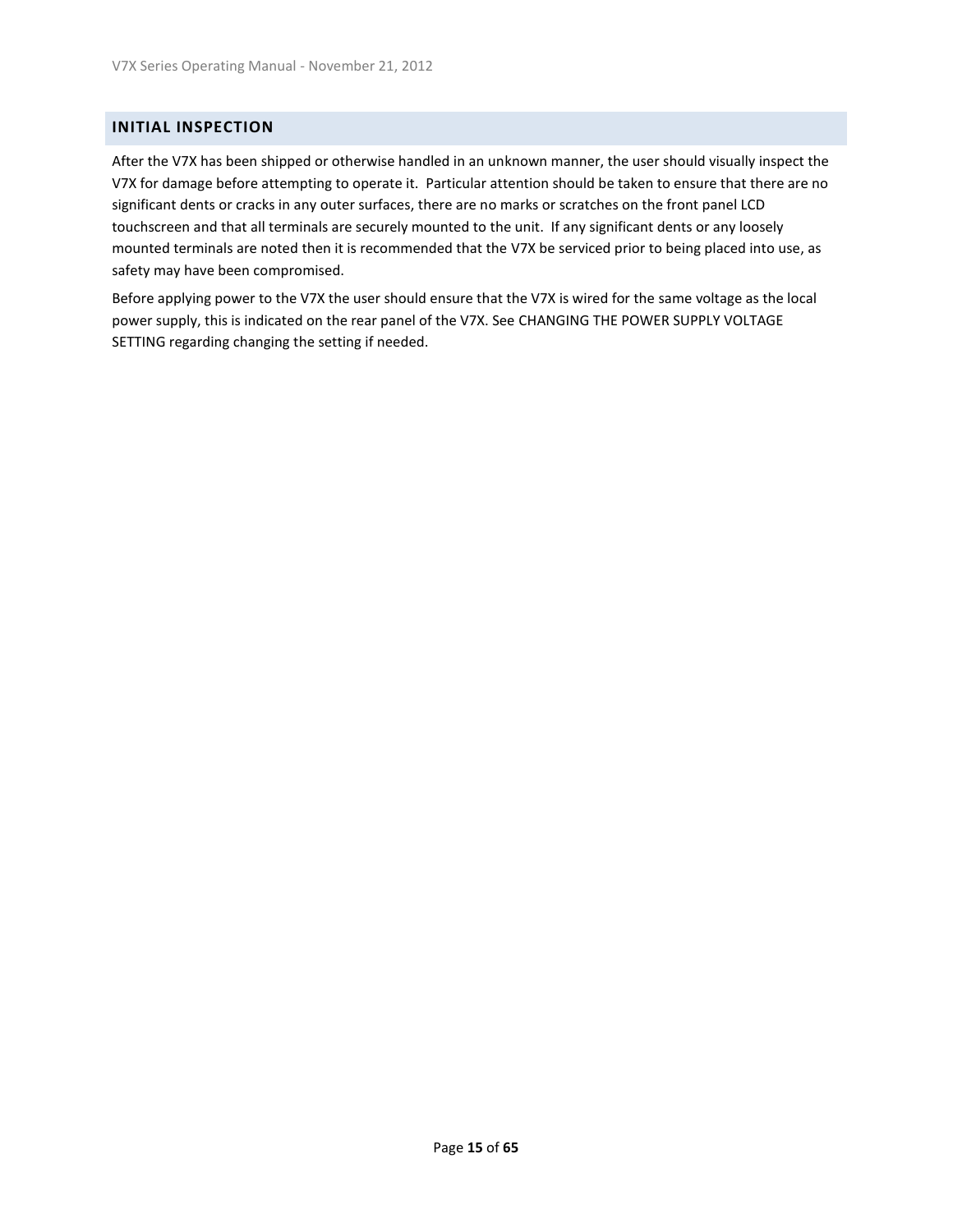## INITIAL INSPECTION

After the V7X has been shipped or otherwise handled in an unknown manner, the user should visually inspect the V7X for damage before attempting to operate it. Particular attention should be taken to ensure that there are no significant dents or cracks in any outer surfaces, there are no marks or scratches on the front panel LCD touchscreen and that all terminals are securely mounted to the unit. If any significant dents or any loosely mounted terminals are noted then it is recommended that the V7X be serviced prior to being placed into use, as safety may have been compromised.

Before applying power to the V7X the user should ensure that the V7X is wired for the same voltage as the local power supply, this is indicated on the rear panel of the V7X. See CHANGING THE POWER SUPPLY VOLTAGE SETTING regarding changing the setting if needed.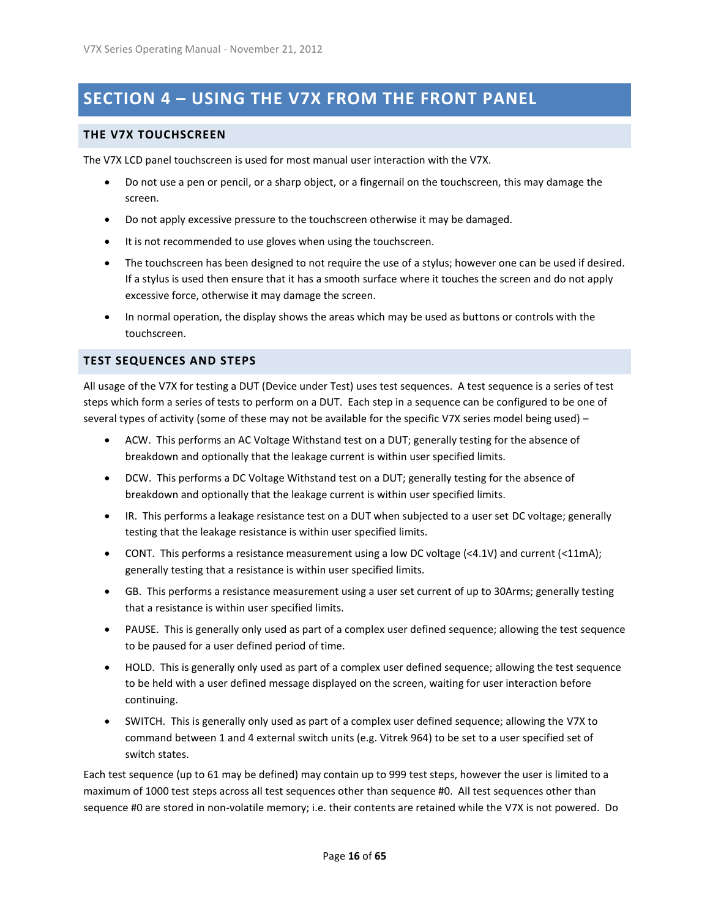# SECTION 4 – USING THE V7X FROM THE FRONT PANEL

## THE V7X TOUCHSCREEN

The V7X LCD panel touchscreen is used for most manual user interaction with the V7X.

- Do not use a pen or pencil, or a sharp object, or a fingernail on the touchscreen, this may damage the screen.
- Do not apply excessive pressure to the touchscreen otherwise it may be damaged.
- It is not recommended to use gloves when using the touchscreen.
- The touchscreen has been designed to not require the use of a stylus; however one can be used if desired. If a stylus is used then ensure that it has a smooth surface where it touches the screen and do not apply excessive force, otherwise it may damage the screen.
- In normal operation, the display shows the areas which may be used as buttons or controls with the touchscreen.

## TEST SEQUENCES AND STEPS

All usage of the V7X for testing a DUT (Device under Test) uses test sequences. A test sequence is a series of test steps which form a series of tests to perform on a DUT. Each step in a sequence can be configured to be one of several types of activity (some of these may not be available for the specific V7X series model being used) –

- ACW. This performs an AC Voltage Withstand test on a DUT; generally testing for the absence of breakdown and optionally that the leakage current is within user specified limits.
- DCW. This performs a DC Voltage Withstand test on a DUT; generally testing for the absence of breakdown and optionally that the leakage current is within user specified limits.
- IR. This performs a leakage resistance test on a DUT when subjected to a user set DC voltage; generally testing that the leakage resistance is within user specified limits.
- CONT. This performs a resistance measurement using a low DC voltage (<4.1V) and current (<11mA); generally testing that a resistance is within user specified limits.
- GB. This performs a resistance measurement using a user set current of up to 30Arms; generally testing that a resistance is within user specified limits.
- PAUSE. This is generally only used as part of a complex user defined sequence; allowing the test sequence to be paused for a user defined period of time.
- HOLD. This is generally only used as part of a complex user defined sequence; allowing the test sequence to be held with a user defined message displayed on the screen, waiting for user interaction before continuing.
- SWITCH. This is generally only used as part of a complex user defined sequence; allowing the V7X to command between 1 and 4 external switch units (e.g. Vitrek 964) to be set to a user specified set of switch states.

Each test sequence (up to 61 may be defined) may contain up to 999 test steps, however the user is limited to a maximum of 1000 test steps across all test sequences other than sequence #0. All test sequences other than sequence #0 are stored in non-volatile memory; i.e. their contents are retained while the V7X is not powered. Do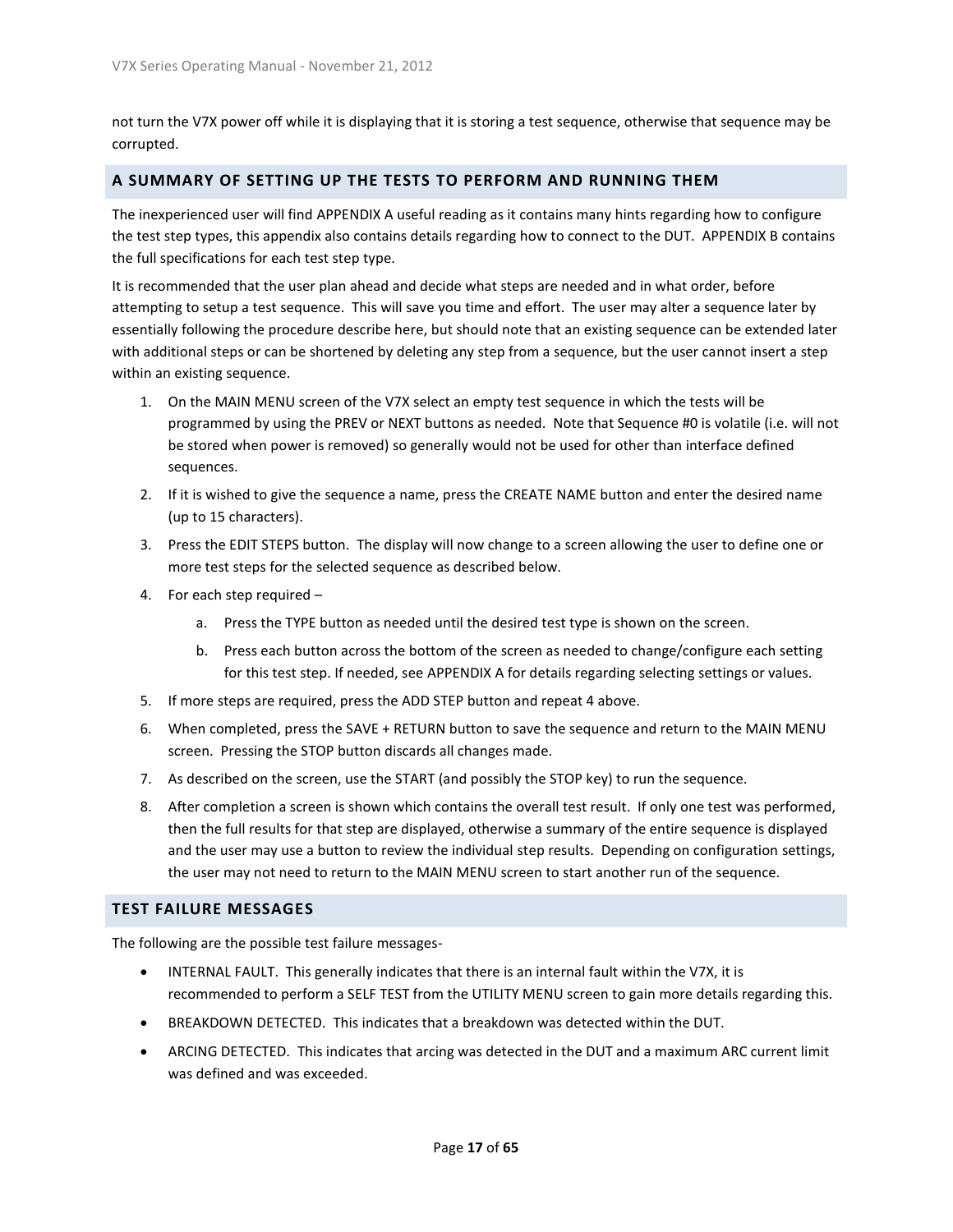not turn the V7X power off while it is displaying that it is storing a test sequence, otherwise that sequence may be corrupted.

## A SUMMARY OF SETTING UP THE TESTS TO PERFORM AND RUNNING THEM

The inexperienced user will find APPENDIX A useful reading as it contains many hints regarding how to configure the test step types, this appendix also contains details regarding how to connect to the DUT. APPENDIX B contains the full specifications for each test step type.

It is recommended that the user plan ahead and decide what steps are needed and in what order, before attempting to setup a test sequence. This will save you time and effort. The user may alter a sequence later by essentially following the procedure describe here, but should note that an existing sequence can be extended later with additional steps or can be shortened by deleting any step from a sequence, but the user cannot insert a step within an existing sequence.

1. On the MAIN MENU screen of the V7X select an empty test sequence in which the tests will be programmed by using the PREV or NEXT buttons as needed. Note that Sequence #0 is volatile (i.e. will not be stored when power is removed) so generally would not be used for other than interface defined sequences.
2. If it is wished to give the sequence a name, press the CREATE NAME button and enter the desired name (up to 15 characters).
3. Press the EDIT STEPS button. The display will now change to a screen allowing the user to define one or more test steps for the selected sequence as described below.
4. For each step required –
    a. Press the TYPE button as needed until the desired test type is shown on the screen.
    b. Press each button across the bottom of the screen as needed to change/configure each setting for this test step. If needed, see APPENDIX A for details regarding selecting settings or values.
5. If more steps are required, press the ADD STEP button and repeat 4 above.
6. When completed, press the SAVE + RETURN button to save the sequence and return to the MAIN MENU screen. Pressing the STOP button discards all changes made.
7. As described on the screen, use the START (and possibly the STOP key) to run the sequence.
8. After completion a screen is shown which contains the overall test result. If only one test was performed, then the full results for that step are displayed, otherwise a summary of the entire sequence is displayed and the user may use a button to review the individual step results. Depending on configuration settings, the user may not need to return to the MAIN MENU screen to start another run of the sequence.

## TEST FAILURE MESSAGES

The following are the possible test failure messages-

- INTERNAL FAULT. This generally indicates that there is an internal fault within the V7X, it is recommended to perform a SELF TEST from the UTILITY MENU screen to gain more details regarding this.
- BREAKDOWN DETECTED. This indicates that a breakdown was detected within the DUT.
- ARCING DETECTED. This indicates that arcing was detected in the DUT and a maximum ARC current limit was defined and was exceeded.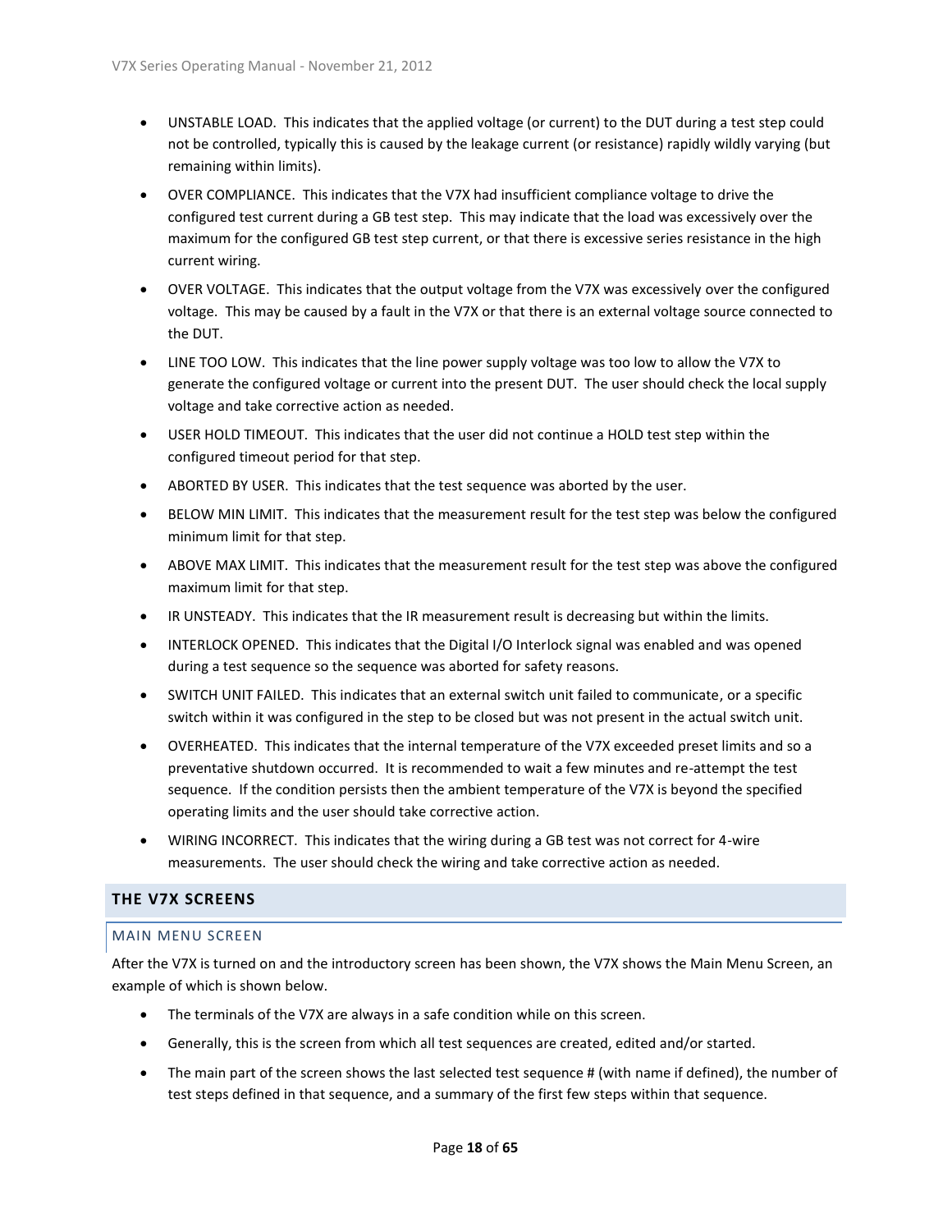- UNSTABLE LOAD. This indicates that the applied voltage (or current) to the DUT during a test step could not be controlled, typically this is caused by the leakage current (or resistance) rapidly wildly varying (but remaining within limits).
- OVER COMPLIANCE. This indicates that the V7X had insufficient compliance voltage to drive the configured test current during a GB test step. This may indicate that the load was excessively over the maximum for the configured GB test step current, or that there is excessive series resistance in the high current wiring.
- OVER VOLTAGE. This indicates that the output voltage from the V7X was excessively over the configured voltage. This may be caused by a fault in the V7X or that there is an external voltage source connected to the DUT.
- LINE TOO LOW. This indicates that the line power supply voltage was too low to allow the V7X to generate the configured voltage or current into the present DUT. The user should check the local supply voltage and take corrective action as needed.
- USER HOLD TIMEOUT. This indicates that the user did not continue a HOLD test step within the configured timeout period for that step.
- ABORTED BY USER. This indicates that the test sequence was aborted by the user.
- BELOW MIN LIMIT. This indicates that the measurement result for the test step was below the configured minimum limit for that step.
- ABOVE MAX LIMIT. This indicates that the measurement result for the test step was above the configured maximum limit for that step.
- IR UNSTEADY. This indicates that the IR measurement result is decreasing but within the limits.
- INTERLOCK OPENED. This indicates that the Digital I/O Interlock signal was enabled and was opened during a test sequence so the sequence was aborted for safety reasons.
- SWITCH UNIT FAILED. This indicates that an external switch unit failed to communicate, or a specific switch within it was configured in the step to be closed but was not present in the actual switch unit.
- OVERHEATED. This indicates that the internal temperature of the V7X exceeded preset limits and so a preventative shutdown occurred. It is recommended to wait a few minutes and re-attempt the test sequence. If the condition persists then the ambient temperature of the V7X is beyond the specified operating limits and the user should take corrective action.
- WIRING INCORRECT. This indicates that the wiring during a GB test was not correct for 4-wire measurements. The user should check the wiring and take corrective action as needed.

## THE V7X SCREENS

### MAIN MENU SCREEN

After the V7X is turned on and the introductory screen has been shown, the V7X shows the Main Menu Screen, an example of which is shown below.

- The terminals of the V7X are always in a safe condition while on this screen.
- Generally, this is the screen from which all test sequences are created, edited and/or started.
- The main part of the screen shows the last selected test sequence # (with name if defined), the number of test steps defined in that sequence, and a summary of the first few steps within that sequence.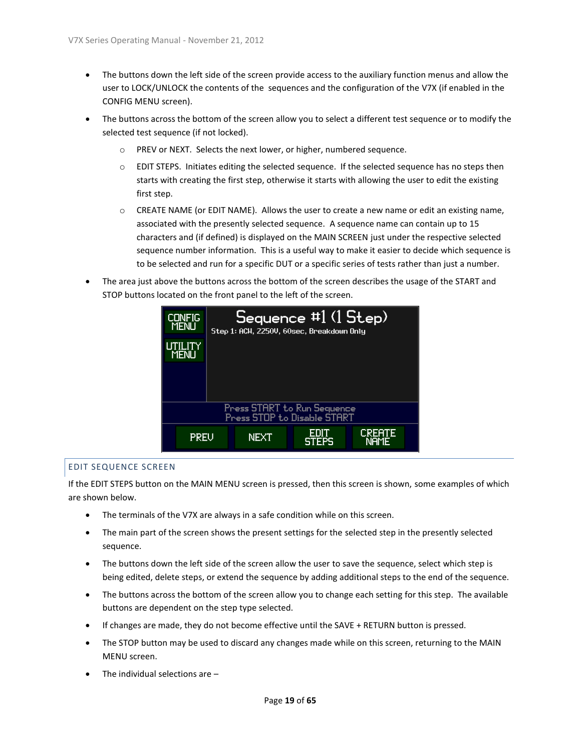- The buttons down the left side of the screen provide access to the auxiliary function menus and allow the user to LOCK/UNLOCK the contents of the sequences and the configuration of the V7X (if enabled in the CONFIG MENU screen).
- The buttons across the bottom of the screen allow you to select a different test sequence or to modify the selected test sequence (if not locked).
  - PREV or NEXT. Selects the next lower, or higher, numbered sequence.
  - EDIT STEPS. Initiates editing the selected sequence. If the selected sequence has no steps then starts with creating the first step, otherwise it starts with allowing the user to edit the existing first step.
  - CREATE NAME (or EDIT NAME). Allows the user to create a new name or edit an existing name, associated with the presently selected sequence. A sequence name can contain up to 15 characters and (if defined) is displayed on the MAIN SCREEN just under the respective selected sequence number information. This is a useful way to make it easier to decide which sequence is to be selected and run for a specific DUT or a specific series of tests rather than just a number.
- The area just above the buttons across the bottom of the screen describes the usage of the START and STOP buttons located on the front panel to the left of the screen.

## EDIT SEQUENCE SCREEN

If the EDIT STEPS button on the MAIN MENU screen is pressed, then this screen is shown, some examples of which are shown below.

- The terminals of the V7X are always in a safe condition while on this screen.
- The main part of the screen shows the present settings for the selected step in the presently selected sequence.
- The buttons down the left side of the screen allow the user to save the sequence, select which step is being edited, delete steps, or extend the sequence by adding additional steps to the end of the sequence.
- The buttons across the bottom of the screen allow you to change each setting for this step. The available buttons are dependent on the step type selected.
- If changes are made, they do not become effective until the SAVE + RETURN button is pressed.
- The STOP button may be used to discard any changes made while on this screen, returning to the MAIN MENU screen.
- The individual selections are –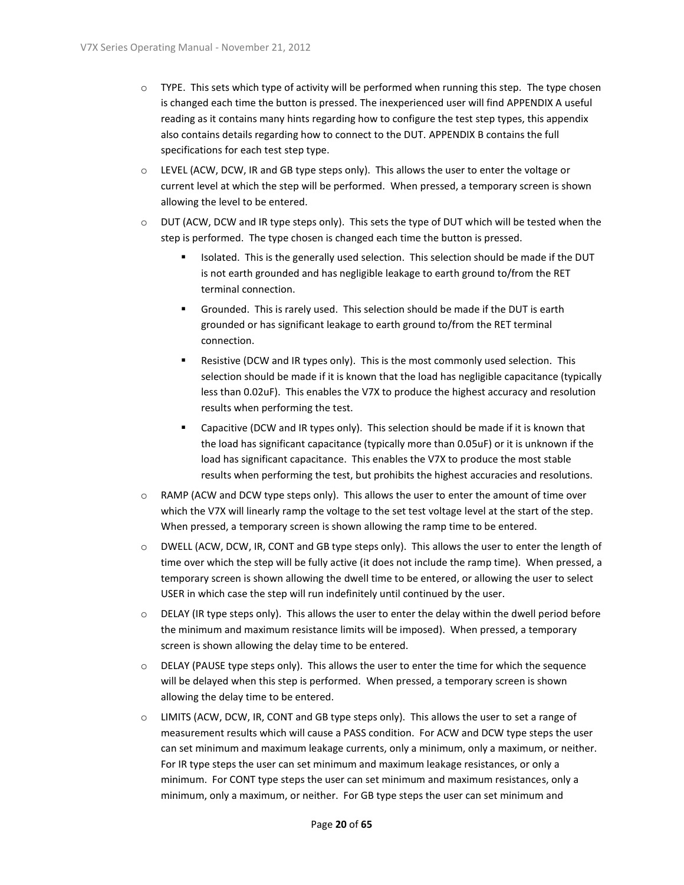- TYPE. This sets which type of activity will be performed when running this step. The type chosen is changed each time the button is pressed. The inexperienced user will find APPENDIX A useful reading as it contains many hints regarding how to configure the test step types, this appendix also contains details regarding how to connect to the DUT. APPENDIX B contains the full specifications for each test step type.
- LEVEL (ACW, DCW, IR and GB type steps only). This allows the user to enter the voltage or current level at which the step will be performed. When pressed, a temporary screen is shown allowing the level to be entered.
- DUT (ACW, DCW and IR type steps only). This sets the type of DUT which will be tested when the step is performed. The type chosen is changed each time the button is pressed.
  - Isolated. This is the generally used selection. This selection should be made if the DUT is not earth grounded and has negligible leakage to earth ground to/from the RET terminal connection.
  - Grounded. This is rarely used. This selection should be made if the DUT is earth grounded or has significant leakage to earth ground to/from the RET terminal connection.
  - Resistive (DCW and IR types only). This is the most commonly used selection. This selection should be made if it is known that the load has negligible capacitance (typically less than 0.02uF). This enables the V7X to produce the highest accuracy and resolution results when performing the test.
  - Capacitive (DCW and IR types only). This selection should be made if it is known that the load has significant capacitance (typically more than 0.05uF) or it is unknown if the load has significant capacitance. This enables the V7X to produce the most stable results when performing the test, but prohibits the highest accuracies and resolutions.
- RAMP (ACW and DCW type steps only). This allows the user to enter the amount of time over which the V7X will linearly ramp the voltage to the set test voltage level at the start of the step. When pressed, a temporary screen is shown allowing the ramp time to be entered.
- DWELL (ACW, DCW, IR, CONT and GB type steps only). This allows the user to enter the length of time over which the step will be fully active (it does not include the ramp time). When pressed, a temporary screen is shown allowing the dwell time to be entered, or allowing the user to select USER in which case the step will run indefinitely until continued by the user.
- DELAY (IR type steps only). This allows the user to enter the delay within the dwell period before the minimum and maximum resistance limits will be imposed). When pressed, a temporary screen is shown allowing the delay time to be entered.
- DELAY (PAUSE type steps only). This allows the user to enter the time for which the sequence will be delayed when this step is performed. When pressed, a temporary screen is shown allowing the delay time to be entered.
- LIMITS (ACW, DCW, IR, CONT and GB type steps only). This allows the user to set a range of measurement results which will cause a PASS condition. For ACW and DCW type steps the user can set minimum and maximum leakage currents, only a minimum, only a maximum, or neither. For IR type steps the user can set minimum and maximum leakage resistances, or only a minimum. For CONT type steps the user can set minimum and maximum resistances, only a minimum, only a maximum, or neither. For GB type steps the user can set minimum and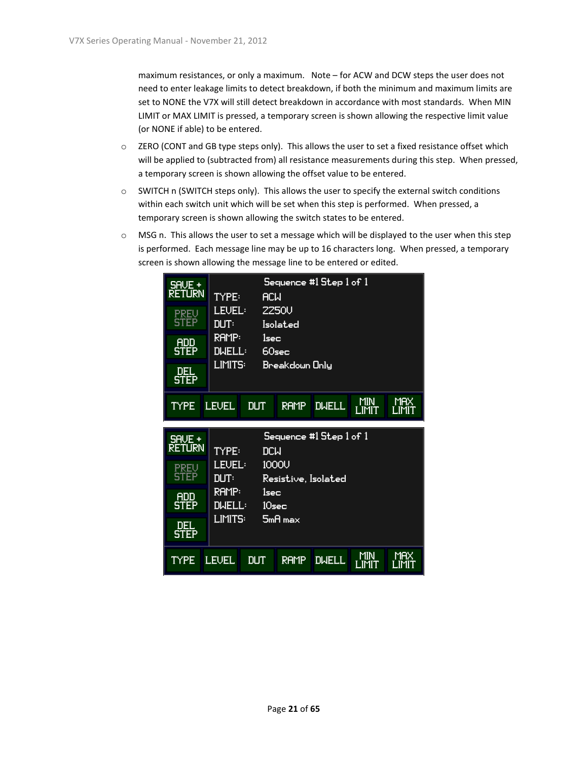maximum resistances, or only a maximum. Note – for ACW and DCW steps the user does not need to enter leakage limits to detect breakdown, if both the minimum and maximum limits are set to NONE the V7X will still detect breakdown in accordance with most standards. When MIN LIMIT or MAX LIMIT is pressed, a temporary screen is shown allowing the respective limit value (or NONE if able) to be entered.

- ZERO (CONT and GB type steps only). This allows the user to set a fixed resistance offset which will be applied to (subtracted from) all resistance measurements during this step. When pressed, a temporary screen is shown allowing the offset value to be entered.
- SWITCH n (SWITCH steps only). This allows the user to specify the external switch conditions within each switch unit which will be set when this step is performed. When pressed, a temporary screen is shown allowing the switch states to be entered.
- MSG n. This allows the user to set a message which will be displayed to the user when this step is performed. Each message line may be up to 16 characters long. When pressed, a temporary screen is shown allowing the message line to be entered or edited.

```
SAVE +      Sequence #1 Step 1 of 1
RETURN    TYPE:    ACW
PREV      LEVEL:   2250V
STEP      DUT:     Isolated
ADD       RAMP:    1sec
STEP      DWELL:   60sec
DEL       LIMITS:  Breakdown Only
STEP

TYPE | LEVEL | DUT | RAMP | DWELL | MIN LIMIT | MAX LIMIT
```

```
SAVE +      Sequence #1 Step 1 of 1
RETURN    TYPE:    DCW
PREV      LEVEL:   1000V
STEP      DUT:     Resistive, Isolated
ADD       RAMP:    1sec
STEP      DWELL:   10sec
DEL       LIMITS:  5mA max
STEP

TYPE | LEVEL | DUT | RAMP | DWELL | MIN LIMIT | MAX LIMIT
```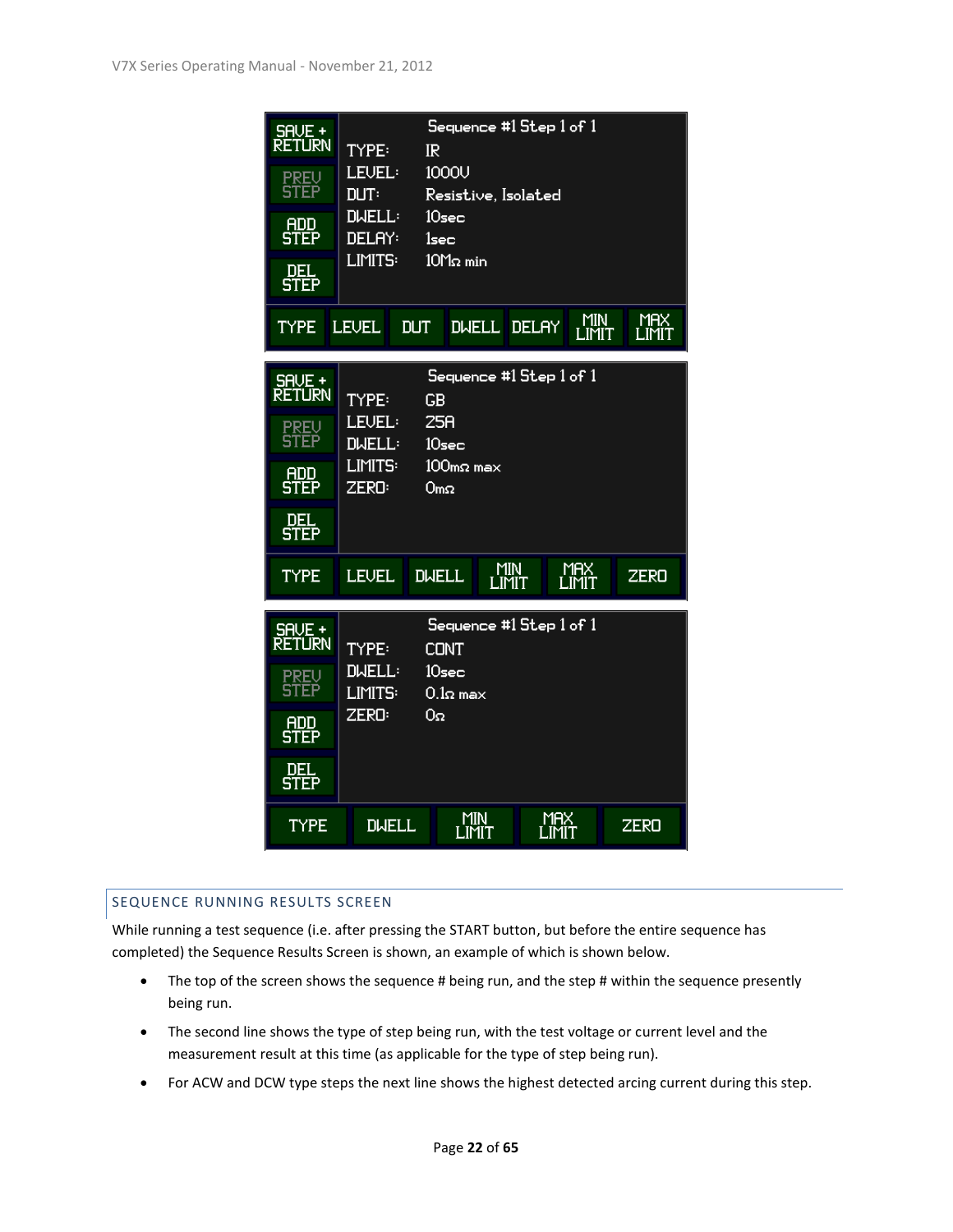| SAVE + RETURN | Sequence #1 Step 1 of 1 | |
|---|---|---|
| PREV STEP | TYPE: | IR |
| ADD STEP | LEVEL: | 1000V |
| DEL STEP | DUT: | Resistive, Isolated |
| | DWELL: | 10sec |
| | DELAY: | 1sec |
| | LIMITS: | 10MΩ min |

TYPE | LEVEL | DUT | DWELL | DELAY | MIN LIMIT | MAX LIMIT

| SAVE + RETURN | Sequence #1 Step 1 of 1 | |
|---|---|---|
| PREV STEP | TYPE: | GB |
| ADD STEP | LEVEL: | 25A |
| DEL STEP | DWELL: | 10sec |
| | LIMITS: | 100mΩ max |
| | ZERO: | 0mΩ |

TYPE | LEVEL | DWELL | MIN LIMIT | MAX LIMIT | ZERO

| SAVE + RETURN | Sequence #1 Step 1 of 1 | |
|---|---|---|
| PREV STEP | TYPE: | CONT |
| ADD STEP | DWELL: | 10sec |
| DEL STEP | LIMITS: | 0.1Ω max |
| | ZERO: | 0Ω |

TYPE | DWELL | MIN LIMIT | MAX LIMIT | ZERO

## SEQUENCE RUNNING RESULTS SCREEN

While running a test sequence (i.e. after pressing the START button, but before the entire sequence has completed) the Sequence Results Screen is shown, an example of which is shown below.

- The top of the screen shows the sequence # being run, and the step # within the sequence presently being run.
- The second line shows the type of step being run, with the test voltage or current level and the measurement result at this time (as applicable for the type of step being run).
- For ACW and DCW type steps the next line shows the highest detected arcing current during this step.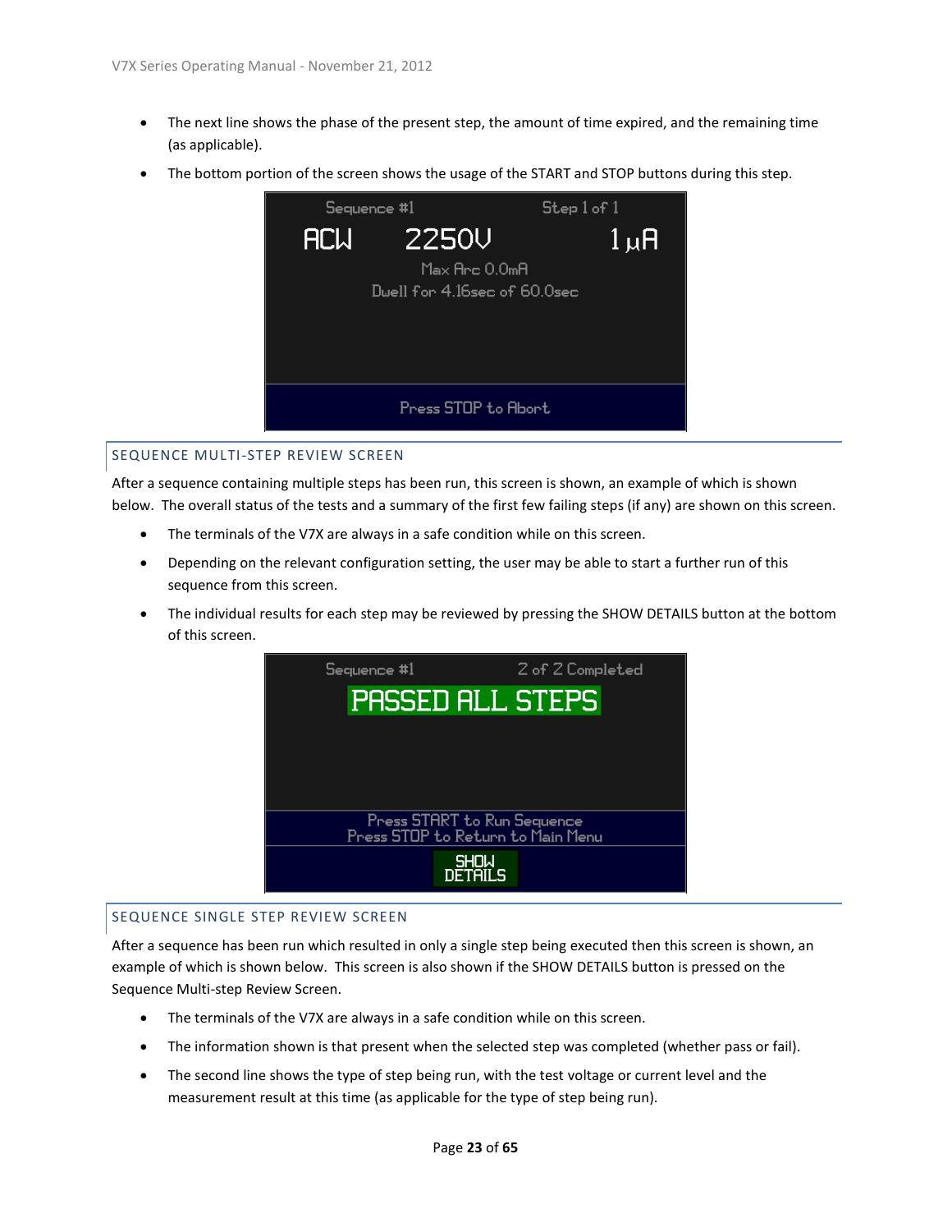- The next line shows the phase of the present step, the amount of time expired, and the remaining time (as applicable).
- The bottom portion of the screen shows the usage of the START and STOP buttons during this step.

```
Sequence #1                    Step 1 of 1
ACW      2250V                        1 µA
             Max Arc 0.0mA
        Dwell for 4.16sec of 60.0sec

           Press STOP to Abort
```

## SEQUENCE MULTI-STEP REVIEW SCREEN

After a sequence containing multiple steps has been run, this screen is shown, an example of which is shown below. The overall status of the tests and a summary of the first few failing steps (if any) are shown on this screen.

- The terminals of the V7X are always in a safe condition while on this screen.
- Depending on the relevant configuration setting, the user may be able to start a further run of this sequence from this screen.
- The individual results for each step may be reviewed by pressing the SHOW DETAILS button at the bottom of this screen.

```
Sequence #1               2 of 2 Completed
           PASSED ALL STEPS

        Press START to Run Sequence
      Press STOP to Return to Main Menu
               SHOW DETAILS
```

## SEQUENCE SINGLE STEP REVIEW SCREEN

After a sequence has been run which resulted in only a single step being executed then this screen is shown, an example of which is shown below. This screen is also shown if the SHOW DETAILS button is pressed on the Sequence Multi-step Review Screen.

- The terminals of the V7X are always in a safe condition while on this screen.
- The information shown is that present when the selected step was completed (whether pass or fail).
- The second line shows the type of step being run, with the test voltage or current level and the measurement result at this time (as applicable for the type of step being run).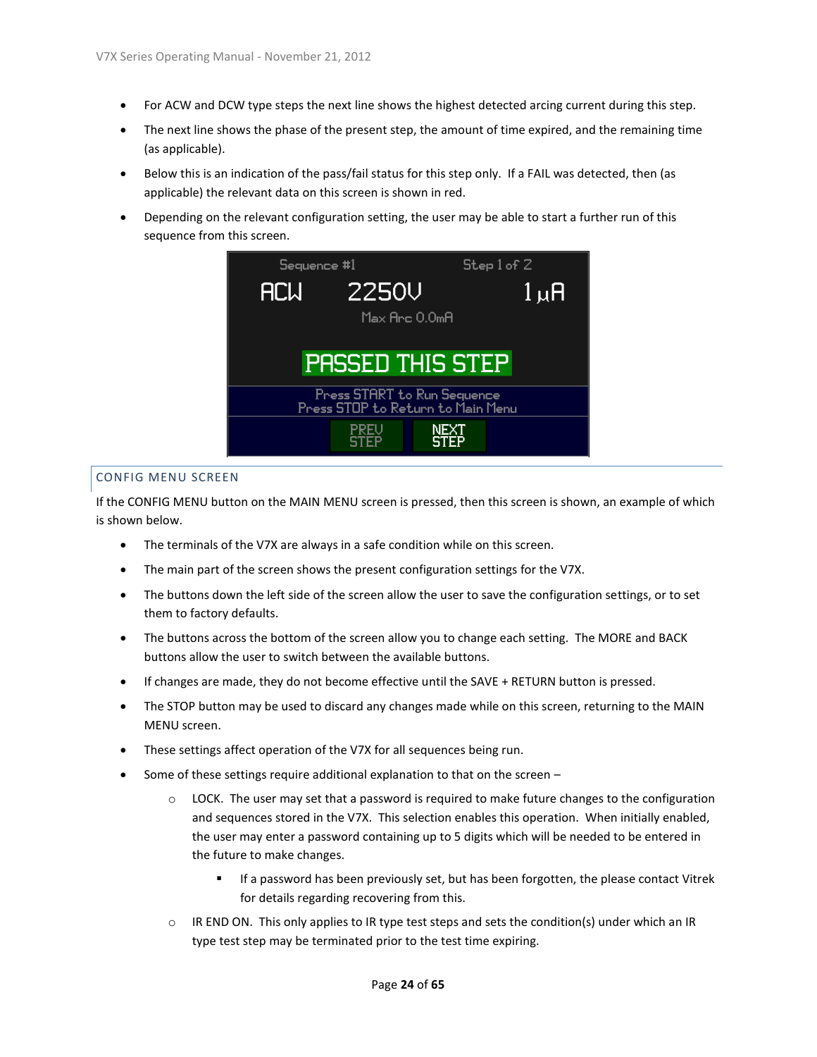- For ACW and DCW type steps the next line shows the highest detected arcing current during this step.
- The next line shows the phase of the present step, the amount of time expired, and the remaining time (as applicable).
- Below this is an indication of the pass/fail status for this step only. If a FAIL was detected, then (as applicable) the relevant data on this screen is shown in red.
- Depending on the relevant configuration setting, the user may be able to start a further run of this sequence from this screen.

## CONFIG MENU SCREEN

If the CONFIG MENU button on the MAIN MENU screen is pressed, then this screen is shown, an example of which is shown below.

- The terminals of the V7X are always in a safe condition while on this screen.
- The main part of the screen shows the present configuration settings for the V7X.
- The buttons down the left side of the screen allow the user to save the configuration settings, or to set them to factory defaults.
- The buttons across the bottom of the screen allow you to change each setting. The MORE and BACK buttons allow the user to switch between the available buttons.
- If changes are made, they do not become effective until the SAVE + RETURN button is pressed.
- The STOP button may be used to discard any changes made while on this screen, returning to the MAIN MENU screen.
- These settings affect operation of the V7X for all sequences being run.
- Some of these settings require additional explanation to that on the screen –
    - LOCK. The user may set that a password is required to make future changes to the configuration and sequences stored in the V7X. This selection enables this operation. When initially enabled, the user may enter a password containing up to 5 digits which will be needed to be entered in the future to make changes.
        - If a password has been previously set, but has been forgotten, the please contact Vitrek for details regarding recovering from this.
    - IR END ON. This only applies to IR type test steps and sets the condition(s) under which an IR type test step may be terminated prior to the test time expiring.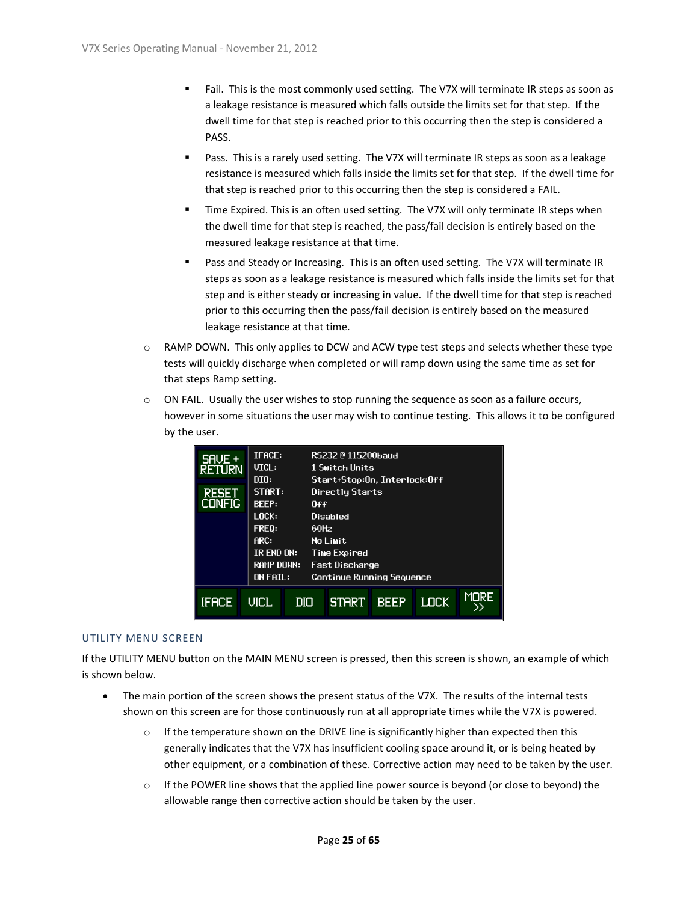- Fail. This is the most commonly used setting. The V7X will terminate IR steps as soon as a leakage resistance is measured which falls outside the limits set for that step. If the dwell time for that step is reached prior to this occurring then the step is considered a PASS.
- Pass. This is a rarely used setting. The V7X will terminate IR steps as soon as a leakage resistance is measured which falls inside the limits set for that step. If the dwell time for that step is reached prior to this occurring then the step is considered a FAIL.
- Time Expired. This is an often used setting. The V7X will only terminate IR steps when the dwell time for that step is reached, the pass/fail decision is entirely based on the measured leakage resistance at that time.
- Pass and Steady or Increasing. This is an often used setting. The V7X will terminate IR steps as soon as a leakage resistance is measured which falls inside the limits set for that step and is either steady or increasing in value. If the dwell time for that step is reached prior to this occurring then the pass/fail decision is entirely based on the measured leakage resistance at that time.

- RAMP DOWN. This only applies to DCW and ACW type test steps and selects whether these type tests will quickly discharge when completed or will ramp down using the same time as set for that steps Ramp setting.
- ON FAIL. Usually the user wishes to stop running the sequence as soon as a failure occurs, however in some situations the user may wish to continue testing. This allows it to be configured by the user.

| | | |
|---|---|---|
| SAVE + RETURN | IFACE: | RS232 @ 115200baud |
| | VICL: | 1 Switch Units |
| | DIO: | Start+Stop:On, Interlock:Off |
| RESET CONFIG | START: | Directly Starts |
| | BEEP: | Off |
| | LOCK: | Disabled |
| | FREQ: | 60Hz |
| | ARC: | No Limit |
| | IR END ON: | Time Expired |
| | RAMP DOWN: | Fast Discharge |
| | ON FAIL: | Continue Running Sequence |

IFACE | VICL | DIO | START | BEEP | LOCK | MORE >>

## UTILITY MENU SCREEN

If the UTILITY MENU button on the MAIN MENU screen is pressed, then this screen is shown, an example of which is shown below.

- The main portion of the screen shows the present status of the V7X. The results of the internal tests shown on this screen are for those continuously run at all appropriate times while the V7X is powered.
  - If the temperature shown on the DRIVE line is significantly higher than expected then this generally indicates that the V7X has insufficient cooling space around it, or is being heated by other equipment, or a combination of these. Corrective action may need to be taken by the user.
  - If the POWER line shows that the applied line power source is beyond (or close to beyond) the allowable range then corrective action should be taken by the user.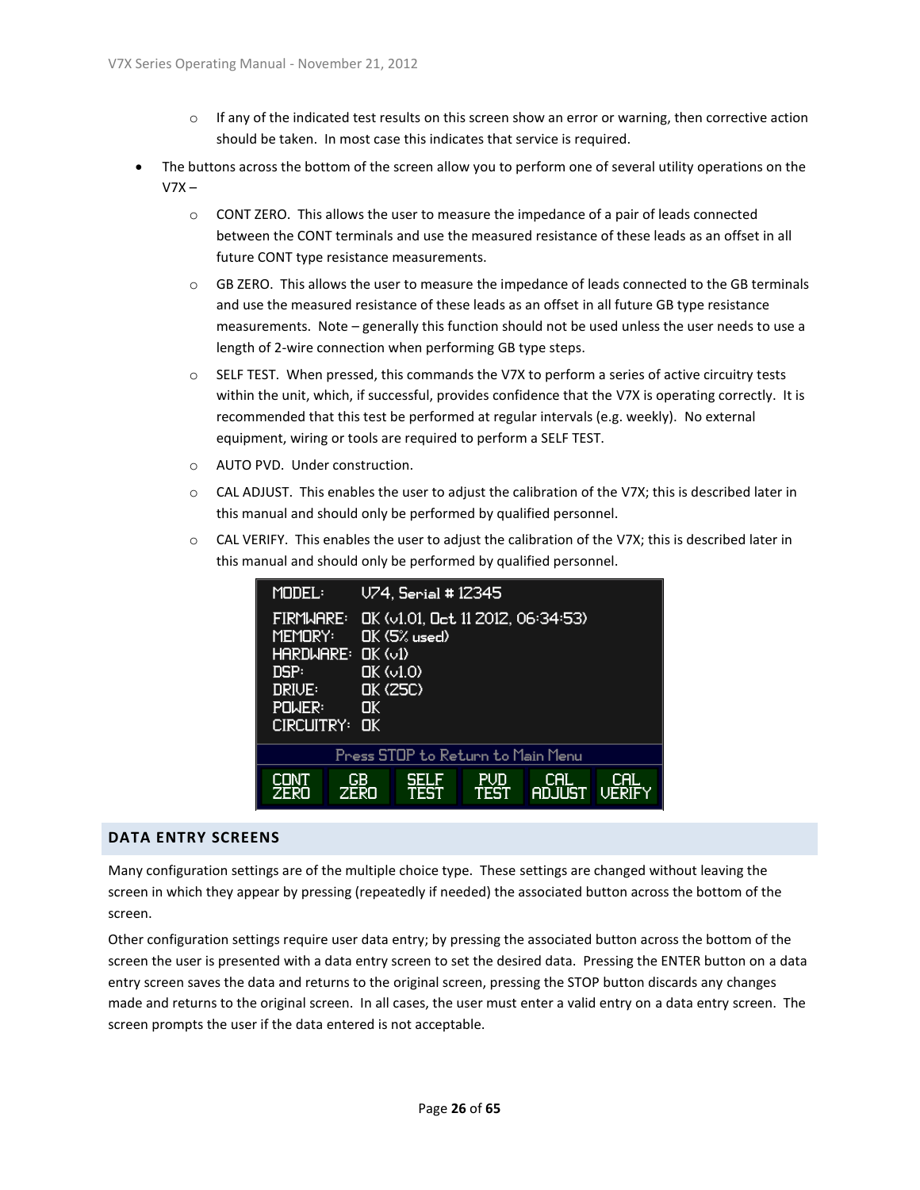- If any of the indicated test results on this screen show an error or warning, then corrective action should be taken. In most case this indicates that service is required.
- The buttons across the bottom of the screen allow you to perform one of several utility operations on the V7X –
  - CONT ZERO. This allows the user to measure the impedance of a pair of leads connected between the CONT terminals and use the measured resistance of these leads as an offset in all future CONT type resistance measurements.
  - GB ZERO. This allows the user to measure the impedance of leads connected to the GB terminals and use the measured resistance of these leads as an offset in all future GB type resistance measurements. Note – generally this function should not be used unless the user needs to use a length of 2-wire connection when performing GB type steps.
  - SELF TEST. When pressed, this commands the V7X to perform a series of active circuitry tests within the unit, which, if successful, provides confidence that the V7X is operating correctly. It is recommended that this test be performed at regular intervals (e.g. weekly). No external equipment, wiring or tools are required to perform a SELF TEST.
  - AUTO PVD. Under construction.
  - CAL ADJUST. This enables the user to adjust the calibration of the V7X; this is described later in this manual and should only be performed by qualified personnel.
  - CAL VERIFY. This enables the user to adjust the calibration of the V7X; this is described later in this manual and should only be performed by qualified personnel.

```
MODEL:      V74, Serial # 12345
FIRMWARE:   OK (v1.01, Oct 11 2012, 06:34:53)
MEMORY:     OK (5% used)
HARDWARE:   OK (v1)
DSP:        OK (v1.0)
DRIVE:      OK (25C)
POWER:      OK
CIRCUITRY:  OK
        Press STOP to Return to Main Menu
CONT   GB     SELF   PVD    CAL     CAL
ZERO   ZERO   TEST   TEST   ADJUST  VERIFY
```

## DATA ENTRY SCREENS

Many configuration settings are of the multiple choice type. These settings are changed without leaving the screen in which they appear by pressing (repeatedly if needed) the associated button across the bottom of the screen.

Other configuration settings require user data entry; by pressing the associated button across the bottom of the screen the user is presented with a data entry screen to set the desired data. Pressing the ENTER button on a data entry screen saves the data and returns to the original screen, pressing the STOP button discards any changes made and returns to the original screen. In all cases, the user must enter a valid entry on a data entry screen. The screen prompts the user if the data entered is not acceptable.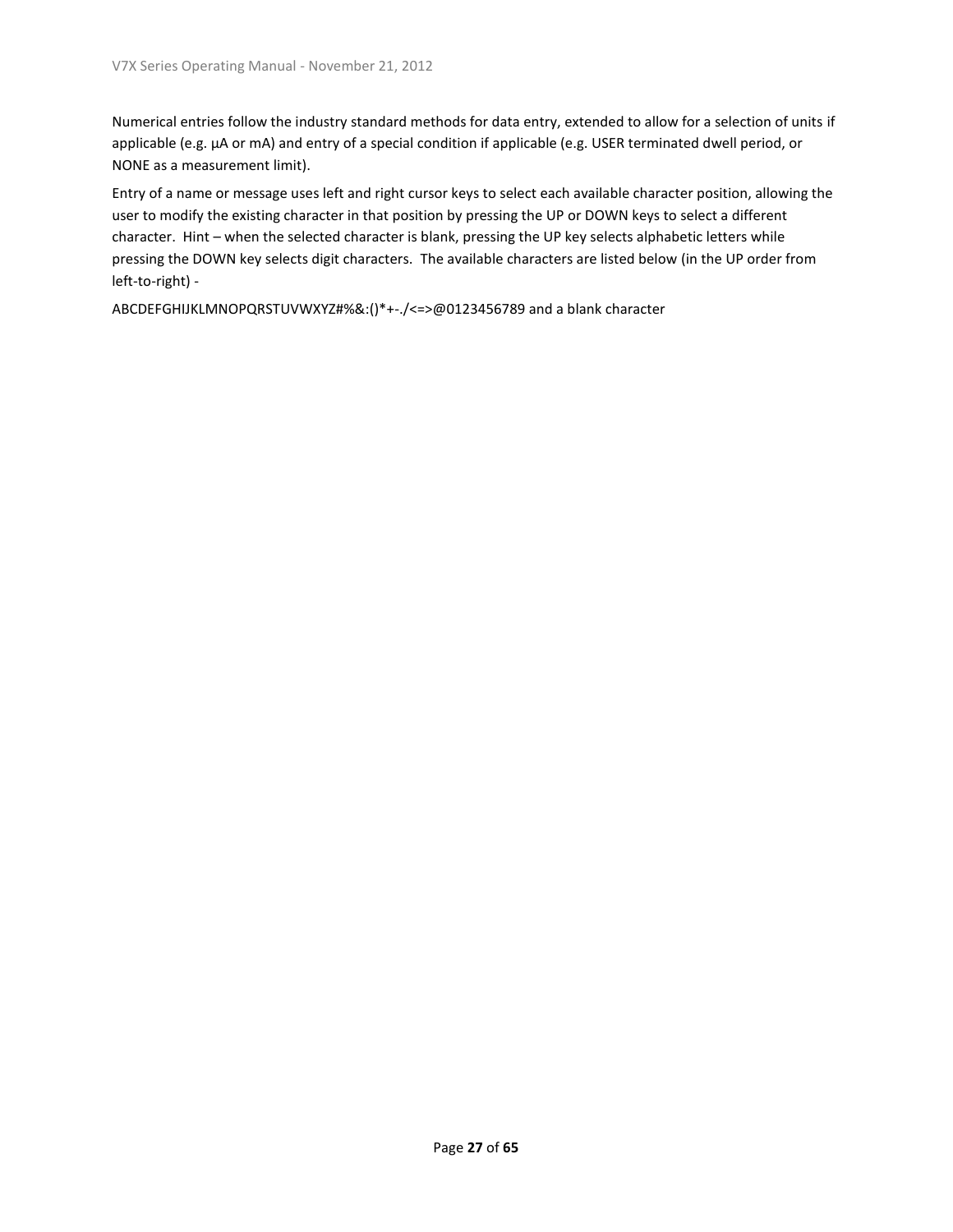Numerical entries follow the industry standard methods for data entry, extended to allow for a selection of units if applicable (e.g. µA or mA) and entry of a special condition if applicable (e.g. USER terminated dwell period, or NONE as a measurement limit).

Entry of a name or message uses left and right cursor keys to select each available character position, allowing the user to modify the existing character in that position by pressing the UP or DOWN keys to select a different character. Hint – when the selected character is blank, pressing the UP key selects alphabetic letters while pressing the DOWN key selects digit characters. The available characters are listed below (in the UP order from left-to-right) -

ABCDEFGHIJKLMNOPQRSTUVWXYZ#%&:()*+-./<=>@0123456789 and a blank character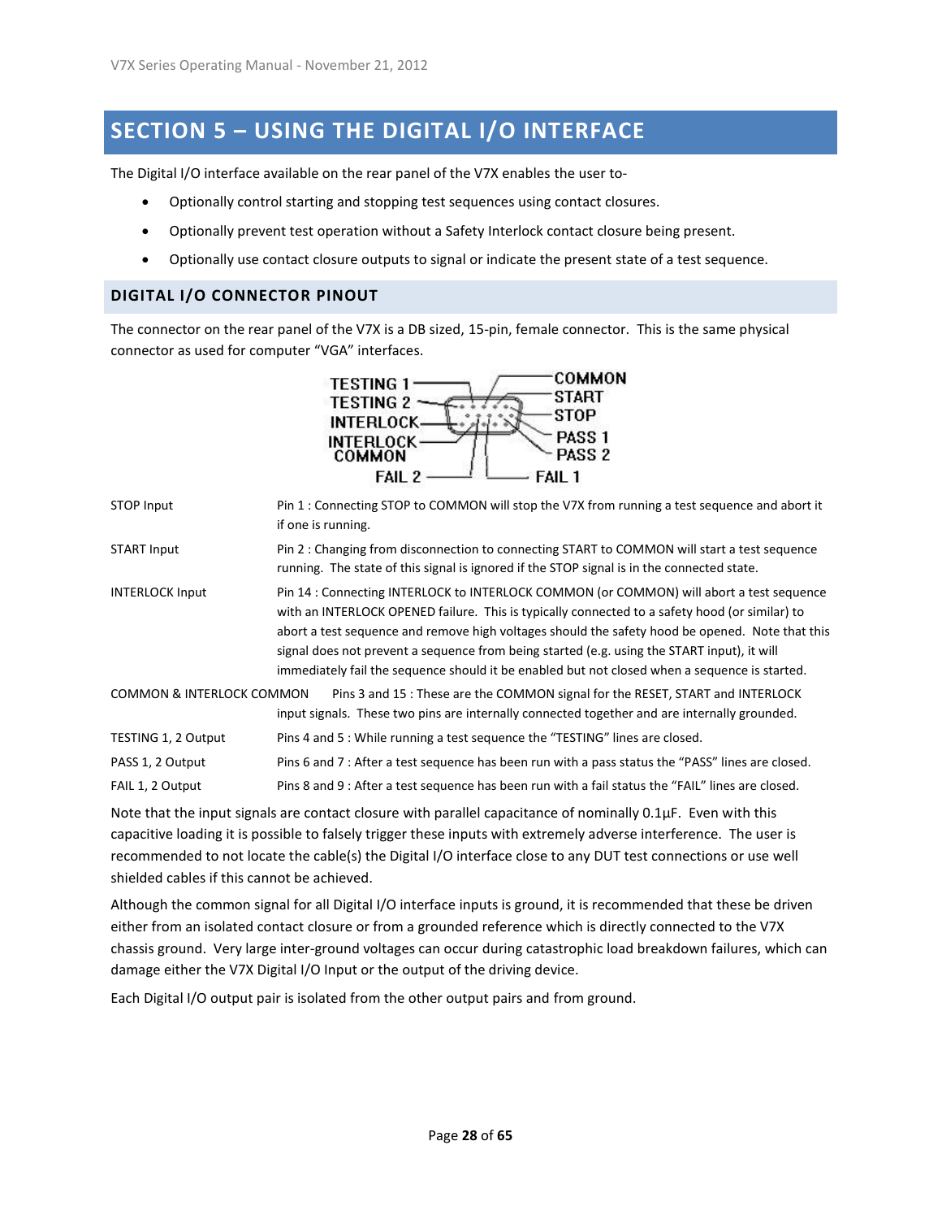# SECTION 5 – USING THE DIGITAL I/O INTERFACE

The Digital I/O interface available on the rear panel of the V7X enables the user to-

- Optionally control starting and stopping test sequences using contact closures.
- Optionally prevent test operation without a Safety Interlock contact closure being present.
- Optionally use contact closure outputs to signal or indicate the present state of a test sequence.

## DIGITAL I/O CONNECTOR PINOUT

The connector on the rear panel of the V7X is a DB sized, 15-pin, female connector. This is the same physical connector as used for computer "VGA" interfaces.

TESTING 1, TESTING 2, INTERLOCK, INTERLOCK COMMON, FAIL 2, COMMON, START, STOP, PASS 1, PASS 2, FAIL 1

| | |
|---|---|
| STOP Input | Pin 1 : Connecting STOP to COMMON will stop the V7X from running a test sequence and abort it if one is running. |
| START Input | Pin 2 : Changing from disconnection to connecting START to COMMON will start a test sequence running. The state of this signal is ignored if the STOP signal is in the connected state. |
| INTERLOCK Input | Pin 14 : Connecting INTERLOCK to INTERLOCK COMMON (or COMMON) will abort a test sequence with an INTERLOCK OPENED failure. This is typically connected to a safety hood (or similar) to abort a test sequence and remove high voltages should the safety hood be opened. Note that this signal does not prevent a sequence from being started (e.g. using the START input), it will immediately fail the sequence should it be enabled but not closed when a sequence is started. |
| COMMON & INTERLOCK COMMON | Pins 3 and 15 : These are the COMMON signal for the RESET, START and INTERLOCK input signals. These two pins are internally connected together and are internally grounded. |
| TESTING 1, 2 Output | Pins 4 and 5 : While running a test sequence the "TESTING" lines are closed. |
| PASS 1, 2 Output | Pins 6 and 7 : After a test sequence has been run with a pass status the "PASS" lines are closed. |
| FAIL 1, 2 Output | Pins 8 and 9 : After a test sequence has been run with a fail status the "FAIL" lines are closed. |

Note that the input signals are contact closure with parallel capacitance of nominally 0.1µF. Even with this capacitive loading it is possible to falsely trigger these inputs with extremely adverse interference. The user is recommended to not locate the cable(s) the Digital I/O interface close to any DUT test connections or use well shielded cables if this cannot be achieved.

Although the common signal for all Digital I/O interface inputs is ground, it is recommended that these be driven either from an isolated contact closure or from a grounded reference which is directly connected to the V7X chassis ground. Very large inter-ground voltages can occur during catastrophic load breakdown failures, which can damage either the V7X Digital I/O Input or the output of the driving device.

Each Digital I/O output pair is isolated from the other output pairs and from ground.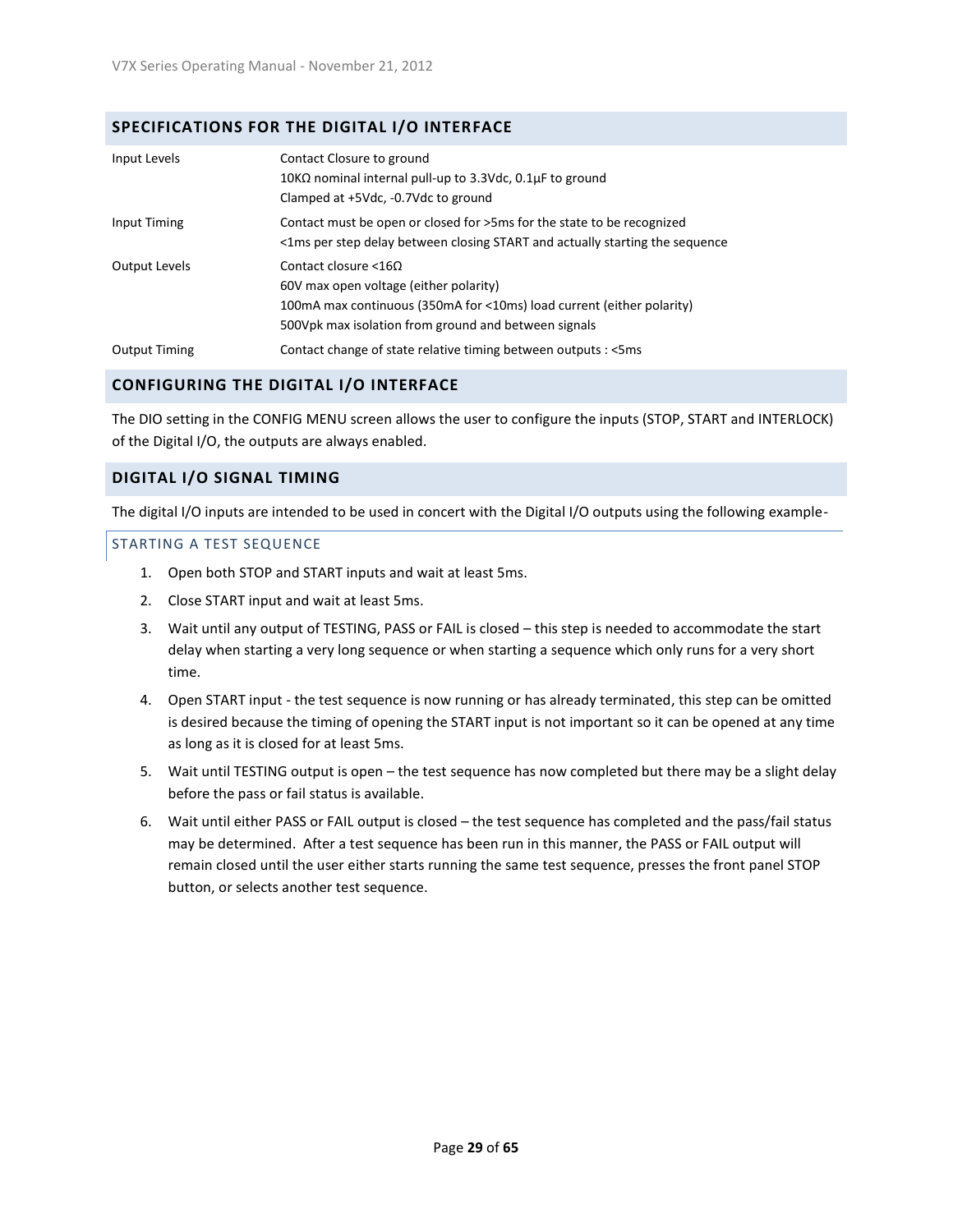## SPECIFICATIONS FOR THE DIGITAL I/O INTERFACE

| | |
|---|---|
| Input Levels | Contact Closure to ground<br>10KΩ nominal internal pull-up to 3.3Vdc, 0.1µF to ground<br>Clamped at +5Vdc, -0.7Vdc to ground |
| Input Timing | Contact must be open or closed for >5ms for the state to be recognized<br><1ms per step delay between closing START and actually starting the sequence |
| Output Levels | Contact closure <16Ω<br>60V max open voltage (either polarity)<br>100mA max continuous (350mA for <10ms) load current (either polarity)<br>500Vpk max isolation from ground and between signals |
| Output Timing | Contact change of state relative timing between outputs : <5ms |

## CONFIGURING THE DIGITAL I/O INTERFACE

The DIO setting in the CONFIG MENU screen allows the user to configure the inputs (STOP, START and INTERLOCK) of the Digital I/O, the outputs are always enabled.

## DIGITAL I/O SIGNAL TIMING

The digital I/O inputs are intended to be used in concert with the Digital I/O outputs using the following example-

### STARTING A TEST SEQUENCE

1. Open both STOP and START inputs and wait at least 5ms.
2. Close START input and wait at least 5ms.
3. Wait until any output of TESTING, PASS or FAIL is closed – this step is needed to accommodate the start delay when starting a very long sequence or when starting a sequence which only runs for a very short time.
4. Open START input - the test sequence is now running or has already terminated, this step can be omitted is desired because the timing of opening the START input is not important so it can be opened at any time as long as it is closed for at least 5ms.
5. Wait until TESTING output is open – the test sequence has now completed but there may be a slight delay before the pass or fail status is available.
6. Wait until either PASS or FAIL output is closed – the test sequence has completed and the pass/fail status may be determined. After a test sequence has been run in this manner, the PASS or FAIL output will remain closed until the user either starts running the same test sequence, presses the front panel STOP button, or selects another test sequence.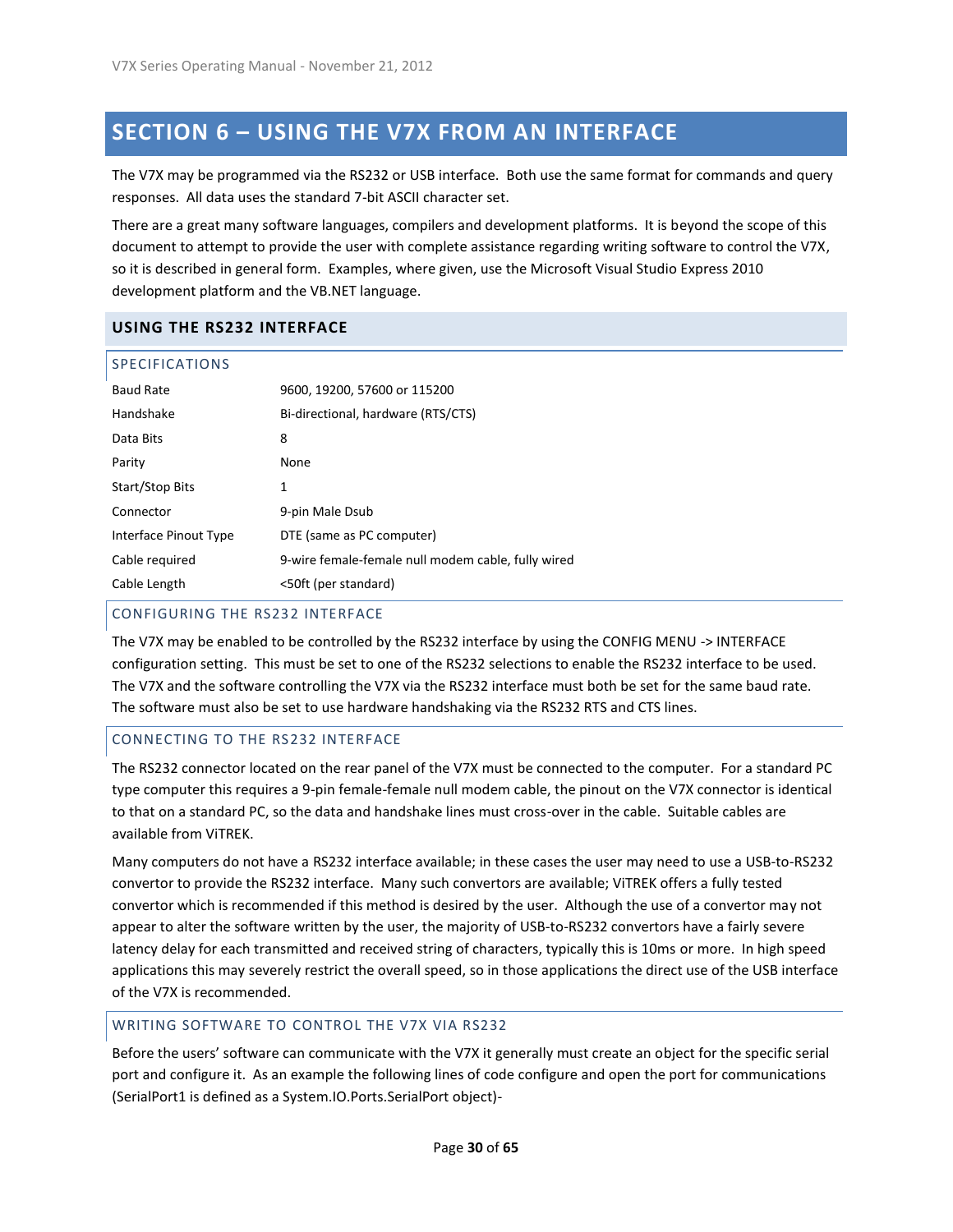# SECTION 6 – USING THE V7X FROM AN INTERFACE

The V7X may be programmed via the RS232 or USB interface. Both use the same format for commands and query responses. All data uses the standard 7-bit ASCII character set.

There are a great many software languages, compilers and development platforms. It is beyond the scope of this document to attempt to provide the user with complete assistance regarding writing software to control the V7X, so it is described in general form. Examples, where given, use the Microsoft Visual Studio Express 2010 development platform and the VB.NET language.

## USING THE RS232 INTERFACE

### SPECIFICATIONS

| | |
|---|---|
| Baud Rate | 9600, 19200, 57600 or 115200 |
| Handshake | Bi-directional, hardware (RTS/CTS) |
| Data Bits | 8 |
| Parity | None |
| Start/Stop Bits | 1 |
| Connector | 9-pin Male Dsub |
| Interface Pinout Type | DTE (same as PC computer) |
| Cable required | 9-wire female-female null modem cable, fully wired |
| Cable Length | <50ft (per standard) |

### CONFIGURING THE RS232 INTERFACE

The V7X may be enabled to be controlled by the RS232 interface by using the CONFIG MENU -> INTERFACE configuration setting. This must be set to one of the RS232 selections to enable the RS232 interface to be used. The V7X and the software controlling the V7X via the RS232 interface must both be set for the same baud rate. The software must also be set to use hardware handshaking via the RS232 RTS and CTS lines.

### CONNECTING TO THE RS232 INTERFACE

The RS232 connector located on the rear panel of the V7X must be connected to the computer. For a standard PC type computer this requires a 9-pin female-female null modem cable, the pinout on the V7X connector is identical to that on a standard PC, so the data and handshake lines must cross-over in the cable. Suitable cables are available from ViTREK.

Many computers do not have a RS232 interface available; in these cases the user may need to use a USB-to-RS232 convertor to provide the RS232 interface. Many such convertors are available; ViTREK offers a fully tested convertor which is recommended if this method is desired by the user. Although the use of a convertor may not appear to alter the software written by the user, the majority of USB-to-RS232 convertors have a fairly severe latency delay for each transmitted and received string of characters, typically this is 10ms or more. In high speed applications this may severely restrict the overall speed, so in those applications the direct use of the USB interface of the V7X is recommended.

### WRITING SOFTWARE TO CONTROL THE V7X VIA RS232

Before the users' software can communicate with the V7X it generally must create an object for the specific serial port and configure it. As an example the following lines of code configure and open the port for communications (SerialPort1 is defined as a System.IO.Ports.SerialPort object)-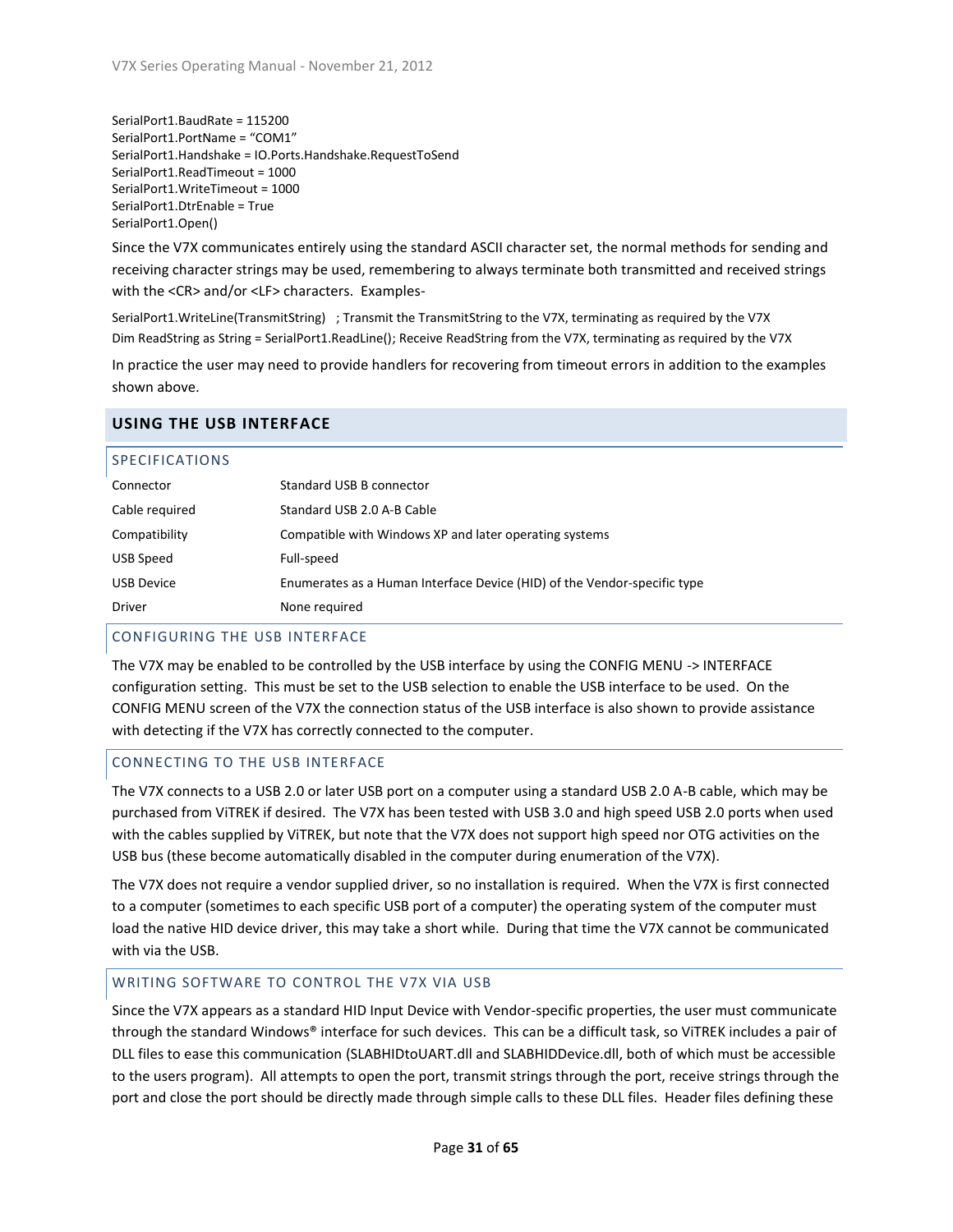```
SerialPort1.BaudRate = 115200
SerialPort1.PortName = "COM1"
SerialPort1.Handshake = IO.Ports.Handshake.RequestToSend
SerialPort1.ReadTimeout = 1000
SerialPort1.WriteTimeout = 1000
SerialPort1.DtrEnable = True
SerialPort1.Open()
```

Since the V7X communicates entirely using the standard ASCII character set, the normal methods for sending and receiving character strings may be used, remembering to always terminate both transmitted and received strings with the <CR> and/or <LF> characters. Examples-

```
SerialPort1.WriteLine(TransmitString)   ; Transmit the TransmitString to the V7X, terminating as required by the V7X
Dim ReadString as String = SerialPort1.ReadLine(); Receive ReadString from the V7X, terminating as required by the V7X
```

In practice the user may need to provide handlers for recovering from timeout errors in addition to the examples shown above.

## USING THE USB INTERFACE

### SPECIFICATIONS

| | |
|---|---|
| Connector | Standard USB B connector |
| Cable required | Standard USB 2.0 A-B Cable |
| Compatibility | Compatible with Windows XP and later operating systems |
| USB Speed | Full-speed |
| USB Device | Enumerates as a Human Interface Device (HID) of the Vendor-specific type |
| Driver | None required |

### CONFIGURING THE USB INTERFACE

The V7X may be enabled to be controlled by the USB interface by using the CONFIG MENU -> INTERFACE configuration setting. This must be set to the USB selection to enable the USB interface to be used. On the CONFIG MENU screen of the V7X the connection status of the USB interface is also shown to provide assistance with detecting if the V7X has correctly connected to the computer.

### CONNECTING TO THE USB INTERFACE

The V7X connects to a USB 2.0 or later USB port on a computer using a standard USB 2.0 A-B cable, which may be purchased from ViTREK if desired. The V7X has been tested with USB 3.0 and high speed USB 2.0 ports when used with the cables supplied by ViTREK, but note that the V7X does not support high speed nor OTG activities on the USB bus (these become automatically disabled in the computer during enumeration of the V7X).

The V7X does not require a vendor supplied driver, so no installation is required. When the V7X is first connected to a computer (sometimes to each specific USB port of a computer) the operating system of the computer must load the native HID device driver, this may take a short while. During that time the V7X cannot be communicated with via the USB.

### WRITING SOFTWARE TO CONTROL THE V7X VIA USB

Since the V7X appears as a standard HID Input Device with Vendor-specific properties, the user must communicate through the standard Windows® interface for such devices. This can be a difficult task, so ViTREK includes a pair of DLL files to ease this communication (SLABHIDtoUART.dll and SLABHIDDevice.dll, both of which must be accessible to the users program). All attempts to open the port, transmit strings through the port, receive strings through the port and close the port should be directly made through simple calls to these DLL files. Header files defining these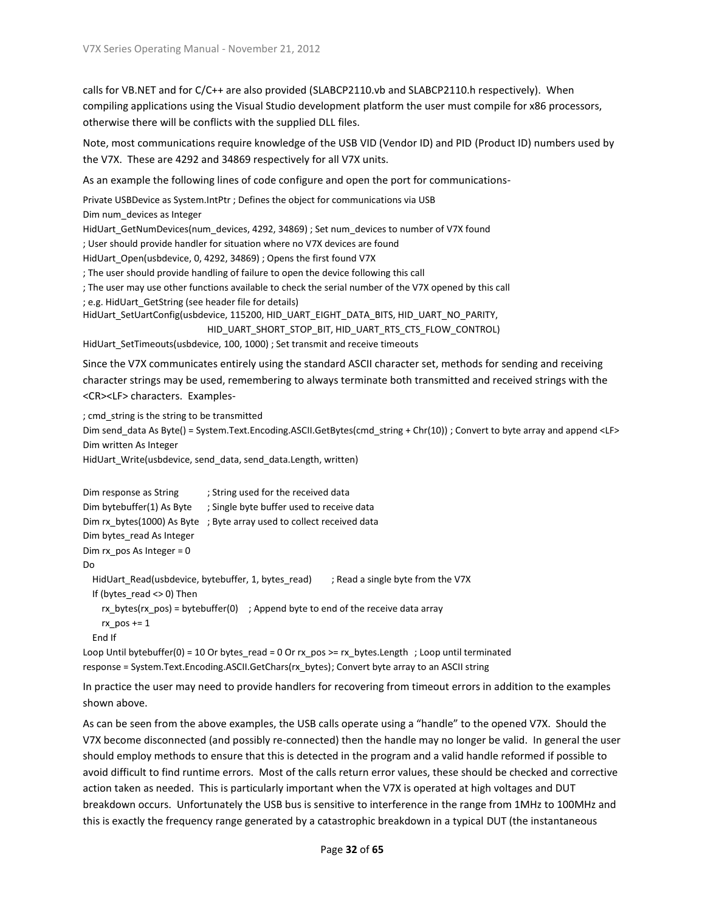calls for VB.NET and for C/C++ are also provided (SLABCP2110.vb and SLABCP2110.h respectively). When compiling applications using the Visual Studio development platform the user must compile for x86 processors, otherwise there will be conflicts with the supplied DLL files.

Note, most communications require knowledge of the USB VID (Vendor ID) and PID (Product ID) numbers used by the V7X. These are 4292 and 34869 respectively for all V7X units.

As an example the following lines of code configure and open the port for communications-

```
Private USBDevice as System.IntPtr ; Defines the object for communications via USB
Dim num_devices as Integer
HidUart_GetNumDevices(num_devices, 4292, 34869) ; Set num_devices to number of V7X found
; User should provide handler for situation where no V7X devices are found
HidUart_Open(usbdevice, 0, 4292, 34869) ; Opens the first found V7X
; The user should provide handling of failure to open the device following this call
; The user may use other functions available to check the serial number of the V7X opened by this call
; e.g. HidUart_GetString (see header file for details)
HidUart_SetUartConfig(usbdevice, 115200, HID_UART_EIGHT_DATA_BITS, HID_UART_NO_PARITY,
                      HID_UART_SHORT_STOP_BIT, HID_UART_RTS_CTS_FLOW_CONTROL)
HidUart_SetTimeouts(usbdevice, 100, 1000) ; Set transmit and receive timeouts
```

Since the V7X communicates entirely using the standard ASCII character set, methods for sending and receiving character strings may be used, remembering to always terminate both transmitted and received strings with the <CR><LF> characters. Examples-

```
; cmd_string is the string to be transmitted
Dim send_data As Byte() = System.Text.Encoding.ASCII.GetBytes(cmd_string + Chr(10)) ; Convert to byte array and append <LF>
Dim written As Integer
HidUart_Write(usbdevice, send_data, send_data.Length, written)


Dim response as String          ; String used for the received data
Dim bytebuffer(1) As Byte       ; Single byte buffer used to receive data
Dim rx_bytes(1000) As Byte      ; Byte array used to collect received data
Dim bytes_read As Integer
Dim rx_pos As Integer = 0
Do
   HidUart_Read(usbdevice, bytebuffer, 1, bytes_read)      ; Read a single byte from the V7X
   If (bytes_read <> 0) Then
      rx_bytes(rx_pos) = bytebuffer(0)    ; Append byte to end of the receive data array
      rx_pos += 1
   End If
Loop Until bytebuffer(0) = 10 Or bytes_read = 0 Or rx_pos >= rx_bytes.Length   ; Loop until terminated
response = System.Text.Encoding.ASCII.GetChars(rx_bytes); Convert byte array to an ASCII string
```

In practice the user may need to provide handlers for recovering from timeout errors in addition to the examples shown above.

As can be seen from the above examples, the USB calls operate using a "handle" to the opened V7X. Should the V7X become disconnected (and possibly re-connected) then the handle may no longer be valid. In general the user should employ methods to ensure that this is detected in the program and a valid handle reformed if possible to avoid difficult to find runtime errors. Most of the calls return error values, these should be checked and corrective action taken as needed. This is particularly important when the V7X is operated at high voltages and DUT breakdown occurs. Unfortunately the USB bus is sensitive to interference in the range from 1MHz to 100MHz and this is exactly the frequency range generated by a catastrophic breakdown in a typical DUT (the instantaneous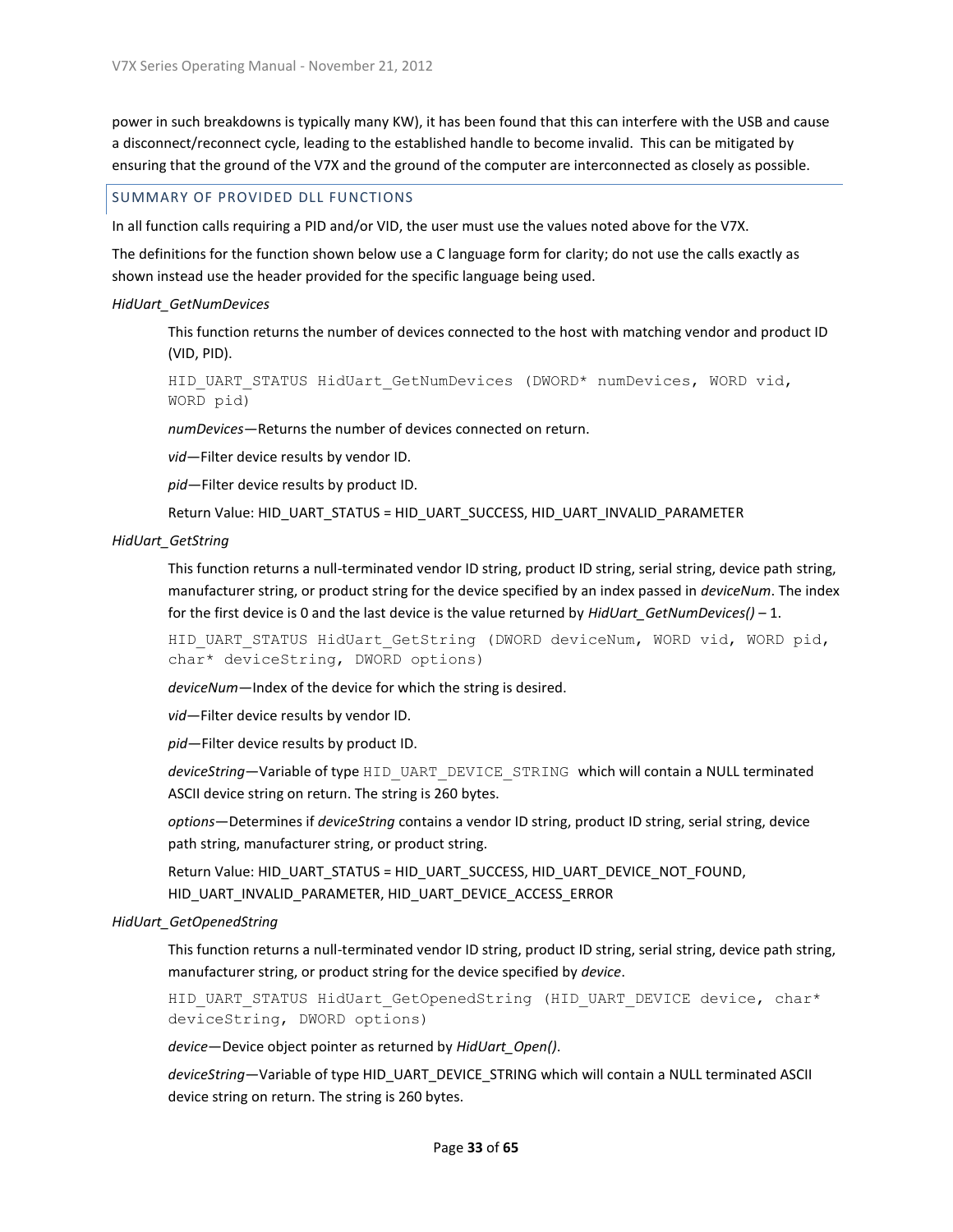power in such breakdowns is typically many KW), it has been found that this can interfere with the USB and cause a disconnect/reconnect cycle, leading to the established handle to become invalid. This can be mitigated by ensuring that the ground of the V7X and the ground of the computer are interconnected as closely as possible.

## SUMMARY OF PROVIDED DLL FUNCTIONS

In all function calls requiring a PID and/or VID, the user must use the values noted above for the V7X.

The definitions for the function shown below use a C language form for clarity; do not use the calls exactly as shown instead use the header provided for the specific language being used.

*HidUart_GetNumDevices*

This function returns the number of devices connected to the host with matching vendor and product ID (VID, PID).

```
HID_UART_STATUS HidUart_GetNumDevices (DWORD* numDevices, WORD vid,
WORD pid)
```

*numDevices*—Returns the number of devices connected on return.

*vid*—Filter device results by vendor ID.

*pid*—Filter device results by product ID.

Return Value: HID_UART_STATUS = HID_UART_SUCCESS, HID_UART_INVALID_PARAMETER

*HidUart_GetString*

This function returns a null-terminated vendor ID string, product ID string, serial string, device path string, manufacturer string, or product string for the device specified by an index passed in *deviceNum*. The index for the first device is 0 and the last device is the value returned by *HidUart_GetNumDevices()* – 1.

```
HID_UART_STATUS HidUart_GetString (DWORD deviceNum, WORD vid, WORD pid,
char* deviceString, DWORD options)
```

*deviceNum*—Index of the device for which the string is desired.

*vid*—Filter device results by vendor ID.

*pid*—Filter device results by product ID.

*deviceString*—Variable of type `HID_UART_DEVICE_STRING` which will contain a NULL terminated ASCII device string on return. The string is 260 bytes.

*options*—Determines if *deviceString* contains a vendor ID string, product ID string, serial string, device path string, manufacturer string, or product string.

Return Value: HID_UART_STATUS = HID_UART_SUCCESS, HID_UART_DEVICE_NOT_FOUND, HID_UART_INVALID_PARAMETER, HID_UART_DEVICE_ACCESS_ERROR

*HidUart_GetOpenedString*

This function returns a null-terminated vendor ID string, product ID string, serial string, device path string, manufacturer string, or product string for the device specified by *device*.

```
HID_UART_STATUS HidUart_GetOpenedString (HID_UART_DEVICE device, char*
deviceString, DWORD options)
```

*device*—Device object pointer as returned by *HidUart_Open()*.

*deviceString*—Variable of type HID_UART_DEVICE_STRING which will contain a NULL terminated ASCII device string on return. The string is 260 bytes.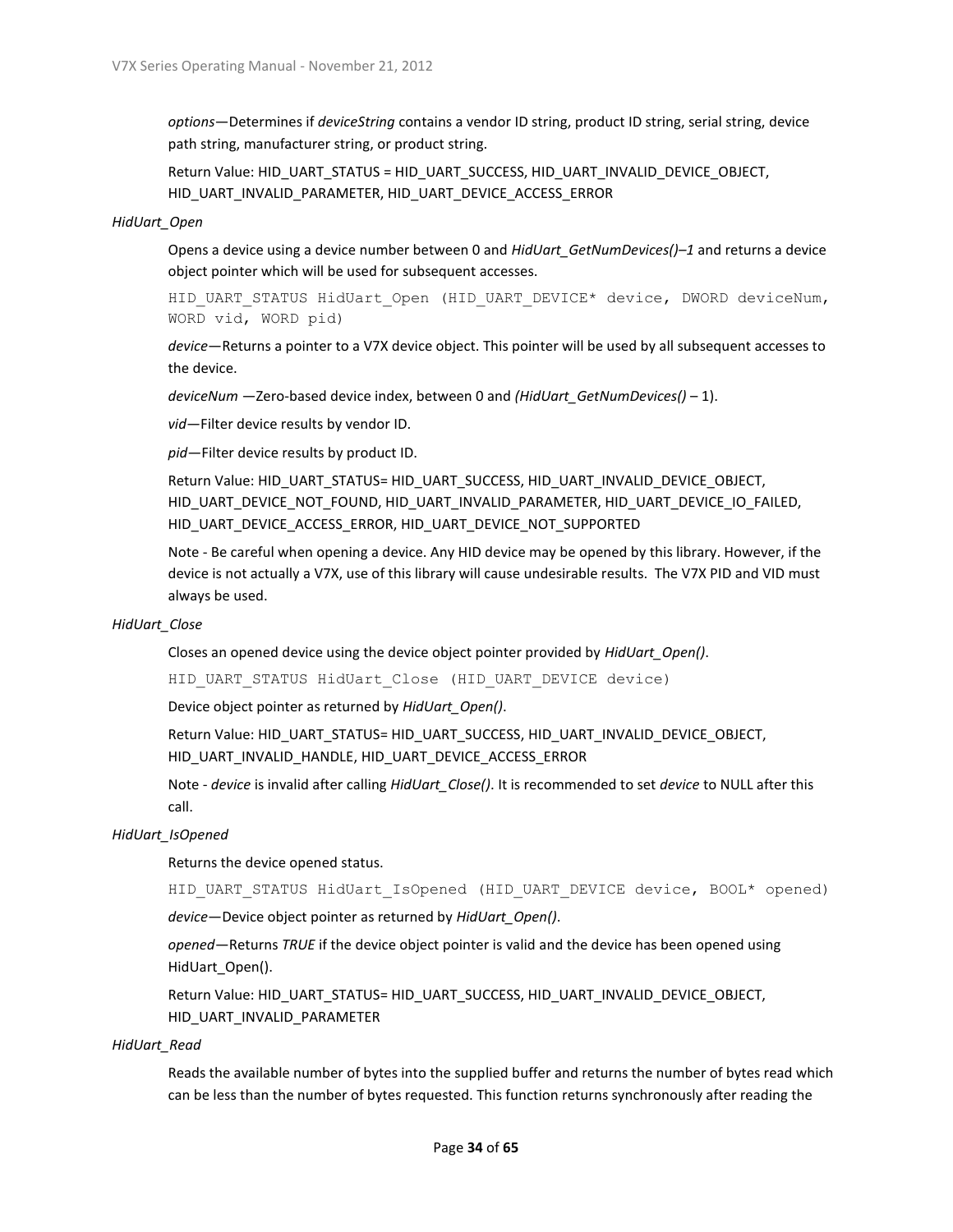*options*—Determines if *deviceString* contains a vendor ID string, product ID string, serial string, device path string, manufacturer string, or product string.

Return Value: HID_UART_STATUS = HID_UART_SUCCESS, HID_UART_INVALID_DEVICE_OBJECT, HID_UART_INVALID_PARAMETER, HID_UART_DEVICE_ACCESS_ERROR

*HidUart_Open*

Opens a device using a device number between 0 and *HidUart_GetNumDevices()–1* and returns a device object pointer which will be used for subsequent accesses.

```
HID_UART_STATUS HidUart_Open (HID_UART_DEVICE* device, DWORD deviceNum, WORD vid, WORD pid)
```

*device*—Returns a pointer to a V7X device object. This pointer will be used by all subsequent accesses to the device.

*deviceNum* —Zero-based device index, between 0 and *(HidUart_GetNumDevices()* – 1).

*vid*—Filter device results by vendor ID.

*pid*—Filter device results by product ID.

Return Value: HID_UART_STATUS= HID_UART_SUCCESS, HID_UART_INVALID_DEVICE_OBJECT, HID_UART_DEVICE_NOT_FOUND, HID_UART_INVALID_PARAMETER, HID_UART_DEVICE_IO_FAILED, HID_UART_DEVICE_ACCESS_ERROR, HID_UART_DEVICE_NOT_SUPPORTED

Note - Be careful when opening a device. Any HID device may be opened by this library. However, if the device is not actually a V7X, use of this library will cause undesirable results. The V7X PID and VID must always be used.

*HidUart_Close*

Closes an opened device using the device object pointer provided by *HidUart_Open()*.

```
HID_UART_STATUS HidUart_Close (HID_UART_DEVICE device)
```

Device object pointer as returned by *HidUart_Open()*.

Return Value: HID_UART_STATUS= HID_UART_SUCCESS, HID_UART_INVALID_DEVICE_OBJECT, HID_UART_INVALID_HANDLE, HID_UART_DEVICE_ACCESS_ERROR

Note - *device* is invalid after calling *HidUart_Close()*. It is recommended to set *device* to NULL after this call.

*HidUart_IsOpened*

Returns the device opened status.

```
HID_UART_STATUS HidUart_IsOpened (HID_UART_DEVICE device, BOOL* opened)
```

*device*—Device object pointer as returned by *HidUart_Open()*.

*opened*—Returns *TRUE* if the device object pointer is valid and the device has been opened using HidUart_Open().

Return Value: HID_UART_STATUS= HID_UART_SUCCESS, HID_UART_INVALID_DEVICE_OBJECT, HID_UART_INVALID_PARAMETER

*HidUart_Read*

Reads the available number of bytes into the supplied buffer and returns the number of bytes read which can be less than the number of bytes requested. This function returns synchronously after reading the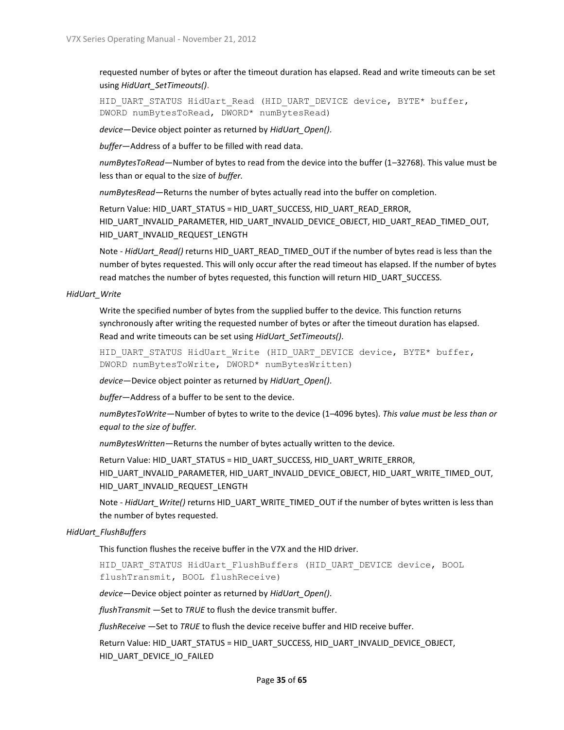requested number of bytes or after the timeout duration has elapsed. Read and write timeouts can be set using *HidUart_SetTimeouts()*.

```
HID_UART_STATUS HidUart_Read (HID_UART_DEVICE device, BYTE* buffer,
DWORD numBytesToRead, DWORD* numBytesRead)
```

*device*—Device object pointer as returned by *HidUart_Open()*.

*buffer*—Address of a buffer to be filled with read data.

*numBytesToRead*—Number of bytes to read from the device into the buffer (1–32768). This value must be less than or equal to the size of *buffer.*

*numBytesRead*—Returns the number of bytes actually read into the buffer on completion.

Return Value: HID_UART_STATUS = HID_UART_SUCCESS, HID_UART_READ_ERROR, HID_UART_INVALID_PARAMETER, HID_UART_INVALID_DEVICE_OBJECT, HID_UART_READ_TIMED_OUT, HID_UART_INVALID_REQUEST_LENGTH

Note - *HidUart_Read()* returns HID_UART_READ_TIMED_OUT if the number of bytes read is less than the number of bytes requested. This will only occur after the read timeout has elapsed. If the number of bytes read matches the number of bytes requested, this function will return HID_UART_SUCCESS.

*HidUart_Write*

Write the specified number of bytes from the supplied buffer to the device. This function returns synchronously after writing the requested number of bytes or after the timeout duration has elapsed. Read and write timeouts can be set using *HidUart_SetTimeouts()*.

```
HID_UART_STATUS HidUart_Write (HID_UART_DEVICE device, BYTE* buffer,
DWORD numBytesToWrite, DWORD* numBytesWritten)
```

*device*—Device object pointer as returned by *HidUart_Open()*.

*buffer*—Address of a buffer to be sent to the device.

*numBytesToWrite*—Number of bytes to write to the device (1–4096 bytes). *This value must be less than or equal to the size of buffer.*

*numBytesWritten*—Returns the number of bytes actually written to the device.

Return Value: HID_UART_STATUS = HID_UART_SUCCESS, HID_UART_WRITE_ERROR, HID_UART_INVALID_PARAMETER, HID_UART_INVALID_DEVICE_OBJECT, HID_UART_WRITE_TIMED_OUT, HID_UART_INVALID_REQUEST_LENGTH

Note - *HidUart_Write()* returns HID_UART_WRITE_TIMED_OUT if the number of bytes written is less than the number of bytes requested.

*HidUart_FlushBuffers*

This function flushes the receive buffer in the V7X and the HID driver.

```
HID_UART_STATUS HidUart_FlushBuffers (HID_UART_DEVICE device, BOOL
flushTransmit, BOOL flushReceive)
```

*device*—Device object pointer as returned by *HidUart_Open()*.

*flushTransmit* —Set to *TRUE* to flush the device transmit buffer.

*flushReceive* —Set to *TRUE* to flush the device receive buffer and HID receive buffer.

Return Value: HID_UART_STATUS = HID_UART_SUCCESS, HID_UART_INVALID_DEVICE_OBJECT, HID_UART_DEVICE_IO_FAILED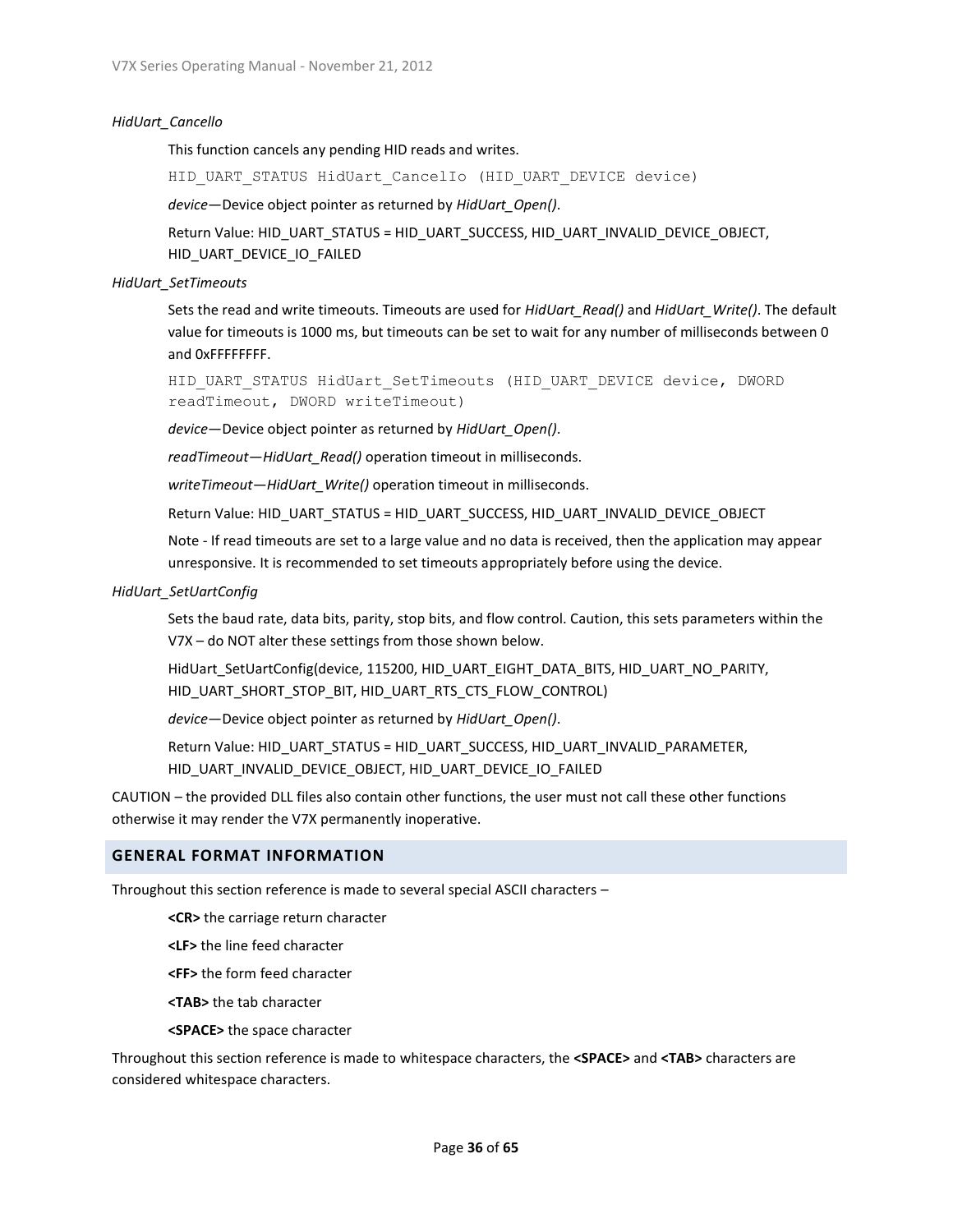*HidUart_CancelIo*

This function cancels any pending HID reads and writes.

```
HID_UART_STATUS HidUart_CancelIo (HID_UART_DEVICE device)
```

*device*—Device object pointer as returned by *HidUart_Open()*.

Return Value: HID_UART_STATUS = HID_UART_SUCCESS, HID_UART_INVALID_DEVICE_OBJECT, HID_UART_DEVICE_IO_FAILED

*HidUart_SetTimeouts*

Sets the read and write timeouts. Timeouts are used for *HidUart_Read()* and *HidUart_Write()*. The default value for timeouts is 1000 ms, but timeouts can be set to wait for any number of milliseconds between 0 and 0xFFFFFFFF.

```
HID_UART_STATUS HidUart_SetTimeouts (HID_UART_DEVICE device, DWORD
readTimeout, DWORD writeTimeout)
```

*device*—Device object pointer as returned by *HidUart_Open()*.

*readTimeout—HidUart_Read()* operation timeout in milliseconds.

*writeTimeout—HidUart_Write()* operation timeout in milliseconds.

Return Value: HID_UART_STATUS = HID_UART_SUCCESS, HID_UART_INVALID_DEVICE_OBJECT

Note - If read timeouts are set to a large value and no data is received, then the application may appear unresponsive. It is recommended to set timeouts appropriately before using the device.

*HidUart_SetUartConfig*

Sets the baud rate, data bits, parity, stop bits, and flow control. Caution, this sets parameters within the V7X – do NOT alter these settings from those shown below.

HidUart_SetUartConfig(device, 115200, HID_UART_EIGHT_DATA_BITS, HID_UART_NO_PARITY, HID_UART_SHORT_STOP_BIT, HID_UART_RTS_CTS_FLOW_CONTROL)

*device*—Device object pointer as returned by *HidUart_Open()*.

Return Value: HID_UART_STATUS = HID_UART_SUCCESS, HID_UART_INVALID_PARAMETER, HID_UART_INVALID_DEVICE_OBJECT, HID_UART_DEVICE_IO_FAILED

CAUTION – the provided DLL files also contain other functions, the user must not call these other functions otherwise it may render the V7X permanently inoperative.

## GENERAL FORMAT INFORMATION

Throughout this section reference is made to several special ASCII characters –

**<CR>** the carriage return character

**<LF>** the line feed character

**<FF>** the form feed character

**<TAB>** the tab character

**<SPACE>** the space character

Throughout this section reference is made to whitespace characters, the **<SPACE>** and **<TAB>** characters are considered whitespace characters.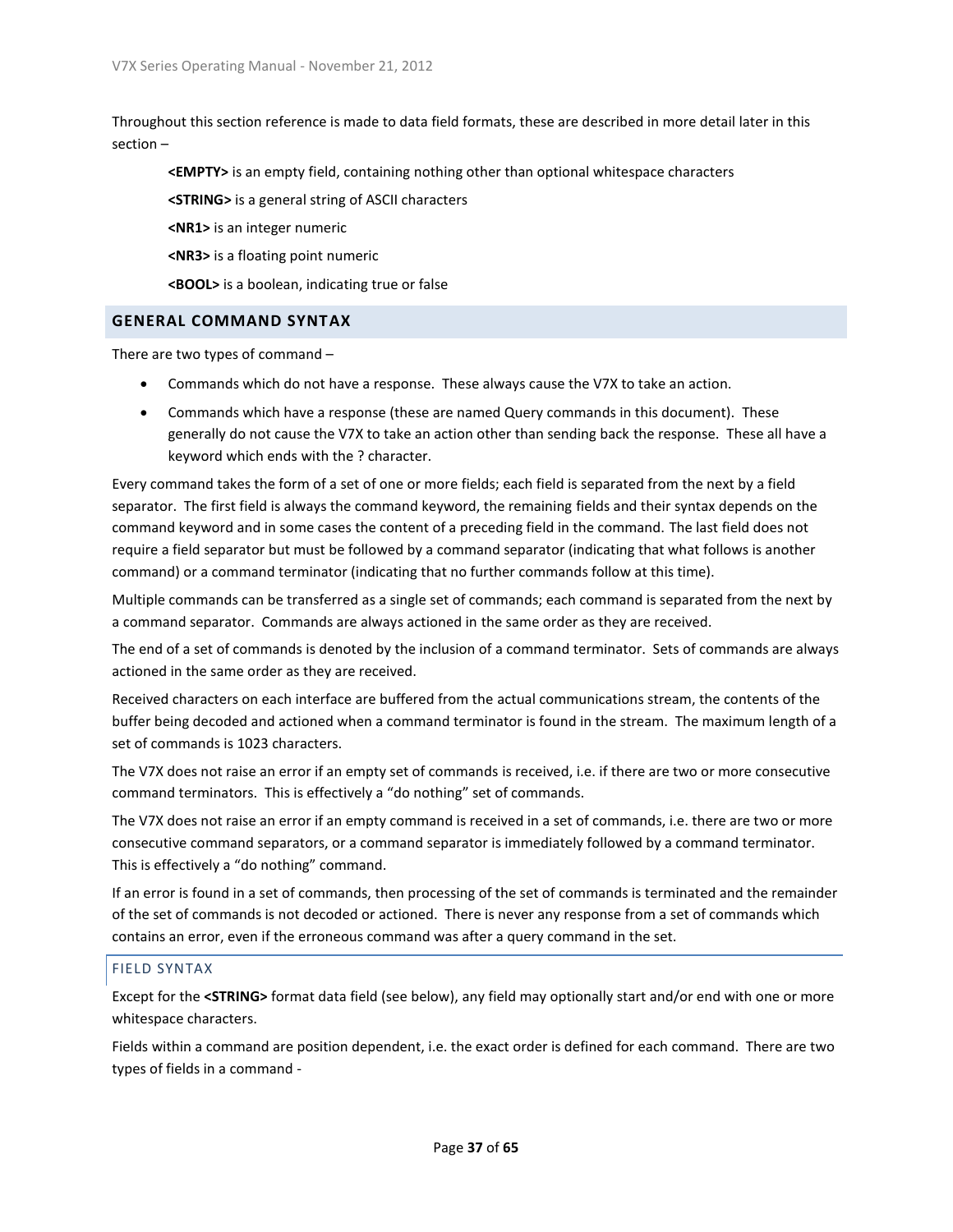Throughout this section reference is made to data field formats, these are described in more detail later in this section –

> **<EMPTY>** is an empty field, containing nothing other than optional whitespace characters
>
> **<STRING>** is a general string of ASCII characters
>
> **<NR1>** is an integer numeric
>
> **<NR3>** is a floating point numeric
>
> **<BOOL>** is a boolean, indicating true or false

## GENERAL COMMAND SYNTAX

There are two types of command –

- Commands which do not have a response. These always cause the V7X to take an action.
- Commands which have a response (these are named Query commands in this document). These generally do not cause the V7X to take an action other than sending back the response. These all have a keyword which ends with the ? character.

Every command takes the form of a set of one or more fields; each field is separated from the next by a field separator. The first field is always the command keyword, the remaining fields and their syntax depends on the command keyword and in some cases the content of a preceding field in the command. The last field does not require a field separator but must be followed by a command separator (indicating that what follows is another command) or a command terminator (indicating that no further commands follow at this time).

Multiple commands can be transferred as a single set of commands; each command is separated from the next by a command separator. Commands are always actioned in the same order as they are received.

The end of a set of commands is denoted by the inclusion of a command terminator. Sets of commands are always actioned in the same order as they are received.

Received characters on each interface are buffered from the actual communications stream, the contents of the buffer being decoded and actioned when a command terminator is found in the stream. The maximum length of a set of commands is 1023 characters.

The V7X does not raise an error if an empty set of commands is received, i.e. if there are two or more consecutive command terminators. This is effectively a "do nothing" set of commands.

The V7X does not raise an error if an empty command is received in a set of commands, i.e. there are two or more consecutive command separators, or a command separator is immediately followed by a command terminator. This is effectively a "do nothing" command.

If an error is found in a set of commands, then processing of the set of commands is terminated and the remainder of the set of commands is not decoded or actioned. There is never any response from a set of commands which contains an error, even if the erroneous command was after a query command in the set.

### FIELD SYNTAX

Except for the **<STRING>** format data field (see below), any field may optionally start and/or end with one or more whitespace characters.

Fields within a command are position dependent, i.e. the exact order is defined for each command. There are two types of fields in a command -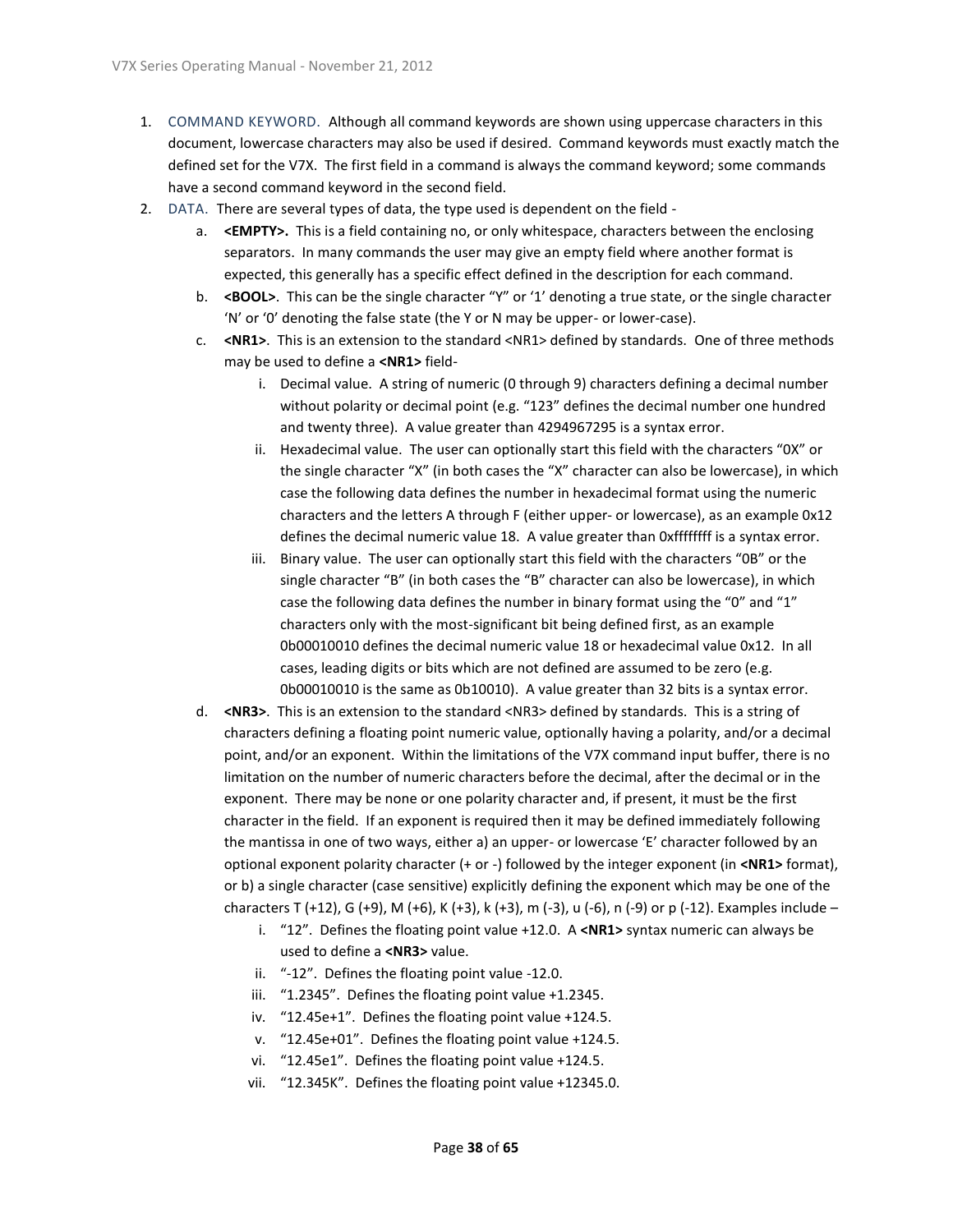1. COMMAND KEYWORD. Although all command keywords are shown using uppercase characters in this document, lowercase characters may also be used if desired. Command keywords must exactly match the defined set for the V7X. The first field in a command is always the command keyword; some commands have a second command keyword in the second field.
2. DATA. There are several types of data, the type used is dependent on the field -
   a. **<EMPTY>.** This is a field containing no, or only whitespace, characters between the enclosing separators. In many commands the user may give an empty field where another format is expected, this generally has a specific effect defined in the description for each command.
   b. **<BOOL>**. This can be the single character "Y" or '1' denoting a true state, or the single character 'N' or '0' denoting the false state (the Y or N may be upper- or lower-case).
   c. **<NR1>**. This is an extension to the standard <NR1> defined by standards. One of three methods may be used to define a **<NR1>** field-
      i. Decimal value. A string of numeric (0 through 9) characters defining a decimal number without polarity or decimal point (e.g. "123" defines the decimal number one hundred and twenty three). A value greater than 4294967295 is a syntax error.
      ii. Hexadecimal value. The user can optionally start this field with the characters "0X" or the single character "X" (in both cases the "X" character can also be lowercase), in which case the following data defines the number in hexadecimal format using the numeric characters and the letters A through F (either upper- or lowercase), as an example 0x12 defines the decimal numeric value 18. A value greater than 0xffffffff is a syntax error.
      iii. Binary value. The user can optionally start this field with the characters "0B" or the single character "B" (in both cases the "B" character can also be lowercase), in which case the following data defines the number in binary format using the "0" and "1" characters only with the most-significant bit being defined first, as an example 0b00010010 defines the decimal numeric value 18 or hexadecimal value 0x12. In all cases, leading digits or bits which are not defined are assumed to be zero (e.g. 0b00010010 is the same as 0b10010). A value greater than 32 bits is a syntax error.
   d. **<NR3>**. This is an extension to the standard <NR3> defined by standards. This is a string of characters defining a floating point numeric value, optionally having a polarity, and/or a decimal point, and/or an exponent. Within the limitations of the V7X command input buffer, there is no limitation on the number of numeric characters before the decimal, after the decimal or in the exponent. There may be none or one polarity character and, if present, it must be the first character in the field. If an exponent is required then it may be defined immediately following the mantissa in one of two ways, either a) an upper- or lowercase 'E' character followed by an optional exponent polarity character (+ or -) followed by the integer exponent (in **<NR1>** format), or b) a single character (case sensitive) explicitly defining the exponent which may be one of the characters T (+12), G (+9), M (+6), K (+3), k (+3), m (-3), u (-6), n (-9) or p (-12). Examples include –
      i. "12". Defines the floating point value +12.0. A **<NR1>** syntax numeric can always be used to define a **<NR3>** value.
      ii. "-12". Defines the floating point value -12.0.
      iii. "1.2345". Defines the floating point value +1.2345.
      iv. "12.45e+1". Defines the floating point value +124.5.
      v. "12.45e+01". Defines the floating point value +124.5.
      vi. "12.45e1". Defines the floating point value +124.5.
      vii. "12.345K". Defines the floating point value +12345.0.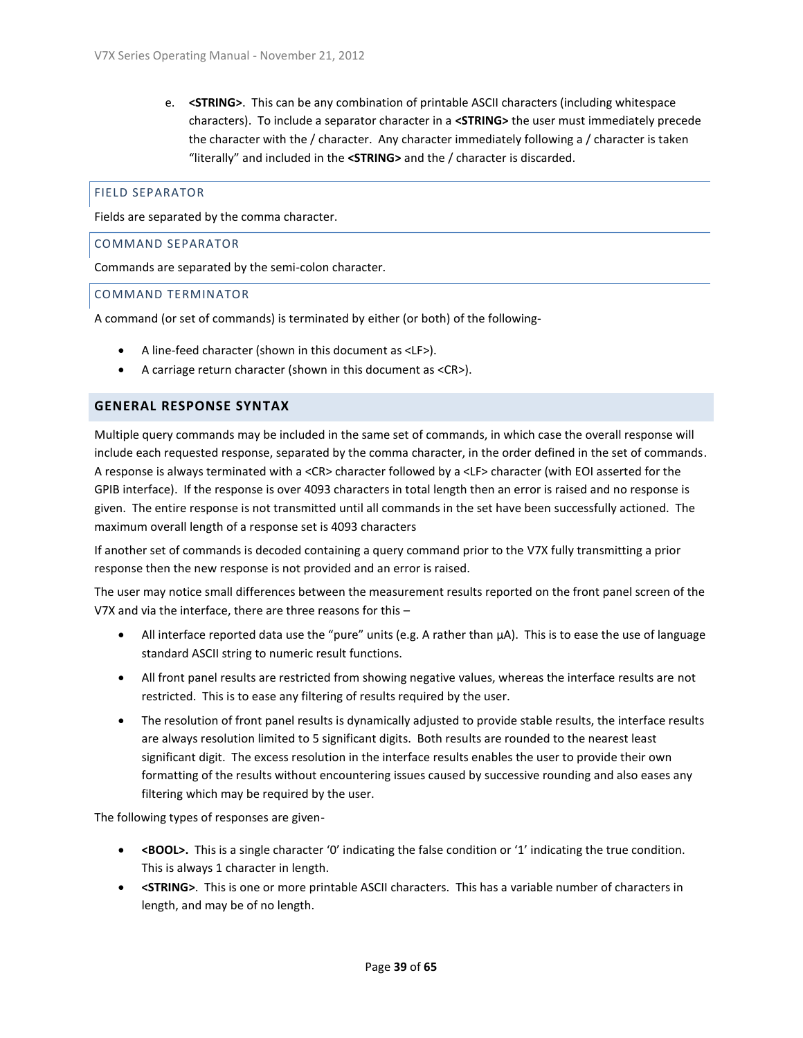e. **<STRING>**. This can be any combination of printable ASCII characters (including whitespace characters). To include a separator character in a **<STRING>** the user must immediately precede the character with the / character. Any character immediately following a / character is taken "literally" and included in the **<STRING>** and the / character is discarded.

### FIELD SEPARATOR

Fields are separated by the comma character.

### COMMAND SEPARATOR

Commands are separated by the semi-colon character.

### COMMAND TERMINATOR

A command (or set of commands) is terminated by either (or both) of the following-

- A line-feed character (shown in this document as <LF>).
- A carriage return character (shown in this document as <CR>).

## GENERAL RESPONSE SYNTAX

Multiple query commands may be included in the same set of commands, in which case the overall response will include each requested response, separated by the comma character, in the order defined in the set of commands. A response is always terminated with a <CR> character followed by a <LF> character (with EOI asserted for the GPIB interface). If the response is over 4093 characters in total length then an error is raised and no response is given. The entire response is not transmitted until all commands in the set have been successfully actioned. The maximum overall length of a response set is 4093 characters

If another set of commands is decoded containing a query command prior to the V7X fully transmitting a prior response then the new response is not provided and an error is raised.

The user may notice small differences between the measurement results reported on the front panel screen of the V7X and via the interface, there are three reasons for this –

- All interface reported data use the "pure" units (e.g. A rather than µA). This is to ease the use of language standard ASCII string to numeric result functions.
- All front panel results are restricted from showing negative values, whereas the interface results are not restricted. This is to ease any filtering of results required by the user.
- The resolution of front panel results is dynamically adjusted to provide stable results, the interface results are always resolution limited to 5 significant digits. Both results are rounded to the nearest least significant digit. The excess resolution in the interface results enables the user to provide their own formatting of the results without encountering issues caused by successive rounding and also eases any filtering which may be required by the user.

The following types of responses are given-

- **<BOOL>.** This is a single character '0' indicating the false condition or '1' indicating the true condition. This is always 1 character in length.
- **<STRING>**. This is one or more printable ASCII characters. This has a variable number of characters in length, and may be of no length.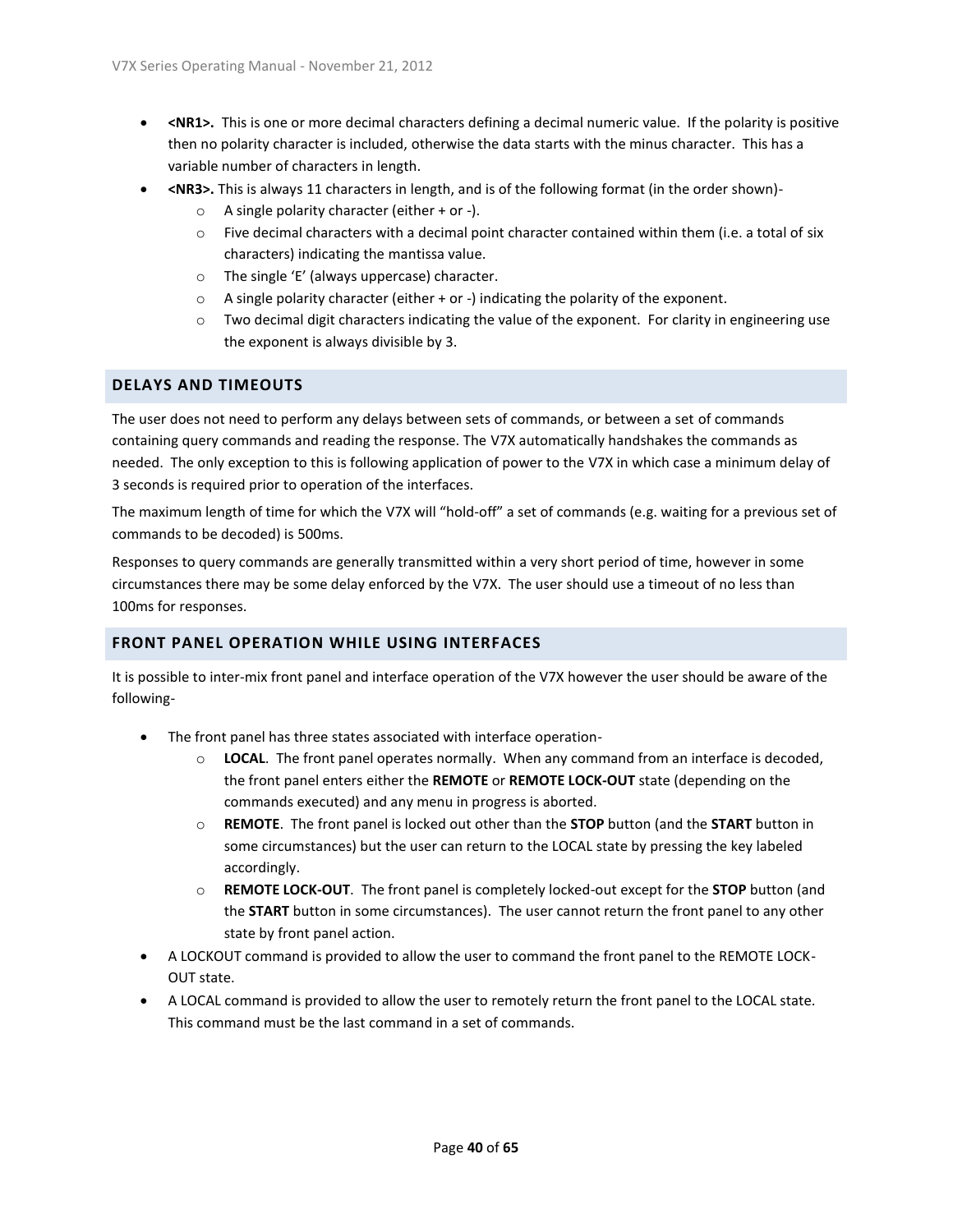- **<NR1>.** This is one or more decimal characters defining a decimal numeric value. If the polarity is positive then no polarity character is included, otherwise the data starts with the minus character. This has a variable number of characters in length.
- **<NR3>.** This is always 11 characters in length, and is of the following format (in the order shown)-
  - A single polarity character (either + or -).
  - Five decimal characters with a decimal point character contained within them (i.e. a total of six characters) indicating the mantissa value.
  - The single 'E' (always uppercase) character.
  - A single polarity character (either + or -) indicating the polarity of the exponent.
  - Two decimal digit characters indicating the value of the exponent. For clarity in engineering use the exponent is always divisible by 3.

## DELAYS AND TIMEOUTS

The user does not need to perform any delays between sets of commands, or between a set of commands containing query commands and reading the response. The V7X automatically handshakes the commands as needed. The only exception to this is following application of power to the V7X in which case a minimum delay of 3 seconds is required prior to operation of the interfaces.

The maximum length of time for which the V7X will "hold-off" a set of commands (e.g. waiting for a previous set of commands to be decoded) is 500ms.

Responses to query commands are generally transmitted within a very short period of time, however in some circumstances there may be some delay enforced by the V7X. The user should use a timeout of no less than 100ms for responses.

## FRONT PANEL OPERATION WHILE USING INTERFACES

It is possible to inter-mix front panel and interface operation of the V7X however the user should be aware of the following-

- The front panel has three states associated with interface operation-
  - **LOCAL**. The front panel operates normally. When any command from an interface is decoded, the front panel enters either the **REMOTE** or **REMOTE LOCK-OUT** state (depending on the commands executed) and any menu in progress is aborted.
  - **REMOTE**. The front panel is locked out other than the **STOP** button (and the **START** button in some circumstances) but the user can return to the LOCAL state by pressing the key labeled accordingly.
  - **REMOTE LOCK-OUT**. The front panel is completely locked-out except for the **STOP** button (and the **START** button in some circumstances). The user cannot return the front panel to any other state by front panel action.
- A LOCKOUT command is provided to allow the user to command the front panel to the REMOTE LOCK-OUT state.
- A LOCAL command is provided to allow the user to remotely return the front panel to the LOCAL state. This command must be the last command in a set of commands.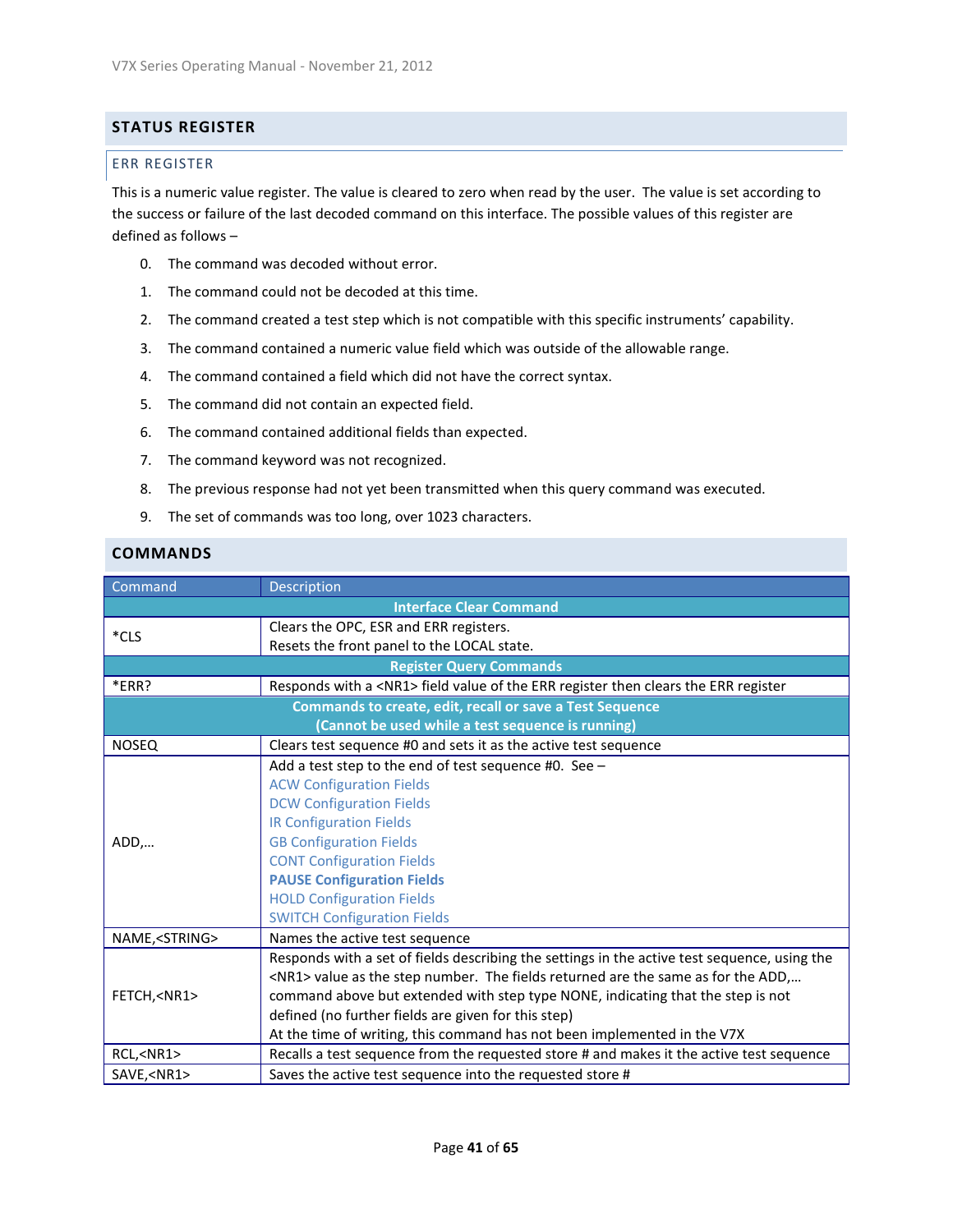## STATUS REGISTER

### ERR REGISTER

This is a numeric value register. The value is cleared to zero when read by the user. The value is set according to the success or failure of the last decoded command on this interface. The possible values of this register are defined as follows –

0. The command was decoded without error.
1. The command could not be decoded at this time.
2. The command created a test step which is not compatible with this specific instruments' capability.
3. The command contained a numeric value field which was outside of the allowable range.
4. The command contained a field which did not have the correct syntax.
5. The command did not contain an expected field.
6. The command contained additional fields than expected.
7. The command keyword was not recognized.
8. The previous response had not yet been transmitted when this query command was executed.
9. The set of commands was too long, over 1023 characters.

## COMMANDS

| Command | Description |
|---|---|
| **Interface Clear Command** | |
| *CLS | Clears the OPC, ESR and ERR registers.<br>Resets the front panel to the LOCAL state. |
| **Register Query Commands** | |
| *ERR? | Responds with a <NR1> field value of the ERR register then clears the ERR register |
| **Commands to create, edit, recall or save a Test Sequence (Cannot be used while a test sequence is running)** | |
| NOSEQ | Clears test sequence #0 and sets it as the active test sequence |
| ADD,… | Add a test step to the end of test sequence #0. See –<br>ACW Configuration Fields<br>DCW Configuration Fields<br>IR Configuration Fields<br>GB Configuration Fields<br>CONT Configuration Fields<br>**PAUSE Configuration Fields**<br>HOLD Configuration Fields<br>SWITCH Configuration Fields |
| NAME,<STRING> | Names the active test sequence |
| FETCH,<NR1> | Responds with a set of fields describing the settings in the active test sequence, using the <NR1> value as the step number. The fields returned are the same as for the ADD,… command above but extended with step type NONE, indicating that the step is not defined (no further fields are given for this step)<br>At the time of writing, this command has not been implemented in the V7X |
| RCL,<NR1> | Recalls a test sequence from the requested store # and makes it the active test sequence |
| SAVE,<NR1> | Saves the active test sequence into the requested store # |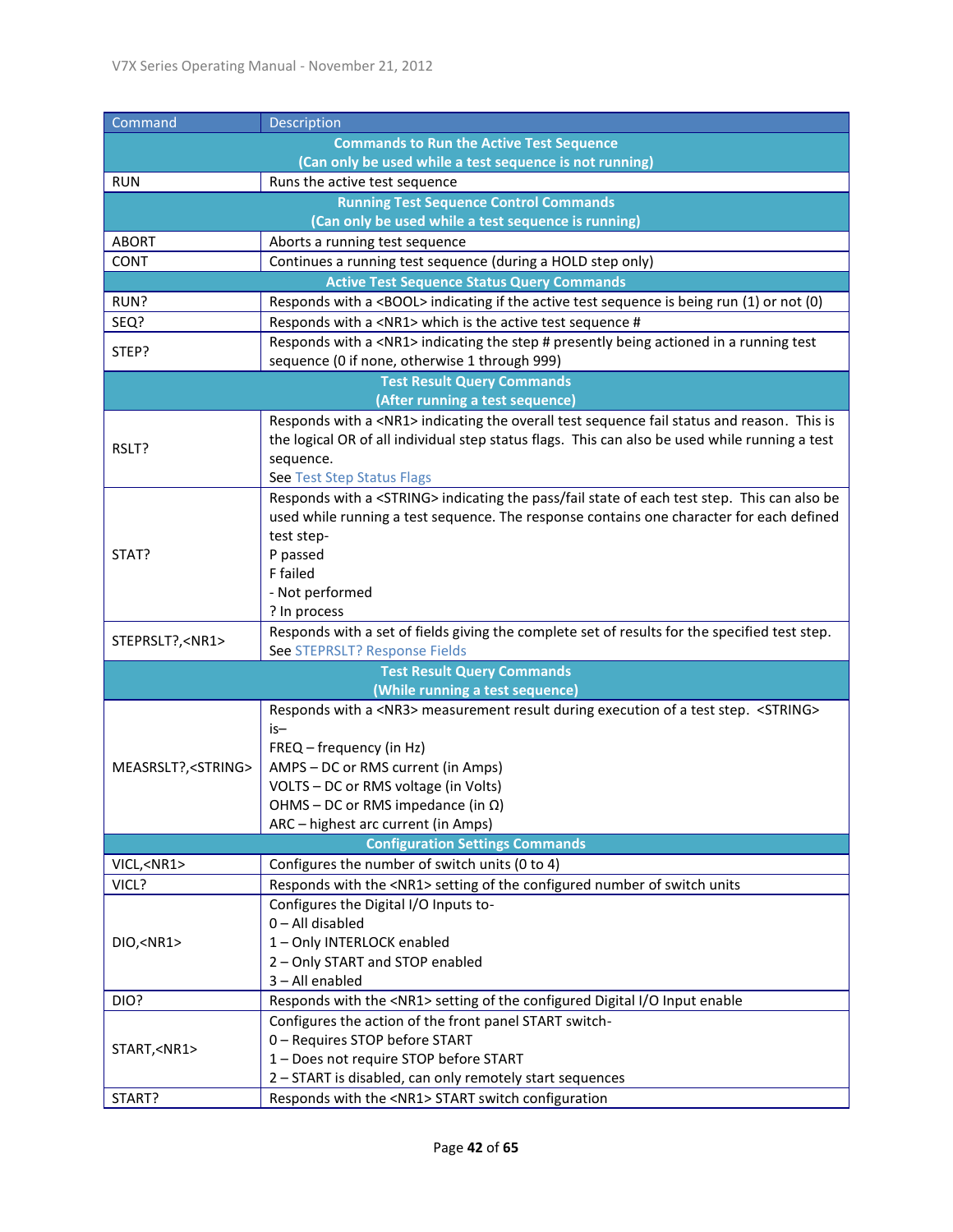| Command | Description |
|---|---|
| **Commands to Run the Active Test Sequence (Can only be used while a test sequence is not running)** | |
| RUN | Runs the active test sequence |
| **Running Test Sequence Control Commands (Can only be used while a test sequence is running)** | |
| ABORT | Aborts a running test sequence |
| CONT | Continues a running test sequence (during a HOLD step only) |
| **Active Test Sequence Status Query Commands** | |
| RUN? | Responds with a <BOOL> indicating if the active test sequence is being run (1) or not (0) |
| SEQ? | Responds with a <NR1> which is the active test sequence # |
| STEP? | Responds with a <NR1> indicating the step # presently being actioned in a running test sequence (0 if none, otherwise 1 through 999) |
| **Test Result Query Commands (After running a test sequence)** | |
| RSLT? | Responds with a <NR1> indicating the overall test sequence fail status and reason. This is the logical OR of all individual step status flags. This can also be used while running a test sequence.<br>See Test Step Status Flags |
| STAT? | Responds with a <STRING> indicating the pass/fail state of each test step. This can also be used while running a test sequence. The response contains one character for each defined test step-<br>P passed<br>F failed<br>- Not performed<br>? In process |
| STEPRSLT?,<NR1> | Responds with a set of fields giving the complete set of results for the specified test step.<br>See STEPRSLT? Response Fields |
| **Test Result Query Commands (While running a test sequence)** | |
| MEASRSLT?,<STRING> | Responds with a <NR3> measurement result during execution of a test step. <STRING> is–<br>FREQ – frequency (in Hz)<br>AMPS – DC or RMS current (in Amps)<br>VOLTS – DC or RMS voltage (in Volts)<br>OHMS – DC or RMS impedance (in Ω)<br>ARC – highest arc current (in Amps) |
| **Configuration Settings Commands** | |
| VICL,<NR1> | Configures the number of switch units (0 to 4) |
| VICL? | Responds with the <NR1> setting of the configured number of switch units |
| DIO,<NR1> | Configures the Digital I/O Inputs to-<br>0 – All disabled<br>1 – Only INTERLOCK enabled<br>2 – Only START and STOP enabled<br>3 – All enabled |
| DIO? | Responds with the <NR1> setting of the configured Digital I/O Input enable |
| START,<NR1> | Configures the action of the front panel START switch-<br>0 – Requires STOP before START<br>1 – Does not require STOP before START<br>2 – START is disabled, can only remotely start sequences |
| START? | Responds with the <NR1> START switch configuration |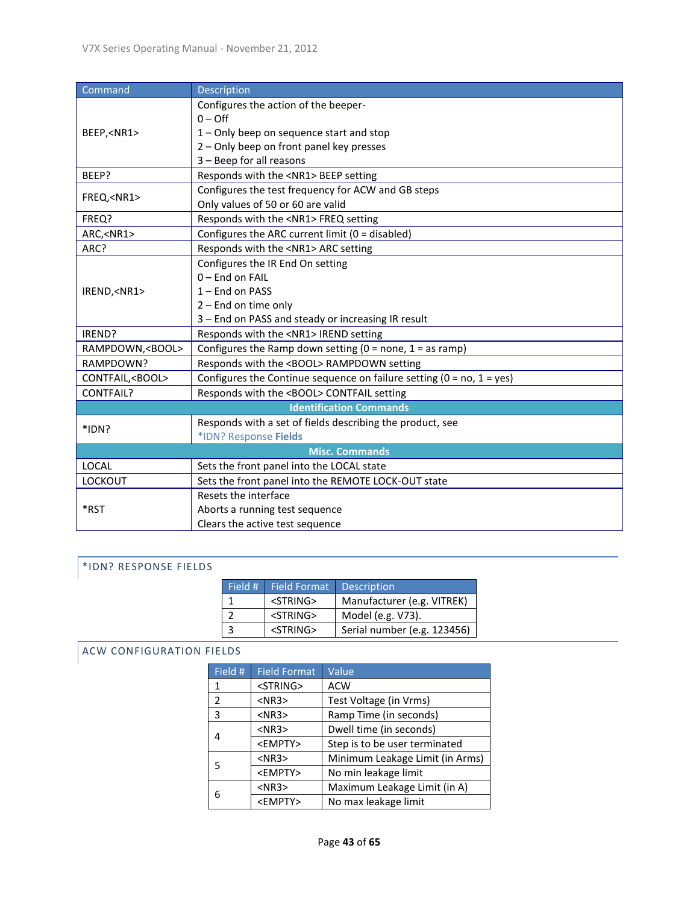| Command | Description |
|---|---|
| BEEP,<NR1> | Configures the action of the beeper-<br>0 – Off<br>1 – Only beep on sequence start and stop<br>2 – Only beep on front panel key presses<br>3 – Beep for all reasons |
| BEEP? | Responds with the <NR1> BEEP setting |
| FREQ,<NR1> | Configures the test frequency for ACW and GB steps<br>Only values of 50 or 60 are valid |
| FREQ? | Responds with the <NR1> FREQ setting |
| ARC,<NR1> | Configures the ARC current limit (0 = disabled) |
| ARC? | Responds with the <NR1> ARC setting |
| IREND,<NR1> | Configures the IR End On setting<br>0 – End on FAIL<br>1 – End on PASS<br>2 – End on time only<br>3 – End on PASS and steady or increasing IR result |
| IREND? | Responds with the <NR1> IREND setting |
| RAMPDOWN,<BOOL> | Configures the Ramp down setting (0 = none, 1 = as ramp) |
| RAMPDOWN? | Responds with the <BOOL> RAMPDOWN setting |
| CONTFAIL,<BOOL> | Configures the Continue sequence on failure setting (0 = no, 1 = yes) |
| CONTFAIL? | Responds with the <BOOL> CONTFAIL setting |
| **Identification Commands** | |
| *IDN? | Responds with a set of fields describing the product, see *IDN? Response **Fields** |
| **Misc. Commands** | |
| LOCAL | Sets the front panel into the LOCAL state |
| LOCKOUT | Sets the front panel into the REMOTE LOCK-OUT state |
| *RST | Resets the interface<br>Aborts a running test sequence<br>Clears the active test sequence |

## *IDN? RESPONSE FIELDS

| Field # | Field Format | Description |
|---|---|---|
| 1 | <STRING> | Manufacturer (e.g. VITREK) |
| 2 | <STRING> | Model (e.g. V73). |
| 3 | <STRING> | Serial number (e.g. 123456) |

## ACW CONFIGURATION FIELDS

| Field # | Field Format | Value |
|---|---|---|
| 1 | <STRING> | ACW |
| 2 | <NR3> | Test Voltage (in Vrms) |
| 3 | <NR3> | Ramp Time (in seconds) |
| 4 | <NR3> | Dwell time (in seconds) |
| | <EMPTY> | Step is to be user terminated |
| 5 | <NR3> | Minimum Leakage Limit (in Arms) |
| | <EMPTY> | No min leakage limit |
| 6 | <NR3> | Maximum Leakage Limit (in A) |
| | <EMPTY> | No max leakage limit |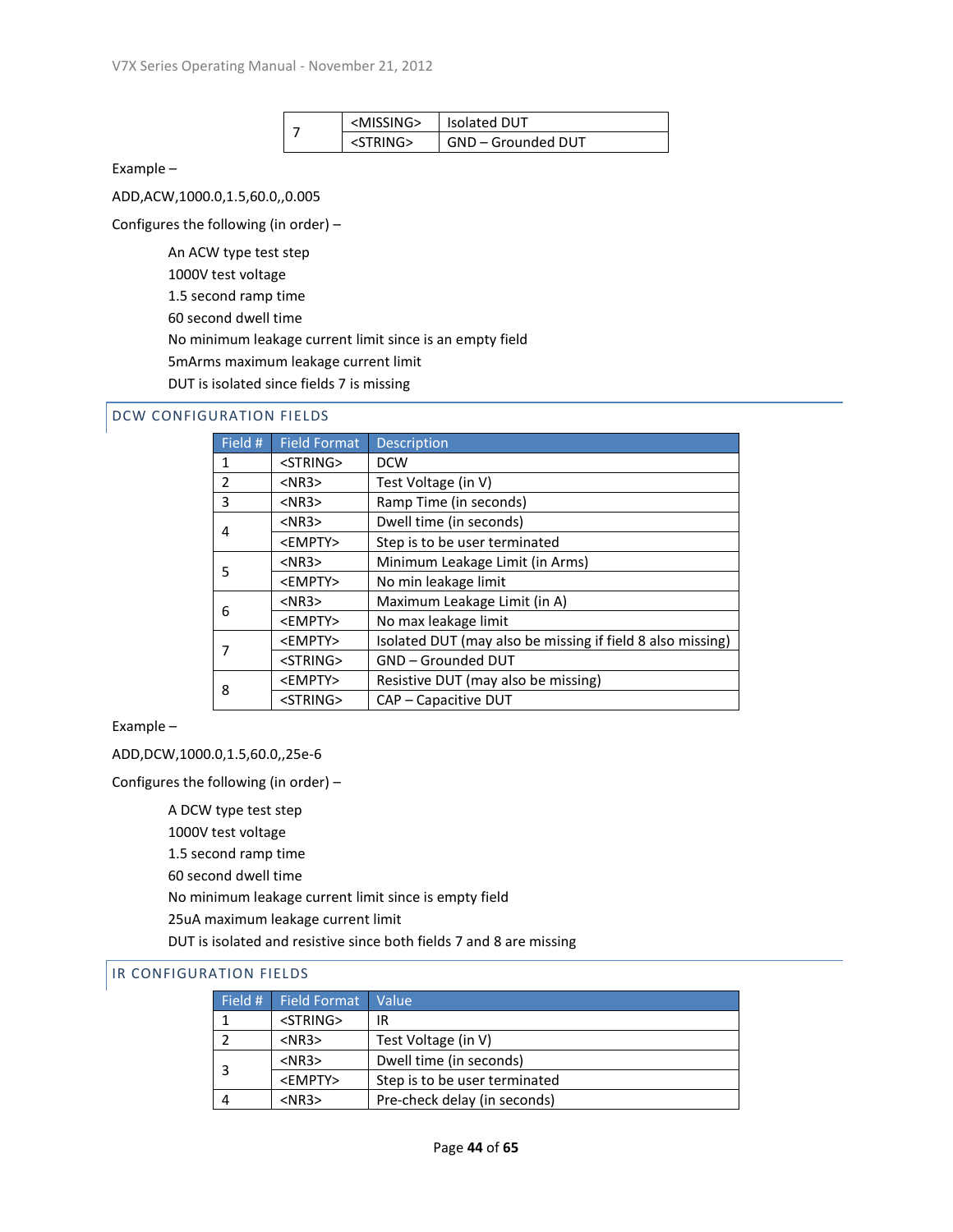| 7 | <MISSING> | Isolated DUT |
|---|---|---|
| | <STRING> | GND – Grounded DUT |

Example –

ADD,ACW,1000.0,1.5,60.0,,0.005

Configures the following (in order) –

An ACW type test step
1000V test voltage
1.5 second ramp time
60 second dwell time
No minimum leakage current limit since is an empty field
5mArms maximum leakage current limit
DUT is isolated since fields 7 is missing

## DCW CONFIGURATION FIELDS

| Field # | Field Format | Description |
|---|---|---|
| 1 | <STRING> | DCW |
| 2 | <NR3> | Test Voltage (in V) |
| 3 | <NR3> | Ramp Time (in seconds) |
| 4 | <NR3> | Dwell time (in seconds) |
| | <EMPTY> | Step is to be user terminated |
| 5 | <NR3> | Minimum Leakage Limit (in Arms) |
| | <EMPTY> | No min leakage limit |
| 6 | <NR3> | Maximum Leakage Limit (in A) |
| | <EMPTY> | No max leakage limit |
| 7 | <EMPTY> | Isolated DUT (may also be missing if field 8 also missing) |
| | <STRING> | GND – Grounded DUT |
| 8 | <EMPTY> | Resistive DUT (may also be missing) |
| | <STRING> | CAP – Capacitive DUT |

Example –

ADD,DCW,1000.0,1.5,60.0,,25e-6

Configures the following (in order) –

A DCW type test step
1000V test voltage
1.5 second ramp time
60 second dwell time
No minimum leakage current limit since is empty field
25uA maximum leakage current limit
DUT is isolated and resistive since both fields 7 and 8 are missing

## IR CONFIGURATION FIELDS

| Field # | Field Format | Value |
|---|---|---|
| 1 | <STRING> | IR |
| 2 | <NR3> | Test Voltage (in V) |
| 3 | <NR3> | Dwell time (in seconds) |
| | <EMPTY> | Step is to be user terminated |
| 4 | <NR3> | Pre-check delay (in seconds) |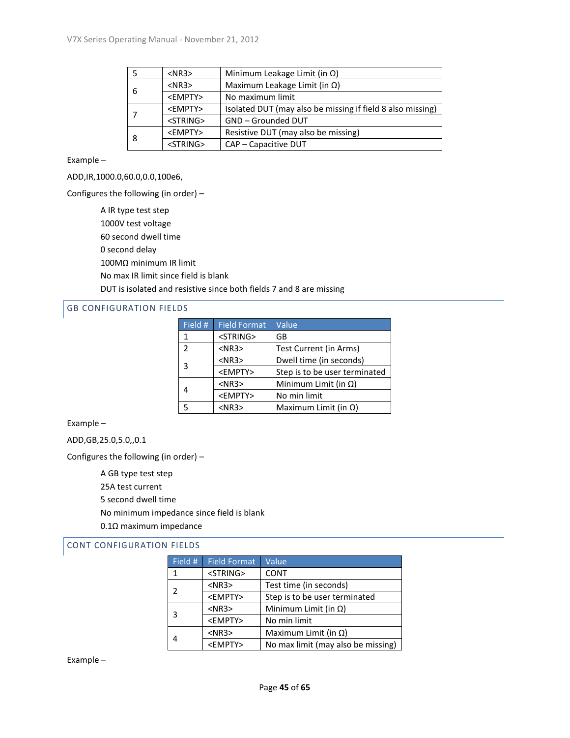| | | |
|---|---|---|
| 5 | <NR3> | Minimum Leakage Limit (in Ω) |
| 6 | <NR3> | Maximum Leakage Limit (in Ω) |
| | <EMPTY> | No maximum limit |
| 7 | <EMPTY> | Isolated DUT (may also be missing if field 8 also missing) |
| | <STRING> | GND – Grounded DUT |
| 8 | <EMPTY> | Resistive DUT (may also be missing) |
| | <STRING> | CAP – Capacitive DUT |

Example –

ADD,IR,1000.0,60.0,0.0,100e6,

Configures the following (in order) –

- A IR type test step
- 1000V test voltage
- 60 second dwell time
- 0 second delay
- 100MΩ minimum IR limit
- No max IR limit since field is blank
- DUT is isolated and resistive since both fields 7 and 8 are missing

## GB CONFIGURATION FIELDS

| Field # | Field Format | Value |
|---|---|---|
| 1 | <STRING> | GB |
| 2 | <NR3> | Test Current (in Arms) |
| 3 | <NR3> | Dwell time (in seconds) |
| | <EMPTY> | Step is to be user terminated |
| 4 | <NR3> | Minimum Limit (in Ω) |
| | <EMPTY> | No min limit |
| 5 | <NR3> | Maximum Limit (in Ω) |

Example –

ADD,GB,25.0,5.0,,0.1

Configures the following (in order) –

- A GB type test step
- 25A test current
- 5 second dwell time
- No minimum impedance since field is blank
- 0.1Ω maximum impedance

## CONT CONFIGURATION FIELDS

| Field # | Field Format | Value |
|---|---|---|
| 1 | <STRING> | CONT |
| 2 | <NR3> | Test time (in seconds) |
| | <EMPTY> | Step is to be user terminated |
| 3 | <NR3> | Minimum Limit (in Ω) |
| | <EMPTY> | No min limit |
| 4 | <NR3> | Maximum Limit (in Ω) |
| | <EMPTY> | No max limit (may also be missing) |

Example –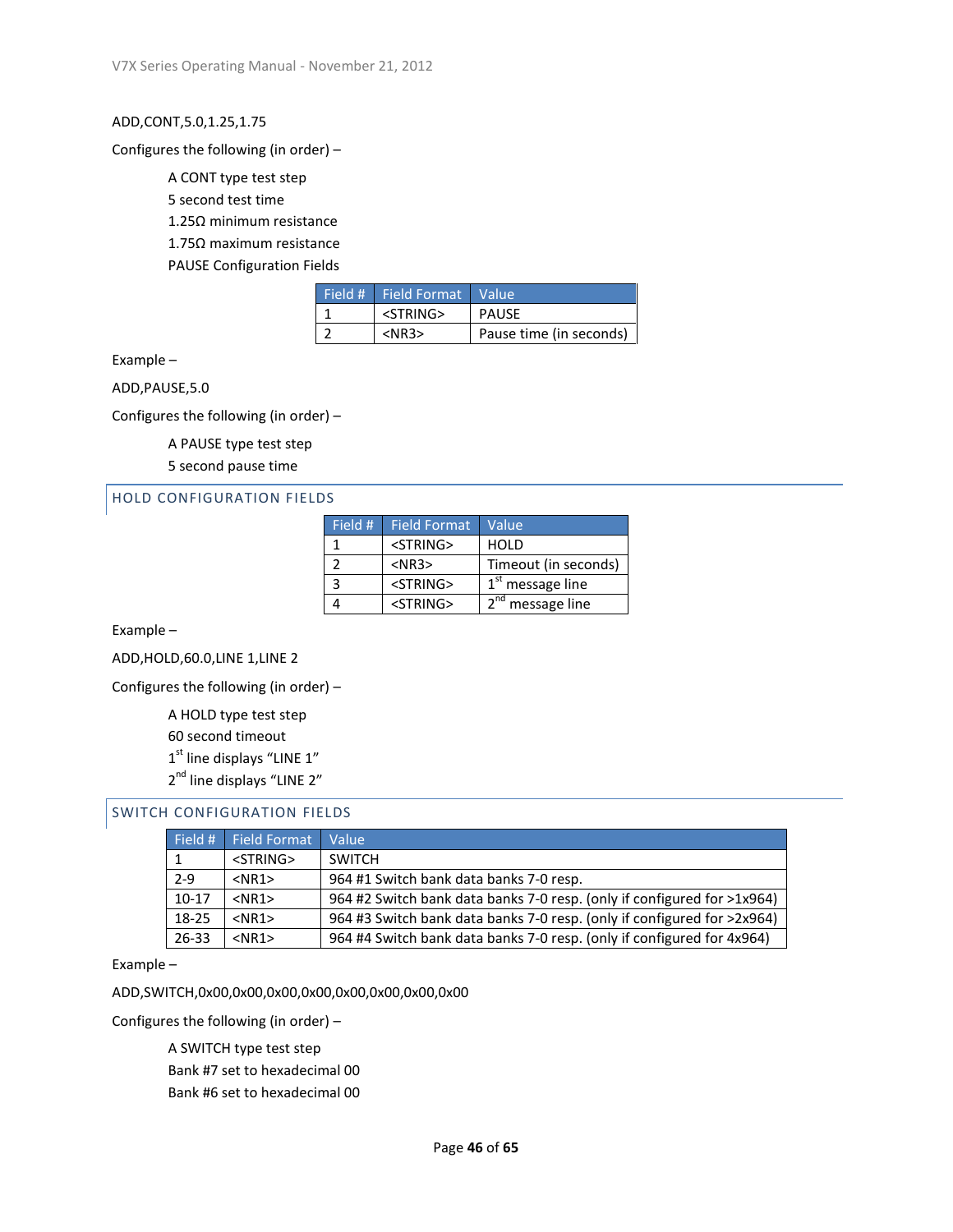ADD,CONT,5.0,1.25,1.75

Configures the following (in order) –

A CONT type test step
5 second test time
1.25Ω minimum resistance
1.75Ω maximum resistance
PAUSE Configuration Fields

| Field # | Field Format | Value |
|---|---|---|
| 1 | <STRING> | PAUSE |
| 2 | <NR3> | Pause time (in seconds) |

Example –

ADD,PAUSE,5.0

Configures the following (in order) –

A PAUSE type test step
5 second pause time

## HOLD CONFIGURATION FIELDS

| Field # | Field Format | Value |
|---|---|---|
| 1 | <STRING> | HOLD |
| 2 | <NR3> | Timeout (in seconds) |
| 3 | <STRING> | 1st message line |
| 4 | <STRING> | 2nd message line |

Example –

ADD,HOLD,60.0,LINE 1,LINE 2

Configures the following (in order) –

A HOLD type test step
60 second timeout
1st line displays "LINE 1"
2nd line displays "LINE 2"

## SWITCH CONFIGURATION FIELDS

| Field # | Field Format | Value |
|---|---|---|
| 1 | <STRING> | SWITCH |
| 2-9 | <NR1> | 964 #1 Switch bank data banks 7-0 resp. |
| 10-17 | <NR1> | 964 #2 Switch bank data banks 7-0 resp. (only if configured for >1x964) |
| 18-25 | <NR1> | 964 #3 Switch bank data banks 7-0 resp. (only if configured for >2x964) |
| 26-33 | <NR1> | 964 #4 Switch bank data banks 7-0 resp. (only if configured for 4x964) |

Example –

ADD,SWITCH,0x00,0x00,0x00,0x00,0x00,0x00,0x00,0x00

Configures the following (in order) –

A SWITCH type test step
Bank #7 set to hexadecimal 00
Bank #6 set to hexadecimal 00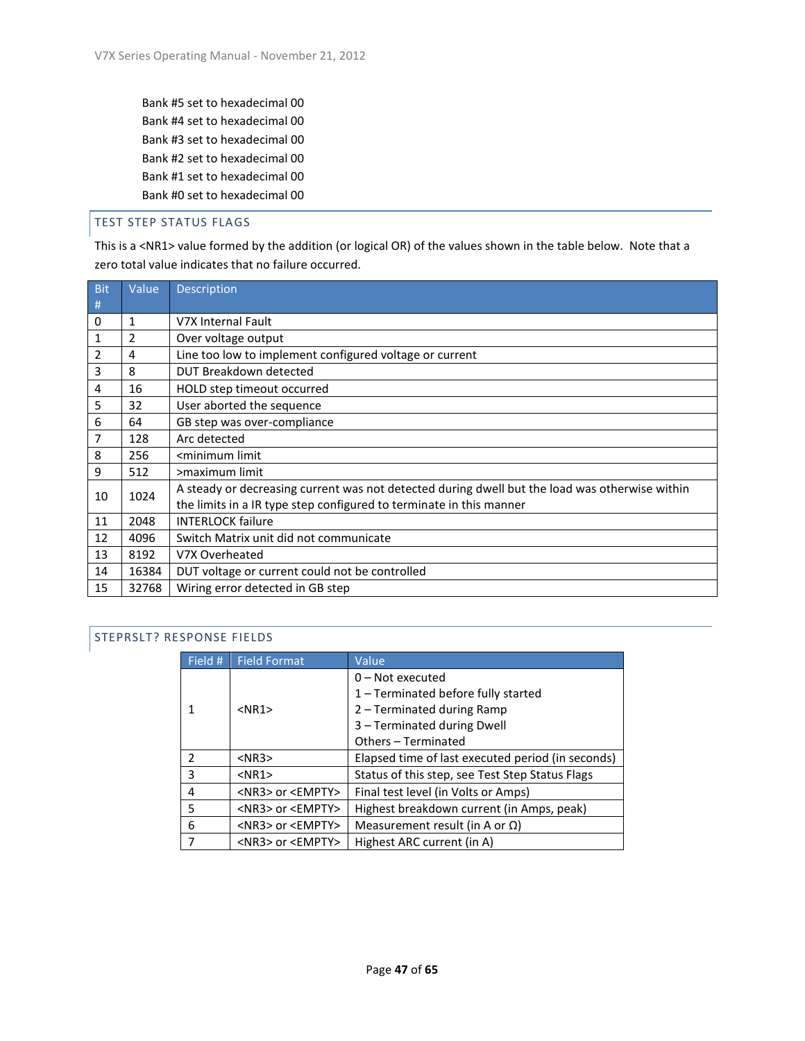Bank #5 set to hexadecimal 00

Bank #4 set to hexadecimal 00

Bank #3 set to hexadecimal 00

Bank #2 set to hexadecimal 00

Bank #1 set to hexadecimal 00

Bank #0 set to hexadecimal 00

## TEST STEP STATUS FLAGS

This is a <NR1> value formed by the addition (or logical OR) of the values shown in the table below. Note that a zero total value indicates that no failure occurred.

| Bit # | Value | Description |
|---|---|---|
| 0 | 1 | V7X Internal Fault |
| 1 | 2 | Over voltage output |
| 2 | 4 | Line too low to implement configured voltage or current |
| 3 | 8 | DUT Breakdown detected |
| 4 | 16 | HOLD step timeout occurred |
| 5 | 32 | User aborted the sequence |
| 6 | 64 | GB step was over-compliance |
| 7 | 128 | Arc detected |
| 8 | 256 | <minimum limit |
| 9 | 512 | >maximum limit |
| 10 | 1024 | A steady or decreasing current was not detected during dwell but the load was otherwise within the limits in a IR type step configured to terminate in this manner |
| 11 | 2048 | INTERLOCK failure |
| 12 | 4096 | Switch Matrix unit did not communicate |
| 13 | 8192 | V7X Overheated |
| 14 | 16384 | DUT voltage or current could not be controlled |
| 15 | 32768 | Wiring error detected in GB step |

## STEPRSLT? RESPONSE FIELDS

| Field # | Field Format | Value |
|---|---|---|
| 1 | <NR1> | 0 – Not executed<br>1 – Terminated before fully started<br>2 – Terminated during Ramp<br>3 – Terminated during Dwell<br>Others – Terminated |
| 2 | <NR3> | Elapsed time of last executed period (in seconds) |
| 3 | <NR1> | Status of this step, see Test Step Status Flags |
| 4 | <NR3> or <EMPTY> | Final test level (in Volts or Amps) |
| 5 | <NR3> or <EMPTY> | Highest breakdown current (in Amps, peak) |
| 6 | <NR3> or <EMPTY> | Measurement result (in A or Ω) |
| 7 | <NR3> or <EMPTY> | Highest ARC current (in A) |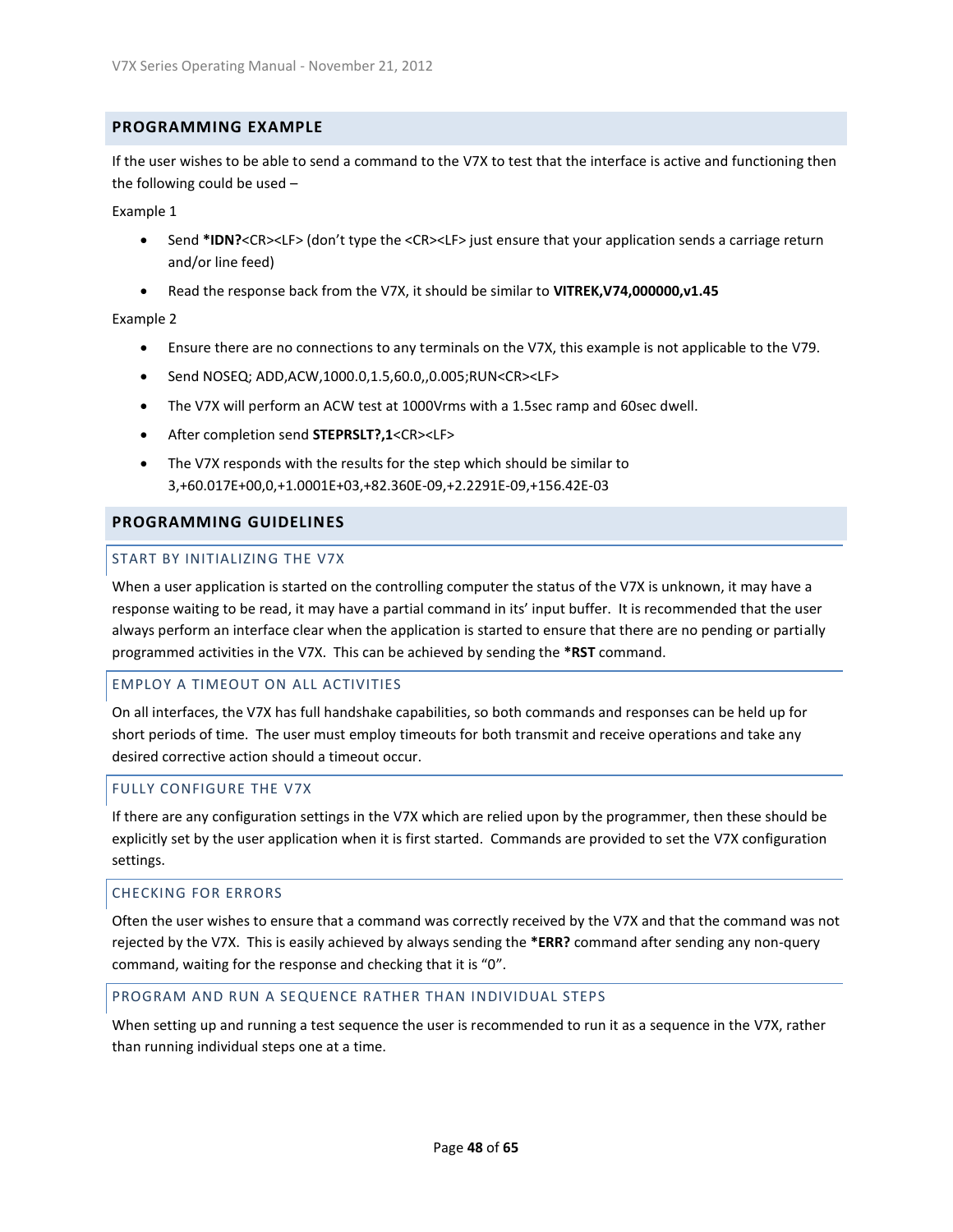## PROGRAMMING EXAMPLE

If the user wishes to be able to send a command to the V7X to test that the interface is active and functioning then the following could be used –

Example 1

- Send **\*IDN?**<CR><LF> (don't type the <CR><LF> just ensure that your application sends a carriage return and/or line feed)
- Read the response back from the V7X, it should be similar to **VITREK,V74,000000,v1.45**

Example 2

- Ensure there are no connections to any terminals on the V7X, this example is not applicable to the V79.
- Send NOSEQ; ADD,ACW,1000.0,1.5,60.0,,0.005;RUN<CR><LF>
- The V7X will perform an ACW test at 1000Vrms with a 1.5sec ramp and 60sec dwell.
- After completion send **STEPRSLT?,1**<CR><LF>
- The V7X responds with the results for the step which should be similar to 3,+60.017E+00,0,+1.0001E+03,+82.360E-09,+2.2291E-09,+156.42E-03

## PROGRAMMING GUIDELINES

### START BY INITIALIZING THE V7X

When a user application is started on the controlling computer the status of the V7X is unknown, it may have a response waiting to be read, it may have a partial command in its' input buffer. It is recommended that the user always perform an interface clear when the application is started to ensure that there are no pending or partially programmed activities in the V7X. This can be achieved by sending the **\*RST** command.

### EMPLOY A TIMEOUT ON ALL ACTIVITIES

On all interfaces, the V7X has full handshake capabilities, so both commands and responses can be held up for short periods of time. The user must employ timeouts for both transmit and receive operations and take any desired corrective action should a timeout occur.

### FULLY CONFIGURE THE V7X

If there are any configuration settings in the V7X which are relied upon by the programmer, then these should be explicitly set by the user application when it is first started. Commands are provided to set the V7X configuration settings.

### CHECKING FOR ERRORS

Often the user wishes to ensure that a command was correctly received by the V7X and that the command was not rejected by the V7X. This is easily achieved by always sending the **\*ERR?** command after sending any non-query command, waiting for the response and checking that it is "0".

### PROGRAM AND RUN A SEQUENCE RATHER THAN INDIVIDUAL STEPS

When setting up and running a test sequence the user is recommended to run it as a sequence in the V7X, rather than running individual steps one at a time.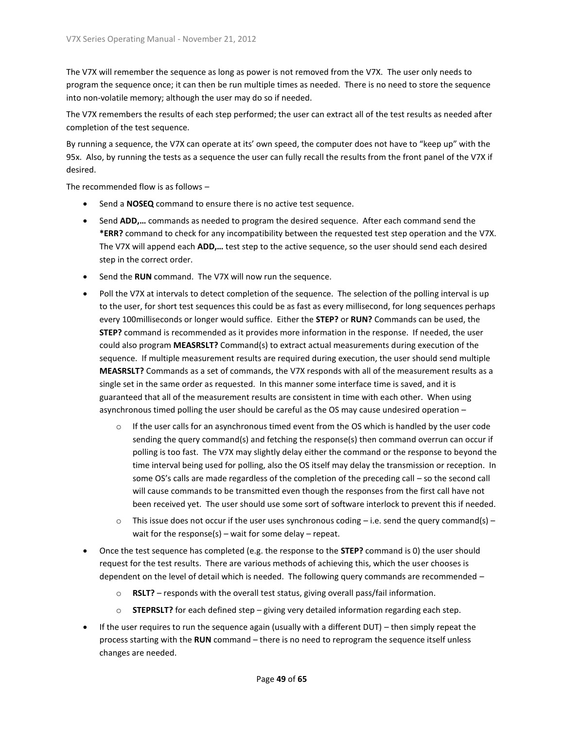The V7X will remember the sequence as long as power is not removed from the V7X. The user only needs to program the sequence once; it can then be run multiple times as needed. There is no need to store the sequence into non-volatile memory; although the user may do so if needed.

The V7X remembers the results of each step performed; the user can extract all of the test results as needed after completion of the test sequence.

By running a sequence, the V7X can operate at its' own speed, the computer does not have to "keep up" with the 95x. Also, by running the tests as a sequence the user can fully recall the results from the front panel of the V7X if desired.

The recommended flow is as follows –

- Send a **NOSEQ** command to ensure there is no active test sequence.
- Send **ADD,…** commands as needed to program the desired sequence. After each command send the **\*ERR?** command to check for any incompatibility between the requested test step operation and the V7X. The V7X will append each **ADD,…** test step to the active sequence, so the user should send each desired step in the correct order.
- Send the **RUN** command. The V7X will now run the sequence.
- Poll the V7X at intervals to detect completion of the sequence. The selection of the polling interval is up to the user, for short test sequences this could be as fast as every millisecond, for long sequences perhaps every 100milliseconds or longer would suffice. Either the **STEP?** or **RUN?** Commands can be used, the **STEP?** command is recommended as it provides more information in the response. If needed, the user could also program **MEASRSLT?** Command(s) to extract actual measurements during execution of the sequence. If multiple measurement results are required during execution, the user should send multiple **MEASRSLT?** Commands as a set of commands, the V7X responds with all of the measurement results as a single set in the same order as requested. In this manner some interface time is saved, and it is guaranteed that all of the measurement results are consistent in time with each other. When using asynchronous timed polling the user should be careful as the OS may cause undesired operation –
    - If the user calls for an asynchronous timed event from the OS which is handled by the user code sending the query command(s) and fetching the response(s) then command overrun can occur if polling is too fast. The V7X may slightly delay either the command or the response to beyond the time interval being used for polling, also the OS itself may delay the transmission or reception. In some OS's calls are made regardless of the completion of the preceding call – so the second call will cause commands to be transmitted even though the responses from the first call have not been received yet. The user should use some sort of software interlock to prevent this if needed.
    - This issue does not occur if the user uses synchronous coding – i.e. send the query command(s) – wait for the response(s) – wait for some delay – repeat.
- Once the test sequence has completed (e.g. the response to the **STEP?** command is 0) the user should request for the test results. There are various methods of achieving this, which the user chooses is dependent on the level of detail which is needed. The following query commands are recommended –
    - **RSLT?** – responds with the overall test status, giving overall pass/fail information.
    - **STEPRSLT?** for each defined step – giving very detailed information regarding each step.
- If the user requires to run the sequence again (usually with a different DUT) – then simply repeat the process starting with the **RUN** command – there is no need to reprogram the sequence itself unless changes are needed.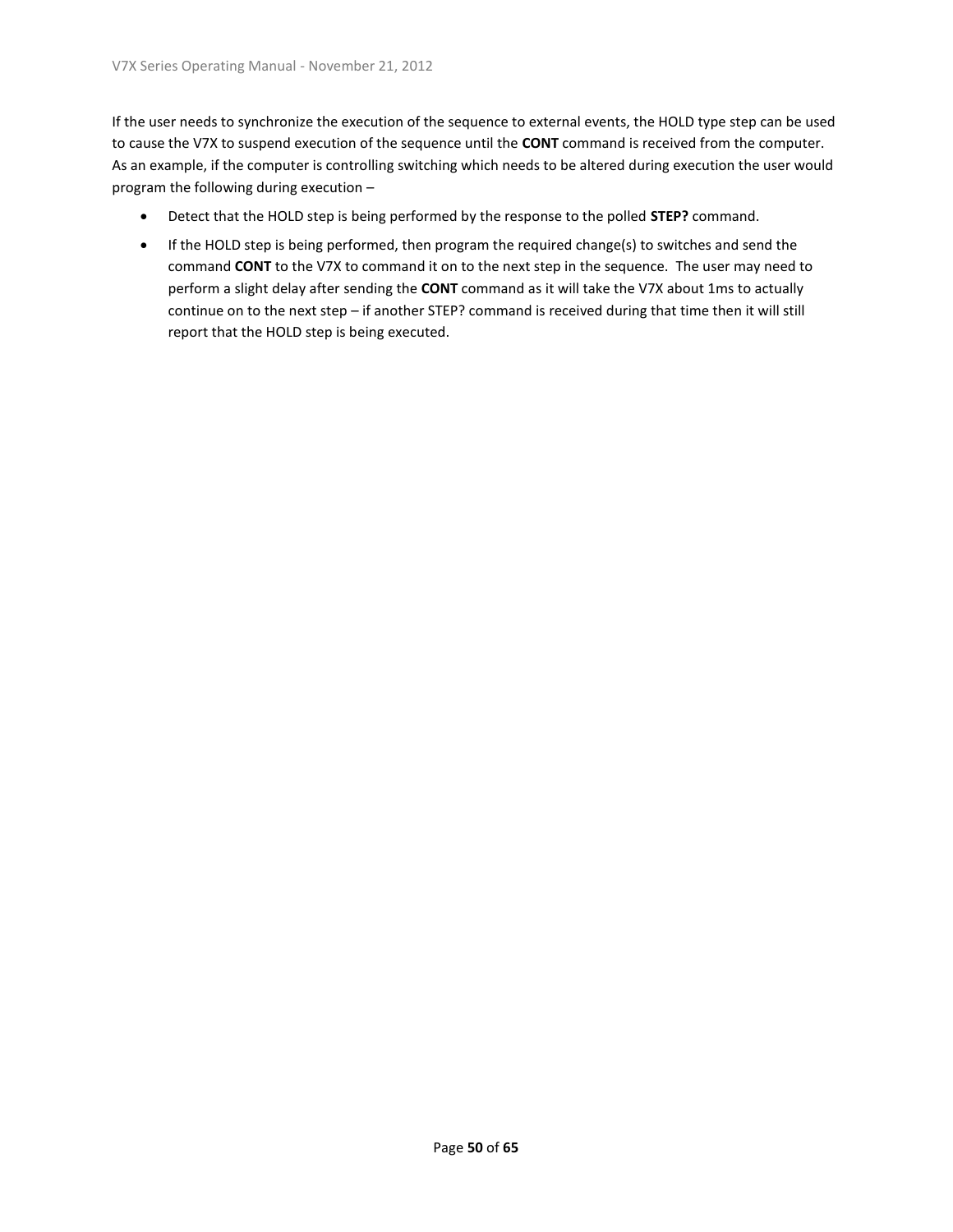If the user needs to synchronize the execution of the sequence to external events, the HOLD type step can be used to cause the V7X to suspend execution of the sequence until the **CONT** command is received from the computer. As an example, if the computer is controlling switching which needs to be altered during execution the user would program the following during execution –

- Detect that the HOLD step is being performed by the response to the polled **STEP?** command.
- If the HOLD step is being performed, then program the required change(s) to switches and send the command **CONT** to the V7X to command it on to the next step in the sequence. The user may need to perform a slight delay after sending the **CONT** command as it will take the V7X about 1ms to actually continue on to the next step – if another STEP? command is received during that time then it will still report that the HOLD step is being executed.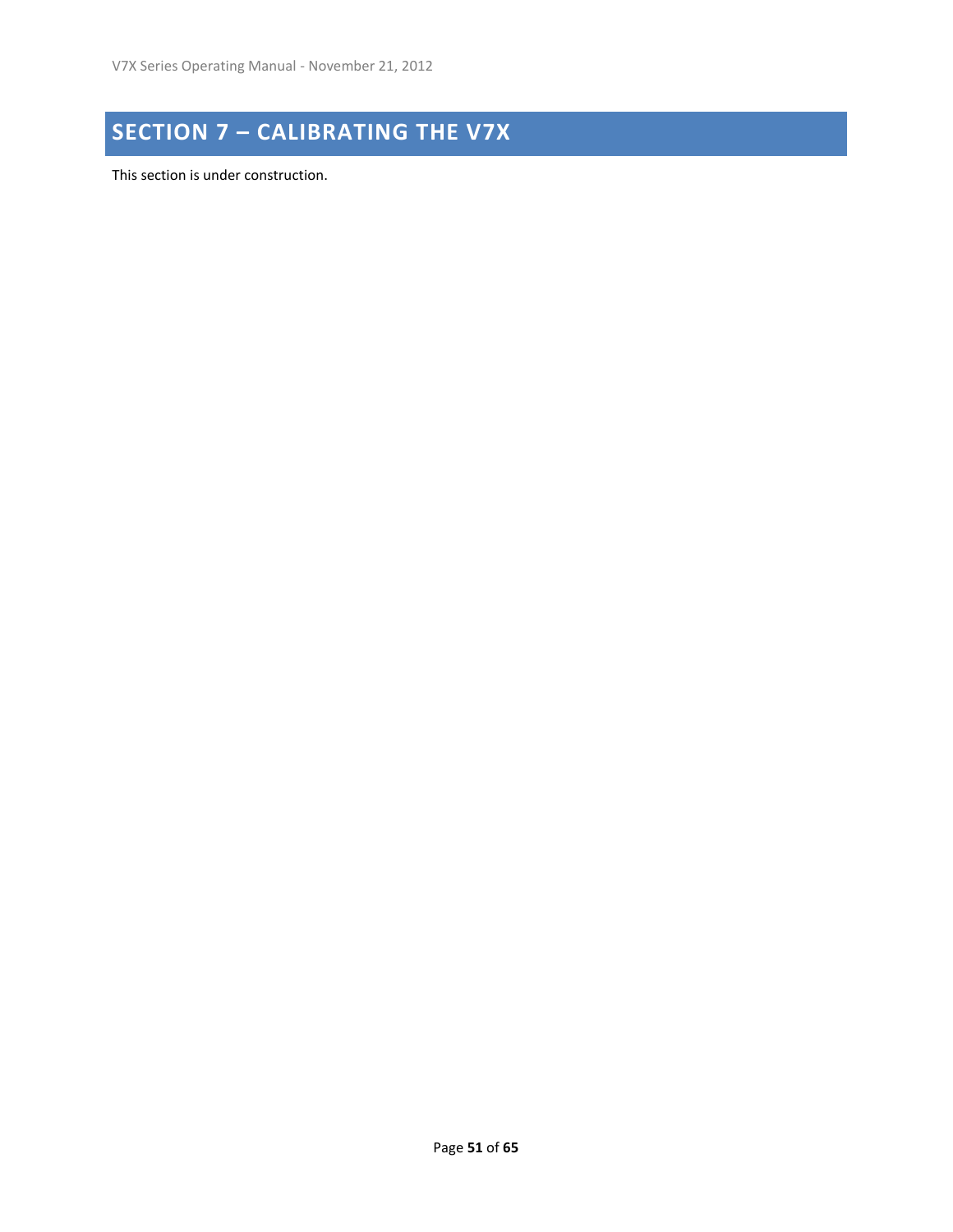# SECTION 7 – CALIBRATING THE V7X

This section is under construction.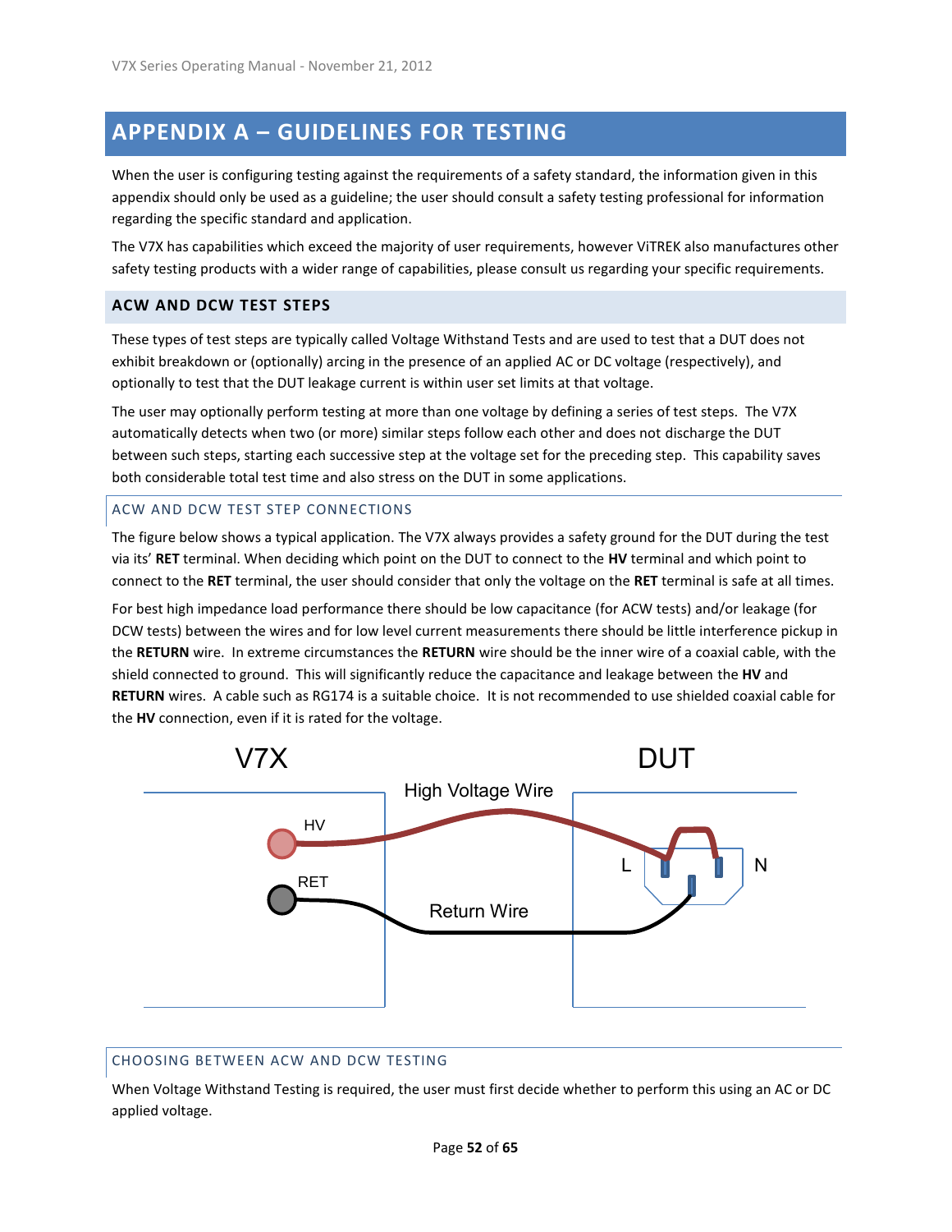# APPENDIX A – GUIDELINES FOR TESTING

When the user is configuring testing against the requirements of a safety standard, the information given in this appendix should only be used as a guideline; the user should consult a safety testing professional for information regarding the specific standard and application.

The V7X has capabilities which exceed the majority of user requirements, however ViTREK also manufactures other safety testing products with a wider range of capabilities, please consult us regarding your specific requirements.

## ACW AND DCW TEST STEPS

These types of test steps are typically called Voltage Withstand Tests and are used to test that a DUT does not exhibit breakdown or (optionally) arcing in the presence of an applied AC or DC voltage (respectively), and optionally to test that the DUT leakage current is within user set limits at that voltage.

The user may optionally perform testing at more than one voltage by defining a series of test steps. The V7X automatically detects when two (or more) similar steps follow each other and does not discharge the DUT between such steps, starting each successive step at the voltage set for the preceding step. This capability saves both considerable total test time and also stress on the DUT in some applications.

### ACW AND DCW TEST STEP CONNECTIONS

The figure below shows a typical application. The V7X always provides a safety ground for the DUT during the test via its' **RET** terminal. When deciding which point on the DUT to connect to the **HV** terminal and which point to connect to the **RET** terminal, the user should consider that only the voltage on the **RET** terminal is safe at all times.

For best high impedance load performance there should be low capacitance (for ACW tests) and/or leakage (for DCW tests) between the wires and for low level current measurements there should be little interference pickup in the **RETURN** wire. In extreme circumstances the **RETURN** wire should be the inner wire of a coaxial cable, with the shield connected to ground. This will significantly reduce the capacitance and leakage between the **HV** and **RETURN** wires. A cable such as RG174 is a suitable choice. It is not recommended to use shielded coaxial cable for the **HV** connection, even if it is rated for the voltage.

### CHOOSING BETWEEN ACW AND DCW TESTING

When Voltage Withstand Testing is required, the user must first decide whether to perform this using an AC or DC applied voltage.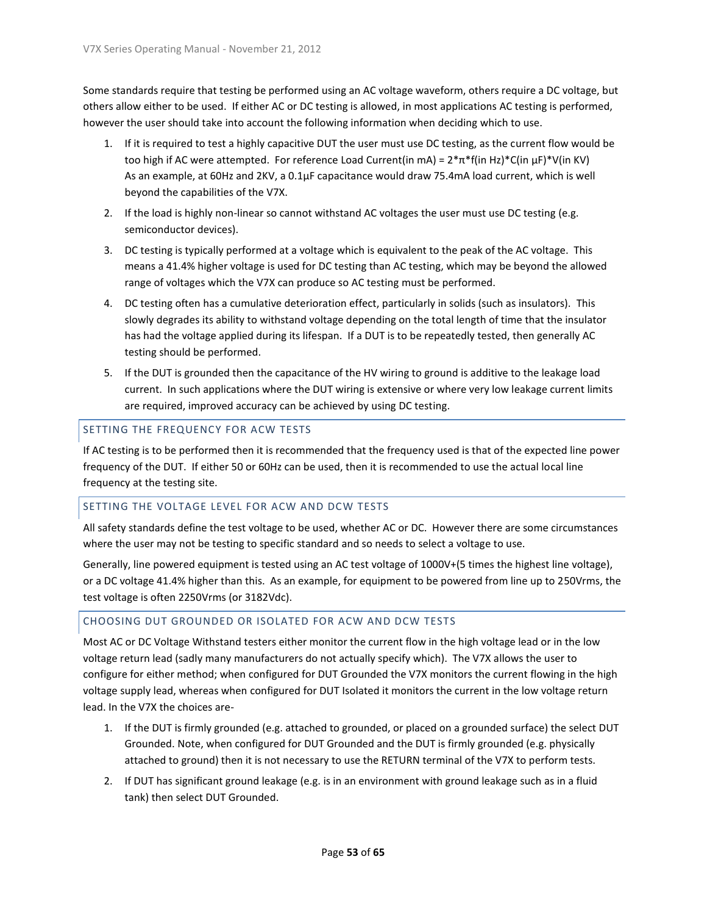Some standards require that testing be performed using an AC voltage waveform, others require a DC voltage, but others allow either to be used. If either AC or DC testing is allowed, in most applications AC testing is performed, however the user should take into account the following information when deciding which to use.

1. If it is required to test a highly capacitive DUT the user must use DC testing, as the current flow would be too high if AC were attempted. For reference Load Current(in mA) = 2*π*f(in Hz)*C(in µF)*V(in KV) As an example, at 60Hz and 2KV, a 0.1µF capacitance would draw 75.4mA load current, which is well beyond the capabilities of the V7X.
2. If the load is highly non-linear so cannot withstand AC voltages the user must use DC testing (e.g. semiconductor devices).
3. DC testing is typically performed at a voltage which is equivalent to the peak of the AC voltage. This means a 41.4% higher voltage is used for DC testing than AC testing, which may be beyond the allowed range of voltages which the V7X can produce so AC testing must be performed.
4. DC testing often has a cumulative deterioration effect, particularly in solids (such as insulators). This slowly degrades its ability to withstand voltage depending on the total length of time that the insulator has had the voltage applied during its lifespan. If a DUT is to be repeatedly tested, then generally AC testing should be performed.
5. If the DUT is grounded then the capacitance of the HV wiring to ground is additive to the leakage load current. In such applications where the DUT wiring is extensive or where very low leakage current limits are required, improved accuracy can be achieved by using DC testing.

## SETTING THE FREQUENCY FOR ACW TESTS

If AC testing is to be performed then it is recommended that the frequency used is that of the expected line power frequency of the DUT. If either 50 or 60Hz can be used, then it is recommended to use the actual local line frequency at the testing site.

## SETTING THE VOLTAGE LEVEL FOR ACW AND DCW TESTS

All safety standards define the test voltage to be used, whether AC or DC. However there are some circumstances where the user may not be testing to specific standard and so needs to select a voltage to use.

Generally, line powered equipment is tested using an AC test voltage of 1000V+(5 times the highest line voltage), or a DC voltage 41.4% higher than this. As an example, for equipment to be powered from line up to 250Vrms, the test voltage is often 2250Vrms (or 3182Vdc).

## CHOOSING DUT GROUNDED OR ISOLATED FOR ACW AND DCW TESTS

Most AC or DC Voltage Withstand testers either monitor the current flow in the high voltage lead or in the low voltage return lead (sadly many manufacturers do not actually specify which). The V7X allows the user to configure for either method; when configured for DUT Grounded the V7X monitors the current flowing in the high voltage supply lead, whereas when configured for DUT Isolated it monitors the current in the low voltage return lead. In the V7X the choices are-

1. If the DUT is firmly grounded (e.g. attached to grounded, or placed on a grounded surface) the select DUT Grounded. Note, when configured for DUT Grounded and the DUT is firmly grounded (e.g. physically attached to ground) then it is not necessary to use the RETURN terminal of the V7X to perform tests.
2. If DUT has significant ground leakage (e.g. is in an environment with ground leakage such as in a fluid tank) then select DUT Grounded.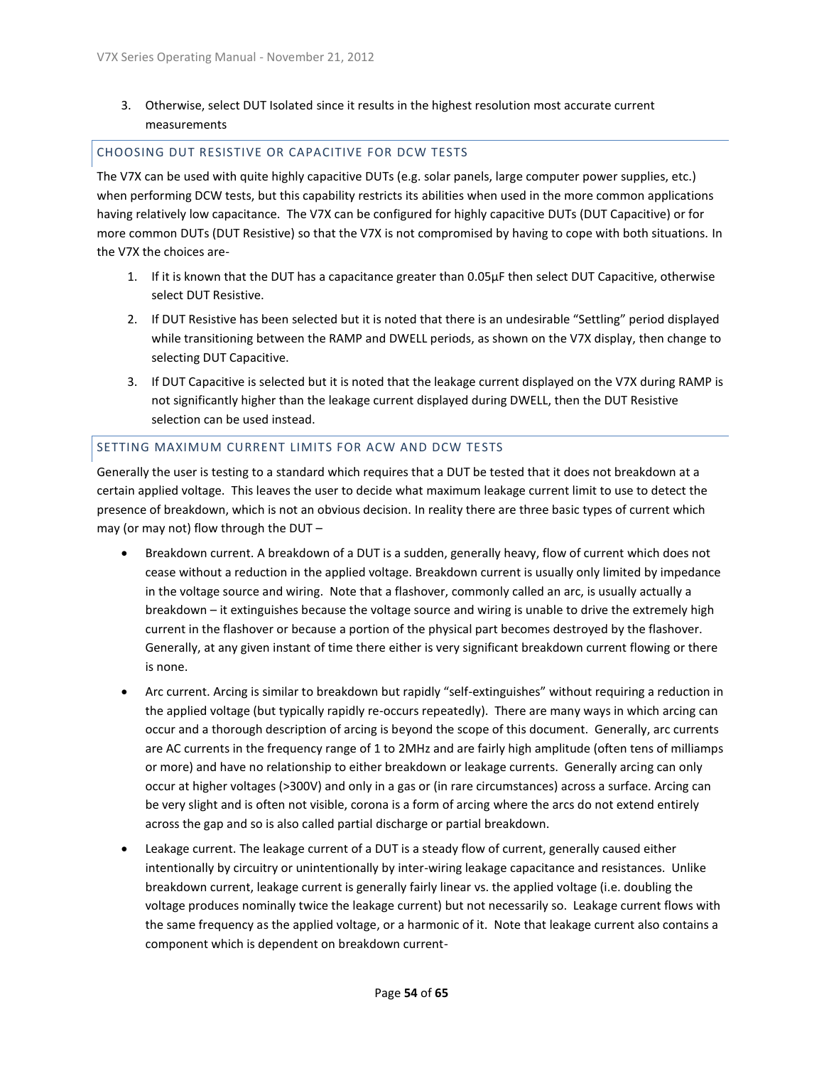3. Otherwise, select DUT Isolated since it results in the highest resolution most accurate current measurements

## CHOOSING DUT RESISTIVE OR CAPACITIVE FOR DCW TESTS

The V7X can be used with quite highly capacitive DUTs (e.g. solar panels, large computer power supplies, etc.) when performing DCW tests, but this capability restricts its abilities when used in the more common applications having relatively low capacitance. The V7X can be configured for highly capacitive DUTs (DUT Capacitive) or for more common DUTs (DUT Resistive) so that the V7X is not compromised by having to cope with both situations. In the V7X the choices are-

1. If it is known that the DUT has a capacitance greater than 0.05µF then select DUT Capacitive, otherwise select DUT Resistive.
2. If DUT Resistive has been selected but it is noted that there is an undesirable "Settling" period displayed while transitioning between the RAMP and DWELL periods, as shown on the V7X display, then change to selecting DUT Capacitive.
3. If DUT Capacitive is selected but it is noted that the leakage current displayed on the V7X during RAMP is not significantly higher than the leakage current displayed during DWELL, then the DUT Resistive selection can be used instead.

## SETTING MAXIMUM CURRENT LIMITS FOR ACW AND DCW TESTS

Generally the user is testing to a standard which requires that a DUT be tested that it does not breakdown at a certain applied voltage. This leaves the user to decide what maximum leakage current limit to use to detect the presence of breakdown, which is not an obvious decision. In reality there are three basic types of current which may (or may not) flow through the DUT –

- Breakdown current. A breakdown of a DUT is a sudden, generally heavy, flow of current which does not cease without a reduction in the applied voltage. Breakdown current is usually only limited by impedance in the voltage source and wiring. Note that a flashover, commonly called an arc, is usually actually a breakdown – it extinguishes because the voltage source and wiring is unable to drive the extremely high current in the flashover or because a portion of the physical part becomes destroyed by the flashover. Generally, at any given instant of time there either is very significant breakdown current flowing or there is none.
- Arc current. Arcing is similar to breakdown but rapidly "self-extinguishes" without requiring a reduction in the applied voltage (but typically rapidly re-occurs repeatedly). There are many ways in which arcing can occur and a thorough description of arcing is beyond the scope of this document. Generally, arc currents are AC currents in the frequency range of 1 to 2MHz and are fairly high amplitude (often tens of milliamps or more) and have no relationship to either breakdown or leakage currents. Generally arcing can only occur at higher voltages (>300V) and only in a gas or (in rare circumstances) across a surface. Arcing can be very slight and is often not visible, corona is a form of arcing where the arcs do not extend entirely across the gap and so is also called partial discharge or partial breakdown.
- Leakage current. The leakage current of a DUT is a steady flow of current, generally caused either intentionally by circuitry or unintentionally by inter-wiring leakage capacitance and resistances. Unlike breakdown current, leakage current is generally fairly linear vs. the applied voltage (i.e. doubling the voltage produces nominally twice the leakage current) but not necessarily so. Leakage current flows with the same frequency as the applied voltage, or a harmonic of it. Note that leakage current also contains a component which is dependent on breakdown current-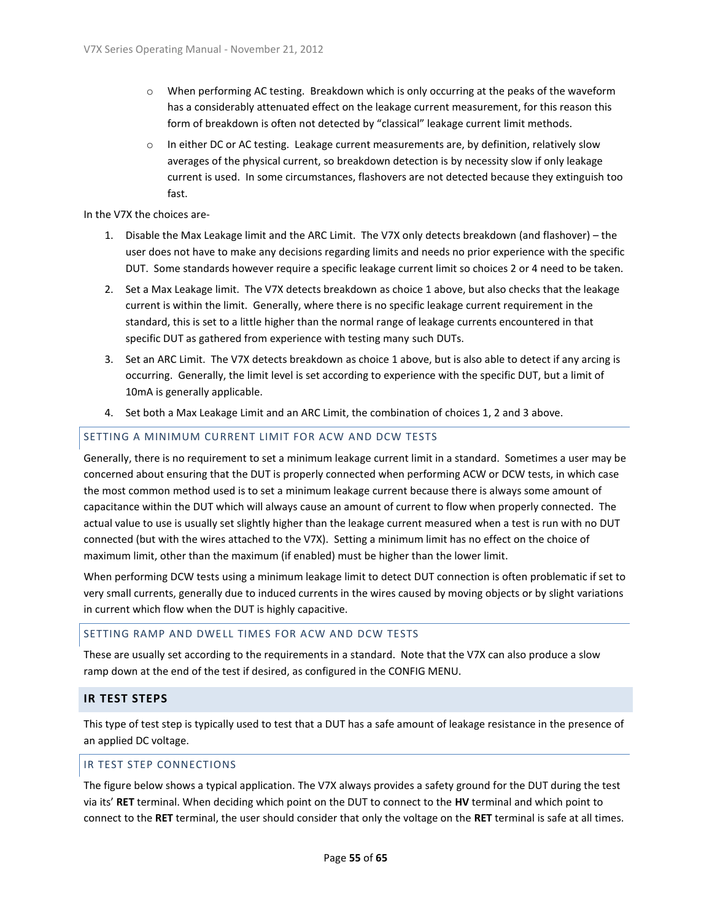- When performing AC testing. Breakdown which is only occurring at the peaks of the waveform has a considerably attenuated effect on the leakage current measurement, for this reason this form of breakdown is often not detected by "classical" leakage current limit methods.
- In either DC or AC testing. Leakage current measurements are, by definition, relatively slow averages of the physical current, so breakdown detection is by necessity slow if only leakage current is used. In some circumstances, flashovers are not detected because they extinguish too fast.

In the V7X the choices are-

1. Disable the Max Leakage limit and the ARC Limit. The V7X only detects breakdown (and flashover) – the user does not have to make any decisions regarding limits and needs no prior experience with the specific DUT. Some standards however require a specific leakage current limit so choices 2 or 4 need to be taken.
2. Set a Max Leakage limit. The V7X detects breakdown as choice 1 above, but also checks that the leakage current is within the limit. Generally, where there is no specific leakage current requirement in the standard, this is set to a little higher than the normal range of leakage currents encountered in that specific DUT as gathered from experience with testing many such DUTs.
3. Set an ARC Limit. The V7X detects breakdown as choice 1 above, but is also able to detect if any arcing is occurring. Generally, the limit level is set according to experience with the specific DUT, but a limit of 10mA is generally applicable.
4. Set both a Max Leakage Limit and an ARC Limit, the combination of choices 1, 2 and 3 above.

### SETTING A MINIMUM CURRENT LIMIT FOR ACW AND DCW TESTS

Generally, there is no requirement to set a minimum leakage current limit in a standard. Sometimes a user may be concerned about ensuring that the DUT is properly connected when performing ACW or DCW tests, in which case the most common method used is to set a minimum leakage current because there is always some amount of capacitance within the DUT which will always cause an amount of current to flow when properly connected. The actual value to use is usually set slightly higher than the leakage current measured when a test is run with no DUT connected (but with the wires attached to the V7X). Setting a minimum limit has no effect on the choice of maximum limit, other than the maximum (if enabled) must be higher than the lower limit.

When performing DCW tests using a minimum leakage limit to detect DUT connection is often problematic if set to very small currents, generally due to induced currents in the wires caused by moving objects or by slight variations in current which flow when the DUT is highly capacitive.

### SETTING RAMP AND DWELL TIMES FOR ACW AND DCW TESTS

These are usually set according to the requirements in a standard. Note that the V7X can also produce a slow ramp down at the end of the test if desired, as configured in the CONFIG MENU.

## IR TEST STEPS

This type of test step is typically used to test that a DUT has a safe amount of leakage resistance in the presence of an applied DC voltage.

### IR TEST STEP CONNECTIONS

The figure below shows a typical application. The V7X always provides a safety ground for the DUT during the test via its' **RET** terminal. When deciding which point on the DUT to connect to the **HV** terminal and which point to connect to the **RET** terminal, the user should consider that only the voltage on the **RET** terminal is safe at all times.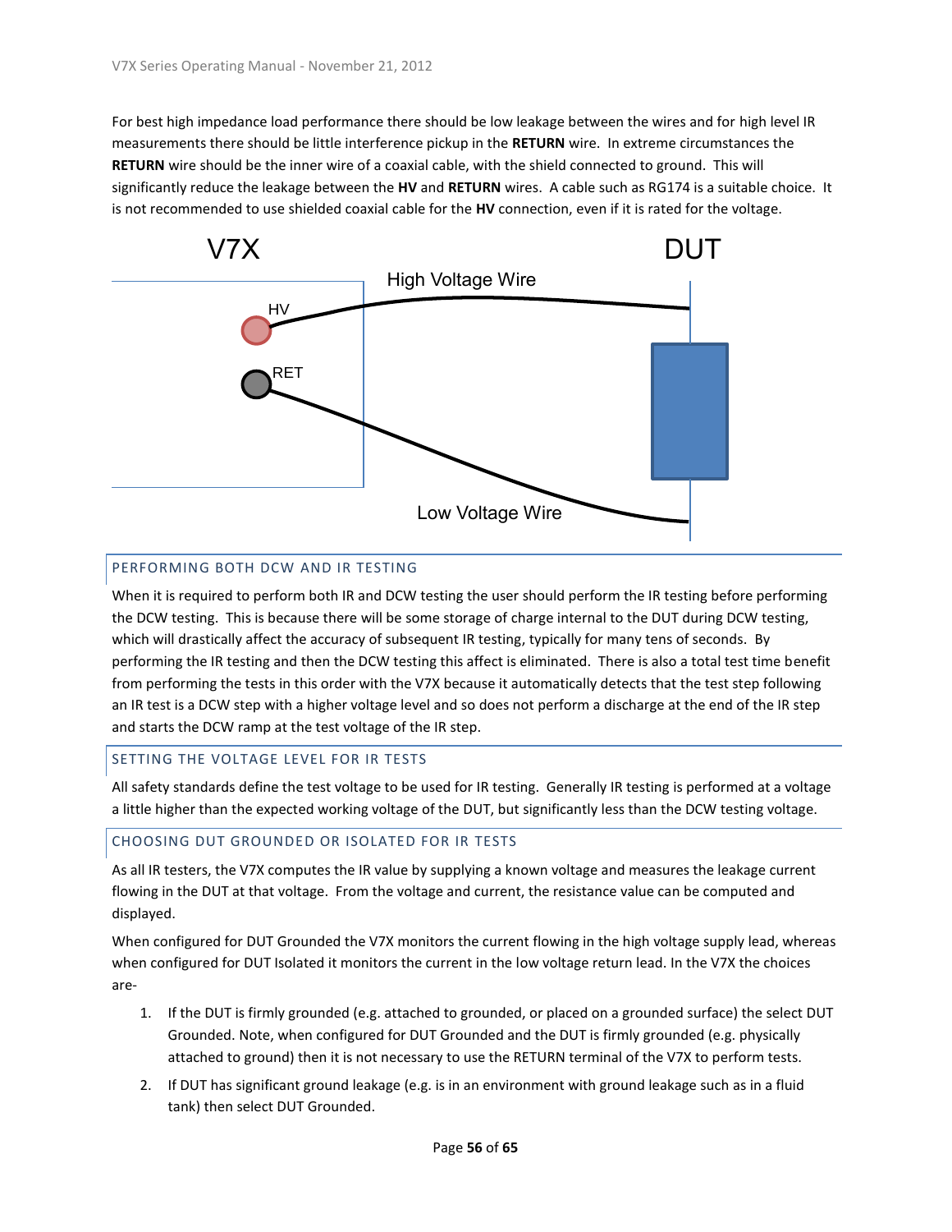For best high impedance load performance there should be low leakage between the wires and for high level IR measurements there should be little interference pickup in the **RETURN** wire. In extreme circumstances the **RETURN** wire should be the inner wire of a coaxial cable, with the shield connected to ground. This will significantly reduce the leakage between the **HV** and **RETURN** wires. A cable such as RG174 is a suitable choice. It is not recommended to use shielded coaxial cable for the **HV** connection, even if it is rated for the voltage.

## PERFORMING BOTH DCW AND IR TESTING

When it is required to perform both IR and DCW testing the user should perform the IR testing before performing the DCW testing. This is because there will be some storage of charge internal to the DUT during DCW testing, which will drastically affect the accuracy of subsequent IR testing, typically for many tens of seconds. By performing the IR testing and then the DCW testing this affect is eliminated. There is also a total test time benefit from performing the tests in this order with the V7X because it automatically detects that the test step following an IR test is a DCW step with a higher voltage level and so does not perform a discharge at the end of the IR step and starts the DCW ramp at the test voltage of the IR step.

## SETTING THE VOLTAGE LEVEL FOR IR TESTS

All safety standards define the test voltage to be used for IR testing. Generally IR testing is performed at a voltage a little higher than the expected working voltage of the DUT, but significantly less than the DCW testing voltage.

## CHOOSING DUT GROUNDED OR ISOLATED FOR IR TESTS

As all IR testers, the V7X computes the IR value by supplying a known voltage and measures the leakage current flowing in the DUT at that voltage. From the voltage and current, the resistance value can be computed and displayed.

When configured for DUT Grounded the V7X monitors the current flowing in the high voltage supply lead, whereas when configured for DUT Isolated it monitors the current in the low voltage return lead. In the V7X the choices are-

1. If the DUT is firmly grounded (e.g. attached to grounded, or placed on a grounded surface) the select DUT Grounded. Note, when configured for DUT Grounded and the DUT is firmly grounded (e.g. physically attached to ground) then it is not necessary to use the RETURN terminal of the V7X to perform tests.
2. If DUT has significant ground leakage (e.g. is in an environment with ground leakage such as in a fluid tank) then select DUT Grounded.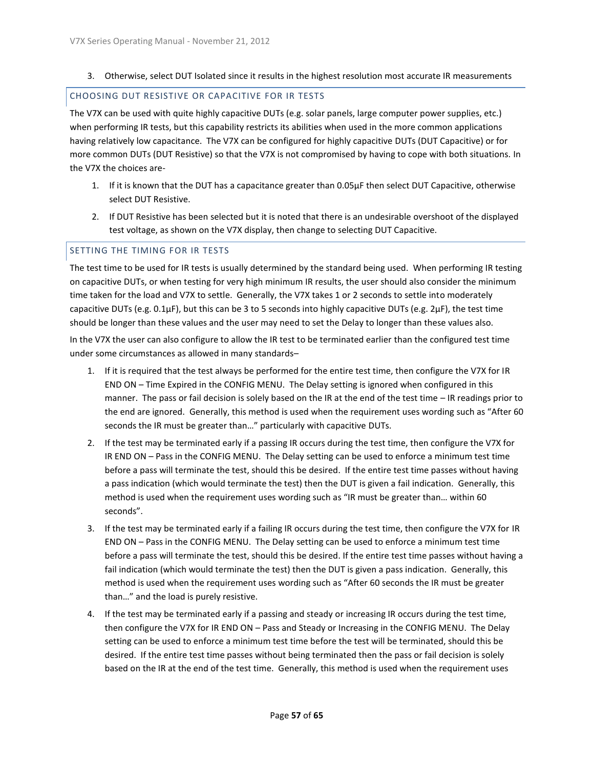3. Otherwise, select DUT Isolated since it results in the highest resolution most accurate IR measurements

## CHOOSING DUT RESISTIVE OR CAPACITIVE FOR IR TESTS

The V7X can be used with quite highly capacitive DUTs (e.g. solar panels, large computer power supplies, etc.) when performing IR tests, but this capability restricts its abilities when used in the more common applications having relatively low capacitance. The V7X can be configured for highly capacitive DUTs (DUT Capacitive) or for more common DUTs (DUT Resistive) so that the V7X is not compromised by having to cope with both situations. In the V7X the choices are-

1. If it is known that the DUT has a capacitance greater than 0.05μF then select DUT Capacitive, otherwise select DUT Resistive.
2. If DUT Resistive has been selected but it is noted that there is an undesirable overshoot of the displayed test voltage, as shown on the V7X display, then change to selecting DUT Capacitive.

## SETTING THE TIMING FOR IR TESTS

The test time to be used for IR tests is usually determined by the standard being used. When performing IR testing on capacitive DUTs, or when testing for very high minimum IR results, the user should also consider the minimum time taken for the load and V7X to settle. Generally, the V7X takes 1 or 2 seconds to settle into moderately capacitive DUTs (e.g. 0.1μF), but this can be 3 to 5 seconds into highly capacitive DUTs (e.g. 2μF), the test time should be longer than these values and the user may need to set the Delay to longer than these values also.

In the V7X the user can also configure to allow the IR test to be terminated earlier than the configured test time under some circumstances as allowed in many standards–

1. If it is required that the test always be performed for the entire test time, then configure the V7X for IR END ON – Time Expired in the CONFIG MENU. The Delay setting is ignored when configured in this manner. The pass or fail decision is solely based on the IR at the end of the test time – IR readings prior to the end are ignored. Generally, this method is used when the requirement uses wording such as "After 60 seconds the IR must be greater than…" particularly with capacitive DUTs.
2. If the test may be terminated early if a passing IR occurs during the test time, then configure the V7X for IR END ON – Pass in the CONFIG MENU. The Delay setting can be used to enforce a minimum test time before a pass will terminate the test, should this be desired. If the entire test time passes without having a pass indication (which would terminate the test) then the DUT is given a fail indication. Generally, this method is used when the requirement uses wording such as "IR must be greater than… within 60 seconds".
3. If the test may be terminated early if a failing IR occurs during the test time, then configure the V7X for IR END ON – Pass in the CONFIG MENU. The Delay setting can be used to enforce a minimum test time before a pass will terminate the test, should this be desired. If the entire test time passes without having a fail indication (which would terminate the test) then the DUT is given a pass indication. Generally, this method is used when the requirement uses wording such as "After 60 seconds the IR must be greater than…" and the load is purely resistive.
4. If the test may be terminated early if a passing and steady or increasing IR occurs during the test time, then configure the V7X for IR END ON – Pass and Steady or Increasing in the CONFIG MENU. The Delay setting can be used to enforce a minimum test time before the test will be terminated, should this be desired. If the entire test time passes without being terminated then the pass or fail decision is solely based on the IR at the end of the test time. Generally, this method is used when the requirement uses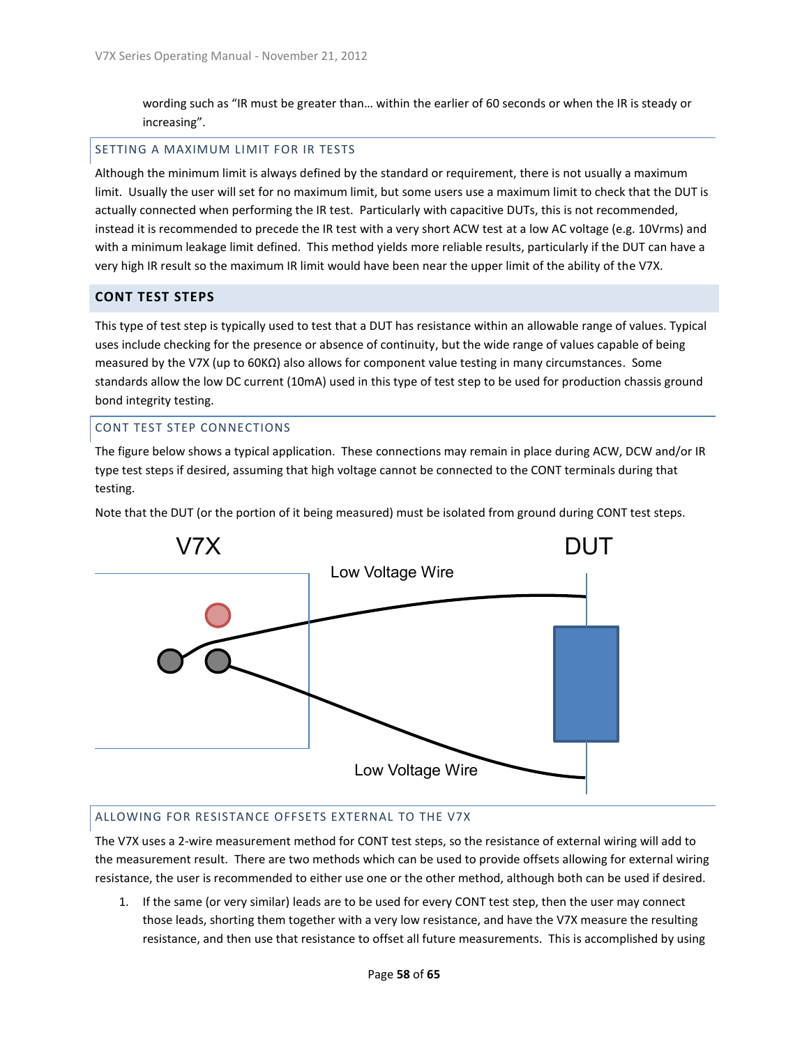wording such as "IR must be greater than… within the earlier of 60 seconds or when the IR is steady or increasing".

### SETTING A MAXIMUM LIMIT FOR IR TESTS

Although the minimum limit is always defined by the standard or requirement, there is not usually a maximum limit. Usually the user will set for no maximum limit, but some users use a maximum limit to check that the DUT is actually connected when performing the IR test. Particularly with capacitive DUTs, this is not recommended, instead it is recommended to precede the IR test with a very short ACW test at a low AC voltage (e.g. 10Vrms) and with a minimum leakage limit defined. This method yields more reliable results, particularly if the DUT can have a very high IR result so the maximum IR limit would have been near the upper limit of the ability of the V7X.

## CONT TEST STEPS

This type of test step is typically used to test that a DUT has resistance within an allowable range of values. Typical uses include checking for the presence or absence of continuity, but the wide range of values capable of being measured by the V7X (up to 60KΩ) also allows for component value testing in many circumstances. Some standards allow the low DC current (10mA) used in this type of test step to be used for production chassis ground bond integrity testing.

### CONT TEST STEP CONNECTIONS

The figure below shows a typical application. These connections may remain in place during ACW, DCW and/or IR type test steps if desired, assuming that high voltage cannot be connected to the CONT terminals during that testing.

Note that the DUT (or the portion of it being measured) must be isolated from ground during CONT test steps.

V7X DUT

Low Voltage Wire

Low Voltage Wire

### ALLOWING FOR RESISTANCE OFFSETS EXTERNAL TO THE V7X

The V7X uses a 2-wire measurement method for CONT test steps, so the resistance of external wiring will add to the measurement result. There are two methods which can be used to provide offsets allowing for external wiring resistance, the user is recommended to either use one or the other method, although both can be used if desired.

1. If the same (or very similar) leads are to be used for every CONT test step, then the user may connect those leads, shorting them together with a very low resistance, and have the V7X measure the resulting resistance, and then use that resistance to offset all future measurements. This is accomplished by using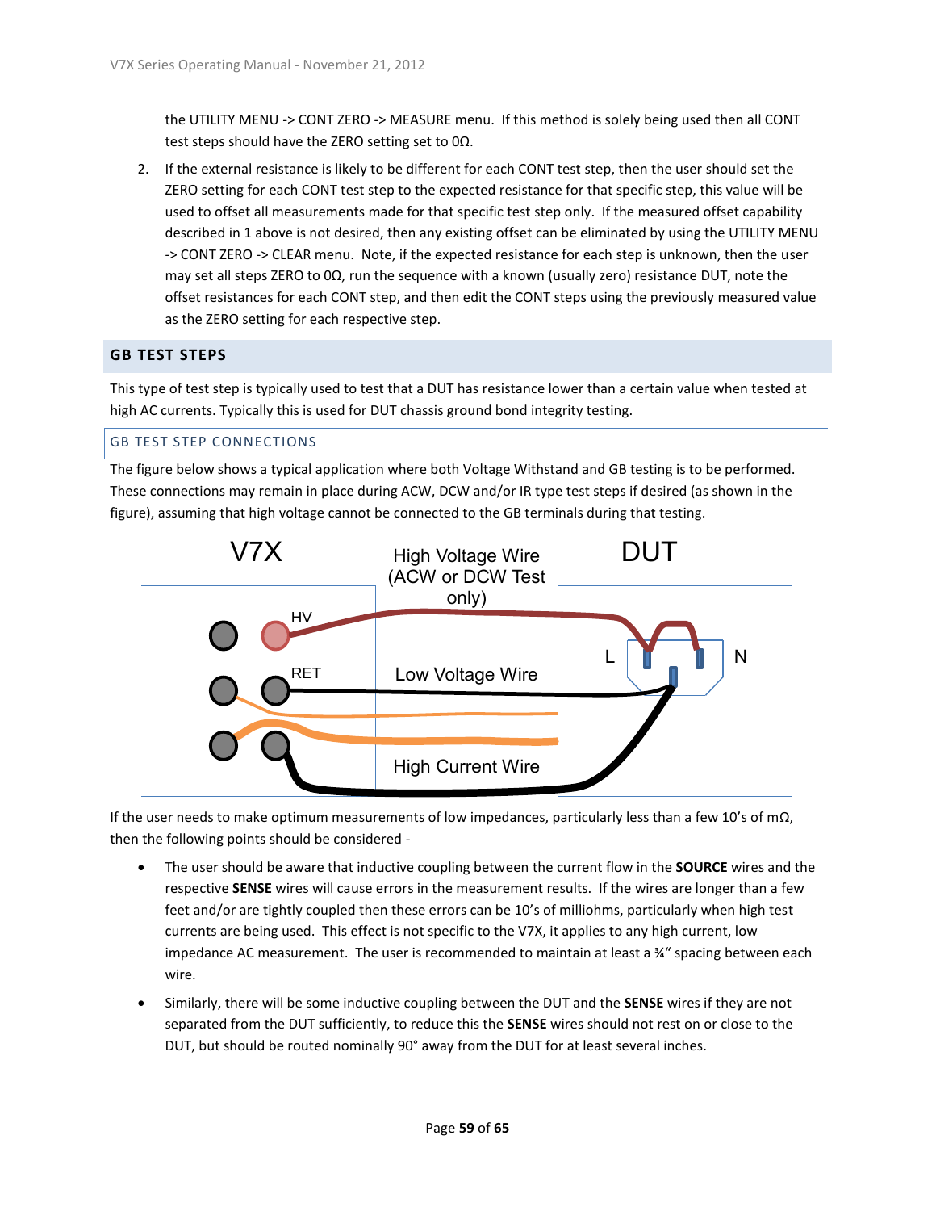the UTILITY MENU -> CONT ZERO -> MEASURE menu. If this method is solely being used then all CONT test steps should have the ZERO setting set to 0Ω.

2. If the external resistance is likely to be different for each CONT test step, then the user should set the ZERO setting for each CONT test step to the expected resistance for that specific step, this value will be used to offset all measurements made for that specific test step only. If the measured offset capability described in 1 above is not desired, then any existing offset can be eliminated by using the UTILITY MENU -> CONT ZERO -> CLEAR menu. Note, if the expected resistance for each step is unknown, then the user may set all steps ZERO to 0Ω, run the sequence with a known (usually zero) resistance DUT, note the offset resistances for each CONT step, and then edit the CONT steps using the previously measured value as the ZERO setting for each respective step.

## GB TEST STEPS

This type of test step is typically used to test that a DUT has resistance lower than a certain value when tested at high AC currents. Typically this is used for DUT chassis ground bond integrity testing.

### GB TEST STEP CONNECTIONS

The figure below shows a typical application where both Voltage Withstand and GB testing is to be performed. These connections may remain in place during ACW, DCW and/or IR type test steps if desired (as shown in the figure), assuming that high voltage cannot be connected to the GB terminals during that testing.

V7X | High Voltage Wire (ACW or DCW Test only) | DUT

HV | RET | Low Voltage Wire | High Current Wire | L | N

If the user needs to make optimum measurements of low impedances, particularly less than a few 10's of mΩ, then the following points should be considered -

- The user should be aware that inductive coupling between the current flow in the **SOURCE** wires and the respective **SENSE** wires will cause errors in the measurement results. If the wires are longer than a few feet and/or are tightly coupled then these errors can be 10's of milliohms, particularly when high test currents are being used. This effect is not specific to the V7X, it applies to any high current, low impedance AC measurement. The user is recommended to maintain at least a ¾" spacing between each wire.
- Similarly, there will be some inductive coupling between the DUT and the **SENSE** wires if they are not separated from the DUT sufficiently, to reduce this the **SENSE** wires should not rest on or close to the DUT, but should be routed nominally 90° away from the DUT for at least several inches.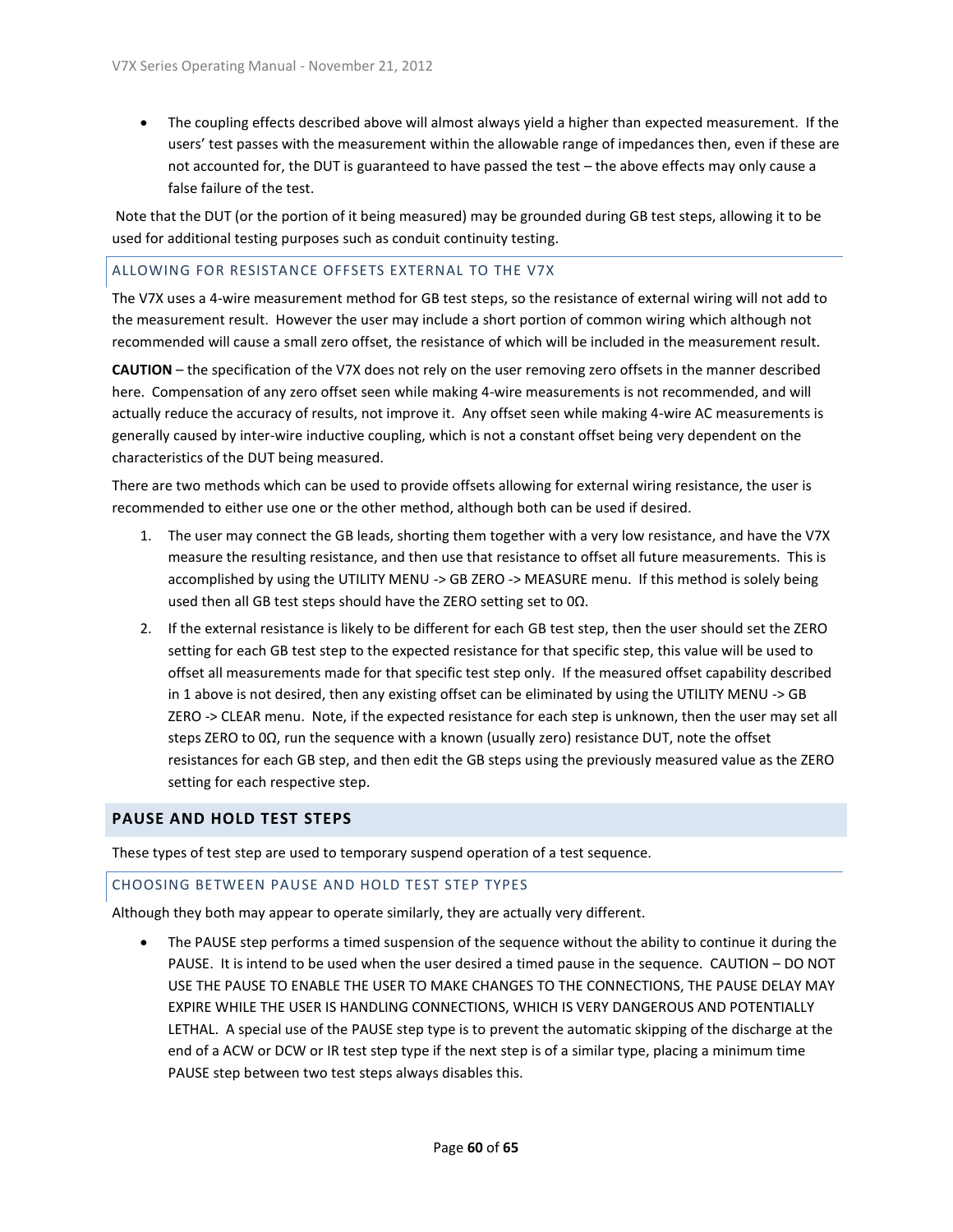- The coupling effects described above will almost always yield a higher than expected measurement. If the users' test passes with the measurement within the allowable range of impedances then, even if these are not accounted for, the DUT is guaranteed to have passed the test – the above effects may only cause a false failure of the test.

Note that the DUT (or the portion of it being measured) may be grounded during GB test steps, allowing it to be used for additional testing purposes such as conduit continuity testing.

### ALLOWING FOR RESISTANCE OFFSETS EXTERNAL TO THE V7X

The V7X uses a 4-wire measurement method for GB test steps, so the resistance of external wiring will not add to the measurement result. However the user may include a short portion of common wiring which although not recommended will cause a small zero offset, the resistance of which will be included in the measurement result.

**CAUTION** – the specification of the V7X does not rely on the user removing zero offsets in the manner described here. Compensation of any zero offset seen while making 4-wire measurements is not recommended, and will actually reduce the accuracy of results, not improve it. Any offset seen while making 4-wire AC measurements is generally caused by inter-wire inductive coupling, which is not a constant offset being very dependent on the characteristics of the DUT being measured.

There are two methods which can be used to provide offsets allowing for external wiring resistance, the user is recommended to either use one or the other method, although both can be used if desired.

1. The user may connect the GB leads, shorting them together with a very low resistance, and have the V7X measure the resulting resistance, and then use that resistance to offset all future measurements. This is accomplished by using the UTILITY MENU -> GB ZERO -> MEASURE menu. If this method is solely being used then all GB test steps should have the ZERO setting set to 0Ω.
2. If the external resistance is likely to be different for each GB test step, then the user should set the ZERO setting for each GB test step to the expected resistance for that specific step, this value will be used to offset all measurements made for that specific test step only. If the measured offset capability described in 1 above is not desired, then any existing offset can be eliminated by using the UTILITY MENU -> GB ZERO -> CLEAR menu. Note, if the expected resistance for each step is unknown, then the user may set all steps ZERO to 0Ω, run the sequence with a known (usually zero) resistance DUT, note the offset resistances for each GB step, and then edit the GB steps using the previously measured value as the ZERO setting for each respective step.

## PAUSE AND HOLD TEST STEPS

These types of test step are used to temporary suspend operation of a test sequence.

### CHOOSING BETWEEN PAUSE AND HOLD TEST STEP TYPES

Although they both may appear to operate similarly, they are actually very different.

- The PAUSE step performs a timed suspension of the sequence without the ability to continue it during the PAUSE. It is intend to be used when the user desired a timed pause in the sequence. CAUTION – DO NOT USE THE PAUSE TO ENABLE THE USER TO MAKE CHANGES TO THE CONNECTIONS, THE PAUSE DELAY MAY EXPIRE WHILE THE USER IS HANDLING CONNECTIONS, WHICH IS VERY DANGEROUS AND POTENTIALLY LETHAL. A special use of the PAUSE step type is to prevent the automatic skipping of the discharge at the end of a ACW or DCW or IR test step type if the next step is of a similar type, placing a minimum time PAUSE step between two test steps always disables this.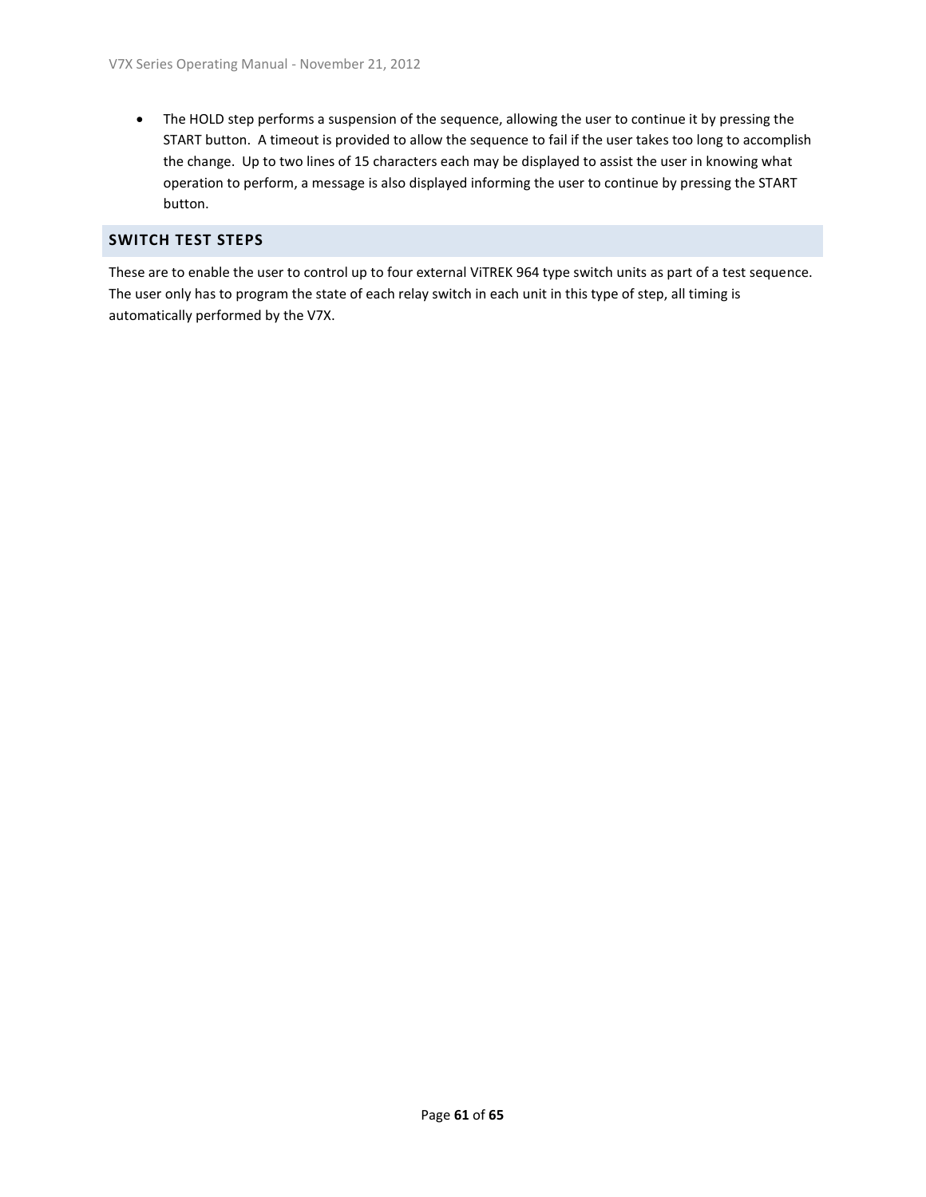- The HOLD step performs a suspension of the sequence, allowing the user to continue it by pressing the START button. A timeout is provided to allow the sequence to fail if the user takes too long to accomplish the change. Up to two lines of 15 characters each may be displayed to assist the user in knowing what operation to perform, a message is also displayed informing the user to continue by pressing the START button.

## SWITCH TEST STEPS

These are to enable the user to control up to four external ViTREK 964 type switch units as part of a test sequence. The user only has to program the state of each relay switch in each unit in this type of step, all timing is automatically performed by the V7X.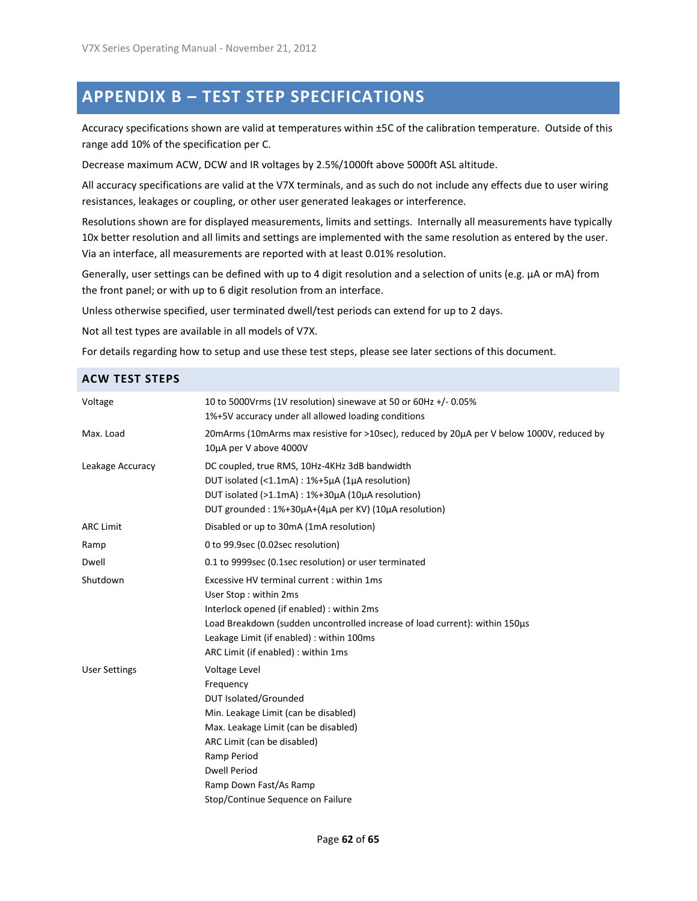# APPENDIX B – TEST STEP SPECIFICATIONS

Accuracy specifications shown are valid at temperatures within ±5C of the calibration temperature. Outside of this range add 10% of the specification per C.

Decrease maximum ACW, DCW and IR voltages by 2.5%/1000ft above 5000ft ASL altitude.

All accuracy specifications are valid at the V7X terminals, and as such do not include any effects due to user wiring resistances, leakages or coupling, or other user generated leakages or interference.

Resolutions shown are for displayed measurements, limits and settings. Internally all measurements have typically 10x better resolution and all limits and settings are implemented with the same resolution as entered by the user. Via an interface, all measurements are reported with at least 0.01% resolution.

Generally, user settings can be defined with up to 4 digit resolution and a selection of units (e.g. µA or mA) from the front panel; or with up to 6 digit resolution from an interface.

Unless otherwise specified, user terminated dwell/test periods can extend for up to 2 days.

Not all test types are available in all models of V7X.

For details regarding how to setup and use these test steps, please see later sections of this document.

## ACW TEST STEPS

| | |
|---|---|
| Voltage | 10 to 5000Vrms (1V resolution) sinewave at 50 or 60Hz +/- 0.05%<br>1%+5V accuracy under all allowed loading conditions |
| Max. Load | 20mArms (10mArms max resistive for >10sec), reduced by 20µA per V below 1000V, reduced by 10µA per V above 4000V |
| Leakage Accuracy | DC coupled, true RMS, 10Hz-4KHz 3dB bandwidth<br>DUT isolated (<1.1mA) : 1%+5µA (1µA resolution)<br>DUT isolated (>1.1mA) : 1%+30µA (10µA resolution)<br>DUT grounded : 1%+30µA+(4µA per KV) (10µA resolution) |
| ARC Limit | Disabled or up to 30mA (1mA resolution) |
| Ramp | 0 to 99.9sec (0.02sec resolution) |
| Dwell | 0.1 to 9999sec (0.1sec resolution) or user terminated |
| Shutdown | Excessive HV terminal current : within 1ms<br>User Stop : within 2ms<br>Interlock opened (if enabled) : within 2ms<br>Load Breakdown (sudden uncontrolled increase of load current): within 150µs<br>Leakage Limit (if enabled) : within 100ms<br>ARC Limit (if enabled) : within 1ms |
| User Settings | Voltage Level<br>Frequency<br>DUT Isolated/Grounded<br>Min. Leakage Limit (can be disabled)<br>Max. Leakage Limit (can be disabled)<br>ARC Limit (can be disabled)<br>Ramp Period<br>Dwell Period<br>Ramp Down Fast/As Ramp<br>Stop/Continue Sequence on Failure |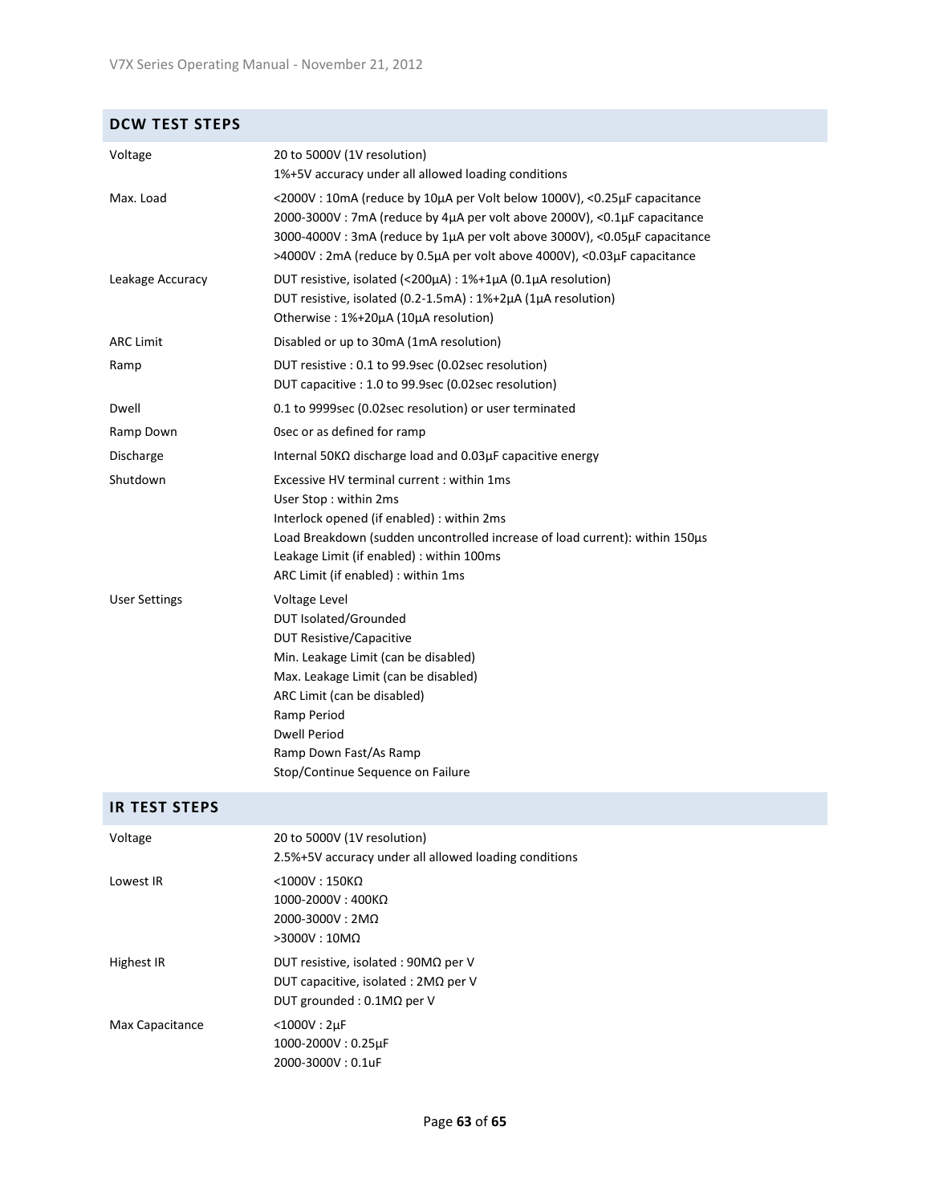## DCW TEST STEPS

| | |
|---|---|
| Voltage | 20 to 5000V (1V resolution)<br>1%+5V accuracy under all allowed loading conditions |
| Max. Load | <2000V : 10mA (reduce by 10µA per Volt below 1000V), <0.25µF capacitance<br>2000-3000V : 7mA (reduce by 4µA per volt above 2000V), <0.1µF capacitance<br>3000-4000V : 3mA (reduce by 1µA per volt above 3000V), <0.05µF capacitance<br>>4000V : 2mA (reduce by 0.5µA per volt above 4000V), <0.03µF capacitance |
| Leakage Accuracy | DUT resistive, isolated (<200µA) : 1%+1µA (0.1µA resolution)<br>DUT resistive, isolated (0.2-1.5mA) : 1%+2µA (1µA resolution)<br>Otherwise : 1%+20µA (10µA resolution) |
| ARC Limit | Disabled or up to 30mA (1mA resolution) |
| Ramp | DUT resistive : 0.1 to 99.9sec (0.02sec resolution)<br>DUT capacitive : 1.0 to 99.9sec (0.02sec resolution) |
| Dwell | 0.1 to 9999sec (0.02sec resolution) or user terminated |
| Ramp Down | 0sec or as defined for ramp |
| Discharge | Internal 50KΩ discharge load and 0.03µF capacitive energy |
| Shutdown | Excessive HV terminal current : within 1ms<br>User Stop : within 2ms<br>Interlock opened (if enabled) : within 2ms<br>Load Breakdown (sudden uncontrolled increase of load current): within 150µs<br>Leakage Limit (if enabled) : within 100ms<br>ARC Limit (if enabled) : within 1ms |
| User Settings | Voltage Level<br>DUT Isolated/Grounded<br>DUT Resistive/Capacitive<br>Min. Leakage Limit (can be disabled)<br>Max. Leakage Limit (can be disabled)<br>ARC Limit (can be disabled)<br>Ramp Period<br>Dwell Period<br>Ramp Down Fast/As Ramp<br>Stop/Continue Sequence on Failure |

## IR TEST STEPS

| | |
|---|---|
| Voltage | 20 to 5000V (1V resolution)<br>2.5%+5V accuracy under all allowed loading conditions |
| Lowest IR | <1000V : 150KΩ<br>1000-2000V : 400KΩ<br>2000-3000V : 2MΩ<br>>3000V : 10MΩ |
| Highest IR | DUT resistive, isolated : 90MΩ per V<br>DUT capacitive, isolated : 2MΩ per V<br>DUT grounded : 0.1MΩ per V |
| Max Capacitance | <1000V : 2µF<br>1000-2000V : 0.25µF<br>2000-3000V : 0.1uF |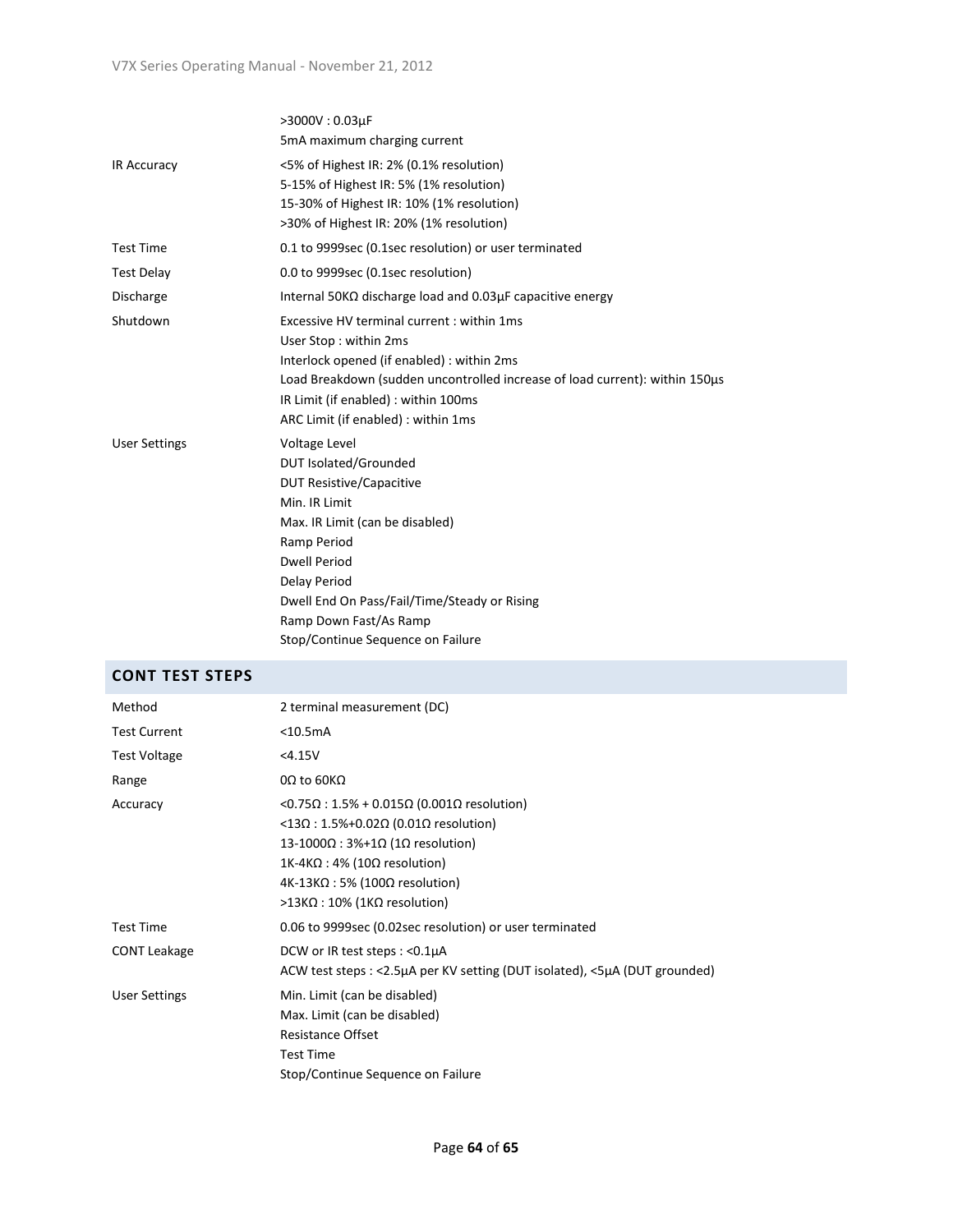| | |
|---|---|
| | >3000V : 0.03µF<br>5mA maximum charging current |
| IR Accuracy | <5% of Highest IR: 2% (0.1% resolution)<br>5-15% of Highest IR: 5% (1% resolution)<br>15-30% of Highest IR: 10% (1% resolution)<br>>30% of Highest IR: 20% (1% resolution) |
| Test Time | 0.1 to 9999sec (0.1sec resolution) or user terminated |
| Test Delay | 0.0 to 9999sec (0.1sec resolution) |
| Discharge | Internal 50KΩ discharge load and 0.03µF capacitive energy |
| Shutdown | Excessive HV terminal current : within 1ms<br>User Stop : within 2ms<br>Interlock opened (if enabled) : within 2ms<br>Load Breakdown (sudden uncontrolled increase of load current): within 150µs<br>IR Limit (if enabled) : within 100ms<br>ARC Limit (if enabled) : within 1ms |
| User Settings | Voltage Level<br>DUT Isolated/Grounded<br>DUT Resistive/Capacitive<br>Min. IR Limit<br>Max. IR Limit (can be disabled)<br>Ramp Period<br>Dwell Period<br>Delay Period<br>Dwell End On Pass/Fail/Time/Steady or Rising<br>Ramp Down Fast/As Ramp<br>Stop/Continue Sequence on Failure |

## CONT TEST STEPS

| | |
|---|---|
| Method | 2 terminal measurement (DC) |
| Test Current | <10.5mA |
| Test Voltage | <4.15V |
| Range | 0Ω to 60KΩ |
| Accuracy | <0.75Ω : 1.5% + 0.015Ω (0.001Ω resolution)<br><13Ω : 1.5%+0.02Ω (0.01Ω resolution)<br>13-1000Ω : 3%+1Ω (1Ω resolution)<br>1K-4KΩ : 4% (10Ω resolution)<br>4K-13KΩ : 5% (100Ω resolution)<br>>13KΩ : 10% (1KΩ resolution) |
| Test Time | 0.06 to 9999sec (0.02sec resolution) or user terminated |
| CONT Leakage | DCW or IR test steps : <0.1µA<br>ACW test steps : <2.5µA per KV setting (DUT isolated), <5µA (DUT grounded) |
| User Settings | Min. Limit (can be disabled)<br>Max. Limit (can be disabled)<br>Resistance Offset<br>Test Time<br>Stop/Continue Sequence on Failure |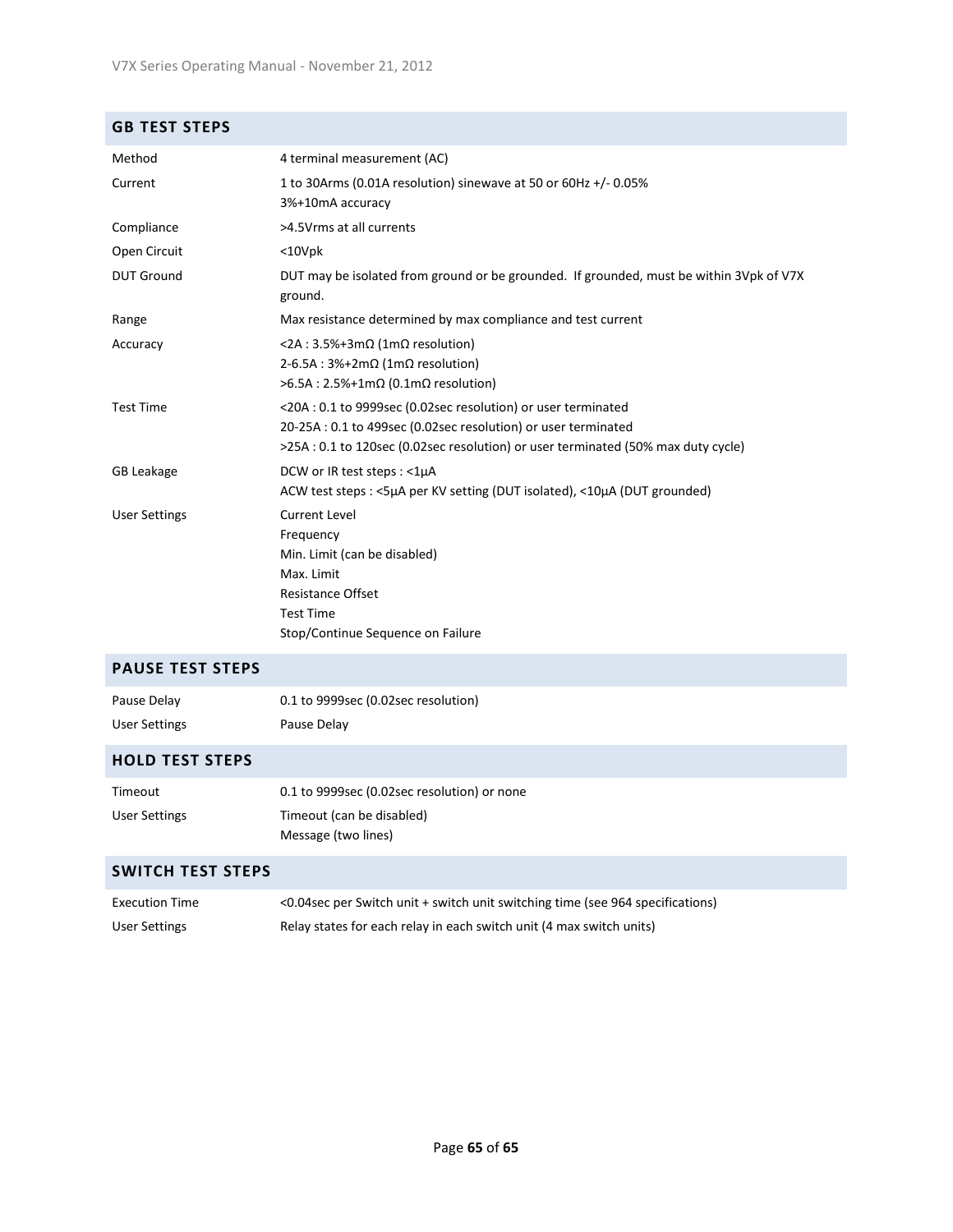## GB TEST STEPS

| | |
|---|---|
| Method | 4 terminal measurement (AC) |
| Current | 1 to 30Arms (0.01A resolution) sinewave at 50 or 60Hz +/- 0.05%<br>3%+10mA accuracy |
| Compliance | >4.5Vrms at all currents |
| Open Circuit | <10Vpk |
| DUT Ground | DUT may be isolated from ground or be grounded. If grounded, must be within 3Vpk of V7X ground. |
| Range | Max resistance determined by max compliance and test current |
| Accuracy | <2A : 3.5%+3mΩ (1mΩ resolution)<br>2-6.5A : 3%+2mΩ (1mΩ resolution)<br>>6.5A : 2.5%+1mΩ (0.1mΩ resolution) |
| Test Time | <20A : 0.1 to 9999sec (0.02sec resolution) or user terminated<br>20-25A : 0.1 to 499sec (0.02sec resolution) or user terminated<br>>25A : 0.1 to 120sec (0.02sec resolution) or user terminated (50% max duty cycle) |
| GB Leakage | DCW or IR test steps : <1µA<br>ACW test steps : <5µA per KV setting (DUT isolated), <10µA (DUT grounded) |
| User Settings | Current Level<br>Frequency<br>Min. Limit (can be disabled)<br>Max. Limit<br>Resistance Offset<br>Test Time<br>Stop/Continue Sequence on Failure |

## PAUSE TEST STEPS

| | |
|---|---|
| Pause Delay | 0.1 to 9999sec (0.02sec resolution) |
| User Settings | Pause Delay |

## HOLD TEST STEPS

| | |
|---|---|
| Timeout | 0.1 to 9999sec (0.02sec resolution) or none |
| User Settings | Timeout (can be disabled)<br>Message (two lines) |

## SWITCH TEST STEPS

| | |
|---|---|
| Execution Time | <0.04sec per Switch unit + switch unit switching time (see 964 specifications) |
| User Settings | Relay states for each relay in each switch unit (4 max switch units) |